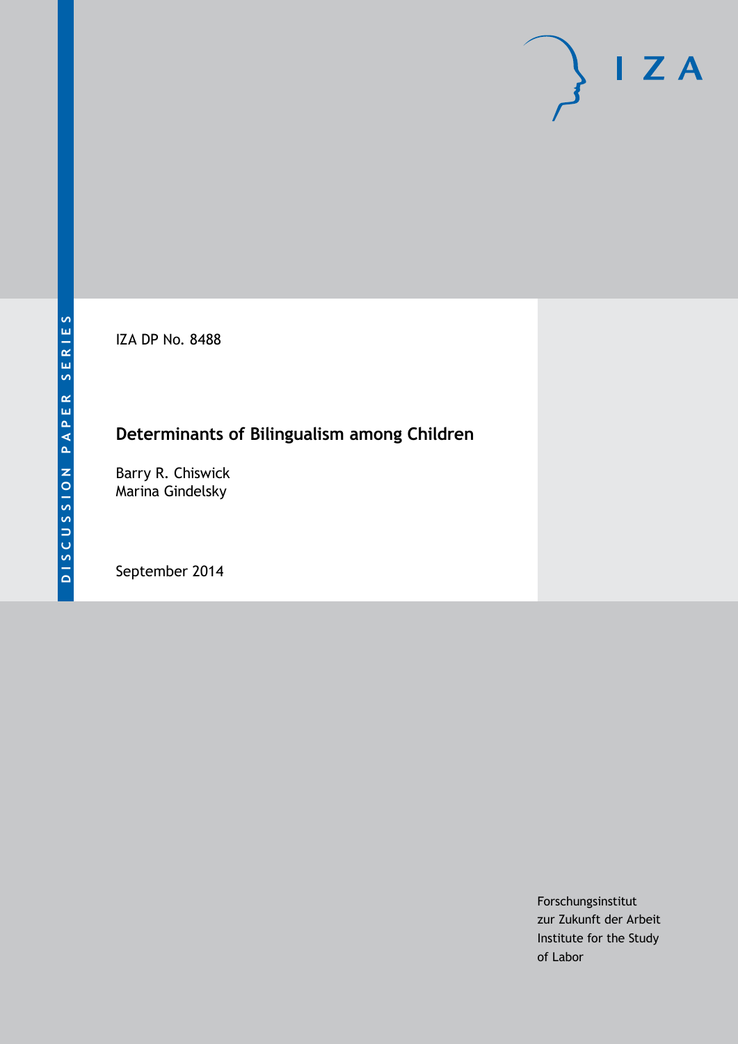DISCUSSION PAPER SERIES

IZA DP No. 8488

# Determinants of Bilingualism among Children

Barry R. Chiswick
Marina Gindelsky

September 2014

Forschungsinstitut
zur Zukunft der Arbeit
Institute for the Study
of Labor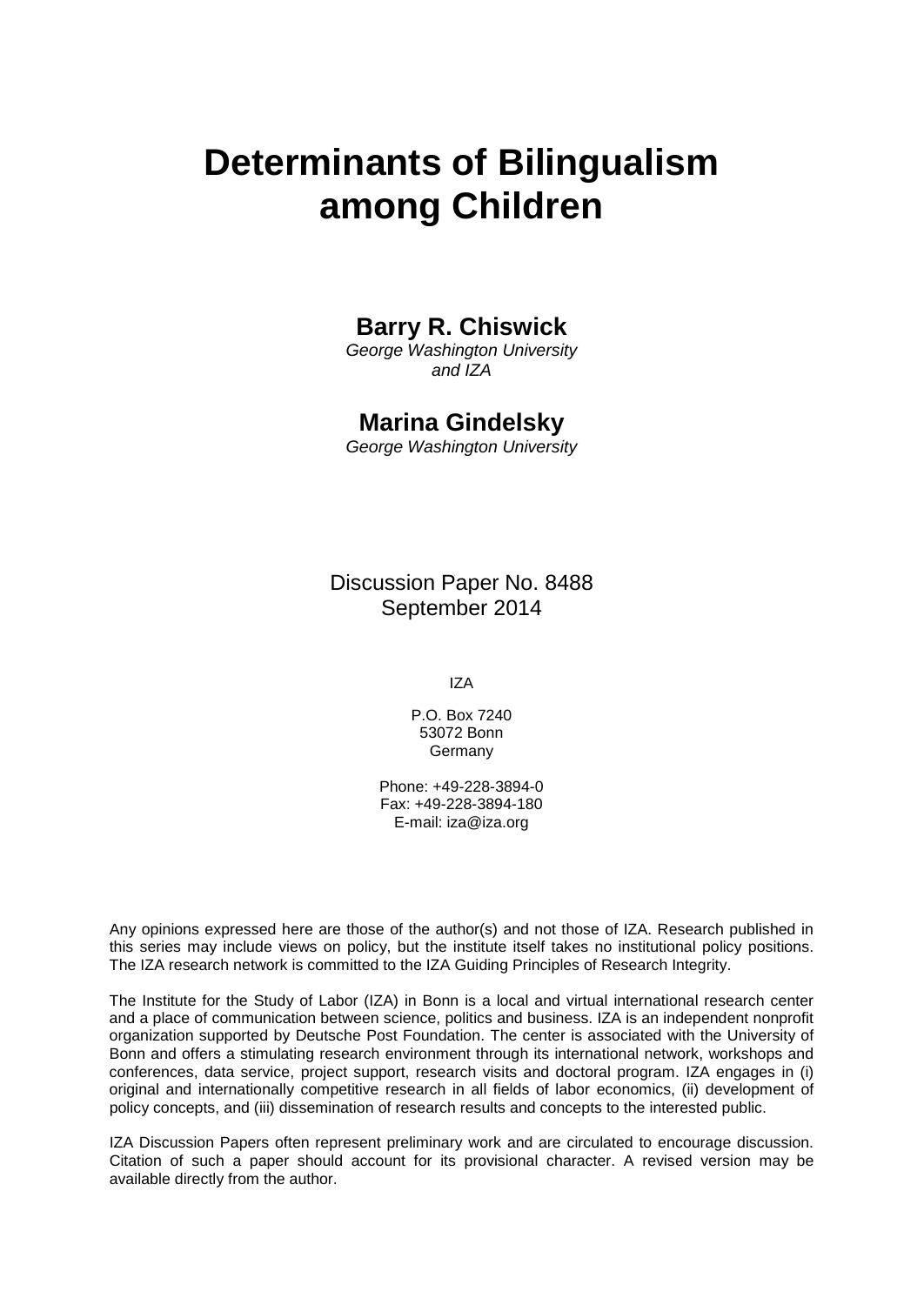# Determinants of Bilingualism among Children

**Barry R. Chiswick**
*George Washington University and IZA*

**Marina Gindelsky**
*George Washington University*

Discussion Paper No. 8488
September 2014

IZA

P.O. Box 7240
53072 Bonn
Germany

Phone: +49-228-3894-0
Fax: +49-228-3894-180
E-mail: iza@iza.org

Any opinions expressed here are those of the author(s) and not those of IZA. Research published in this series may include views on policy, but the institute itself takes no institutional policy positions. The IZA research network is committed to the IZA Guiding Principles of Research Integrity.

The Institute for the Study of Labor (IZA) in Bonn is a local and virtual international research center and a place of communication between science, politics and business. IZA is an independent nonprofit organization supported by Deutsche Post Foundation. The center is associated with the University of Bonn and offers a stimulating research environment through its international network, workshops and conferences, data service, project support, research visits and doctoral program. IZA engages in (i) original and internationally competitive research in all fields of labor economics, (ii) development of policy concepts, and (iii) dissemination of research results and concepts to the interested public.

IZA Discussion Papers often represent preliminary work and are circulated to encourage discussion. Citation of such a paper should account for its provisional character. A revised version may be available directly from the author.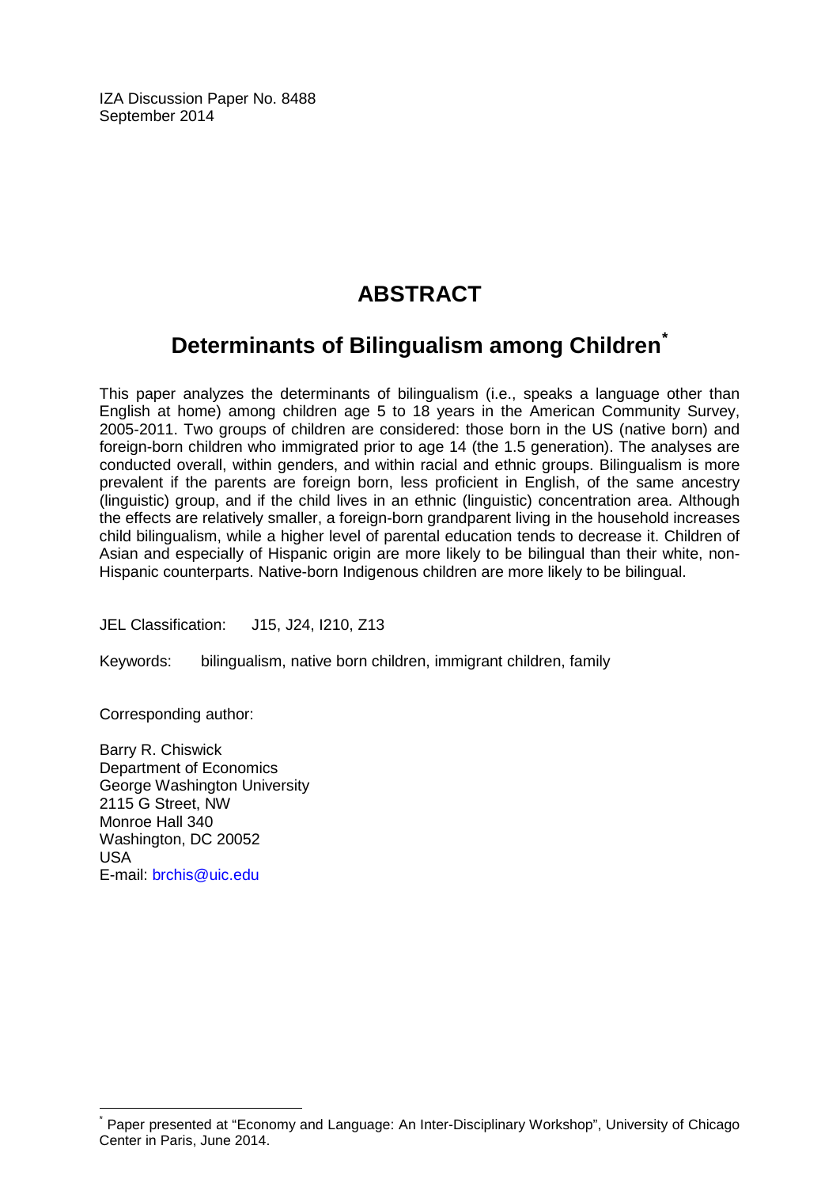IZA Discussion Paper No. 8488
September 2014

# ABSTRACT

## Determinants of Bilingualism among Children[*]

This paper analyzes the determinants of bilingualism (i.e., speaks a language other than English at home) among children age 5 to 18 years in the American Community Survey, 2005-2011. Two groups of children are considered: those born in the US (native born) and foreign-born children who immigrated prior to age 14 (the 1.5 generation). The analyses are conducted overall, within genders, and within racial and ethnic groups. Bilingualism is more prevalent if the parents are foreign born, less proficient in English, of the same ancestry (linguistic) group, and if the child lives in an ethnic (linguistic) concentration area. Although the effects are relatively smaller, a foreign-born grandparent living in the household increases child bilingualism, while a higher level of parental education tends to decrease it. Children of Asian and especially of Hispanic origin are more likely to be bilingual than their white, non-Hispanic counterparts. Native-born Indigenous children are more likely to be bilingual.

JEL Classification: J15, J24, I210, Z13

Keywords: bilingualism, native born children, immigrant children, family

Corresponding author:

Barry R. Chiswick
Department of Economics
George Washington University
2115 G Street, NW
Monroe Hall 340
Washington, DC 20052
USA
E-mail: brchis@uic.edu

[*] Paper presented at "Economy and Language: An Inter-Disciplinary Workshop", University of Chicago Center in Paris, June 2014.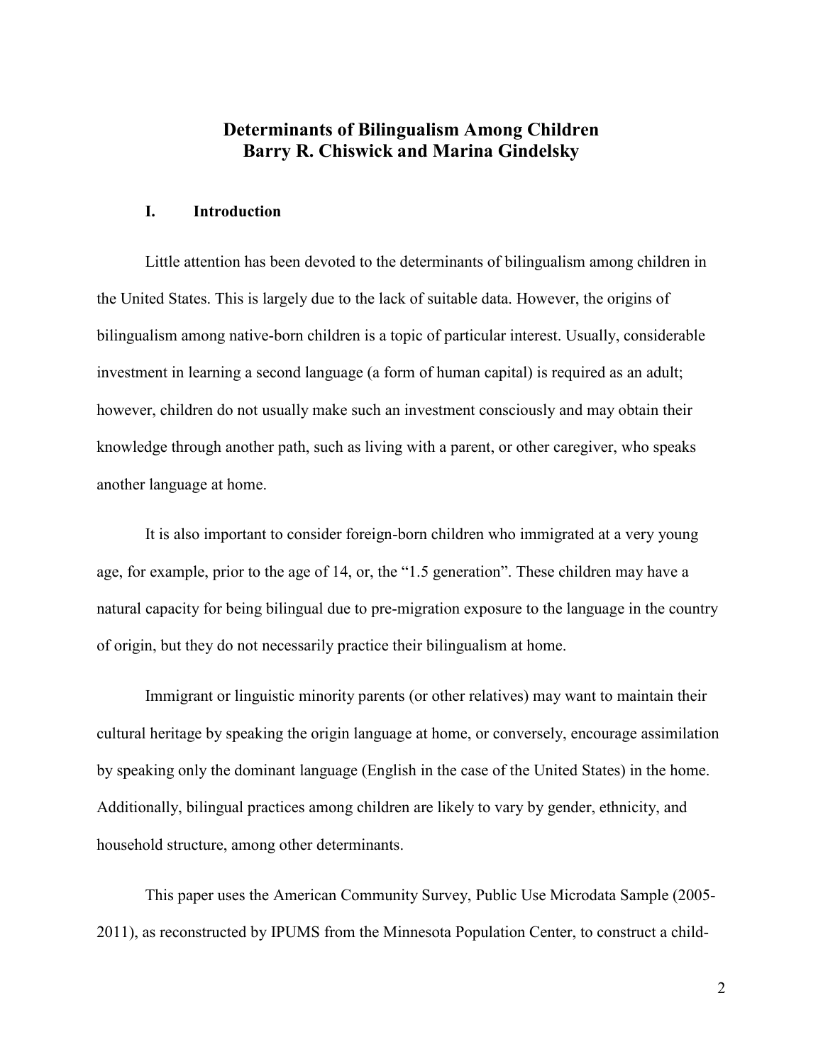# Determinants of Bilingualism Among Children
## Barry R. Chiswick and Marina Gindelsky

### I. Introduction

Little attention has been devoted to the determinants of bilingualism among children in the United States. This is largely due to the lack of suitable data. However, the origins of bilingualism among native-born children is a topic of particular interest. Usually, considerable investment in learning a second language (a form of human capital) is required as an adult; however, children do not usually make such an investment consciously and may obtain their knowledge through another path, such as living with a parent, or other caregiver, who speaks another language at home.

It is also important to consider foreign-born children who immigrated at a very young age, for example, prior to the age of 14, or, the "1.5 generation". These children may have a natural capacity for being bilingual due to pre-migration exposure to the language in the country of origin, but they do not necessarily practice their bilingualism at home.

Immigrant or linguistic minority parents (or other relatives) may want to maintain their cultural heritage by speaking the origin language at home, or conversely, encourage assimilation by speaking only the dominant language (English in the case of the United States) in the home. Additionally, bilingual practices among children are likely to vary by gender, ethnicity, and household structure, among other determinants.

This paper uses the American Community Survey, Public Use Microdata Sample (2005-2011), as reconstructed by IPUMS from the Minnesota Population Center, to construct a child-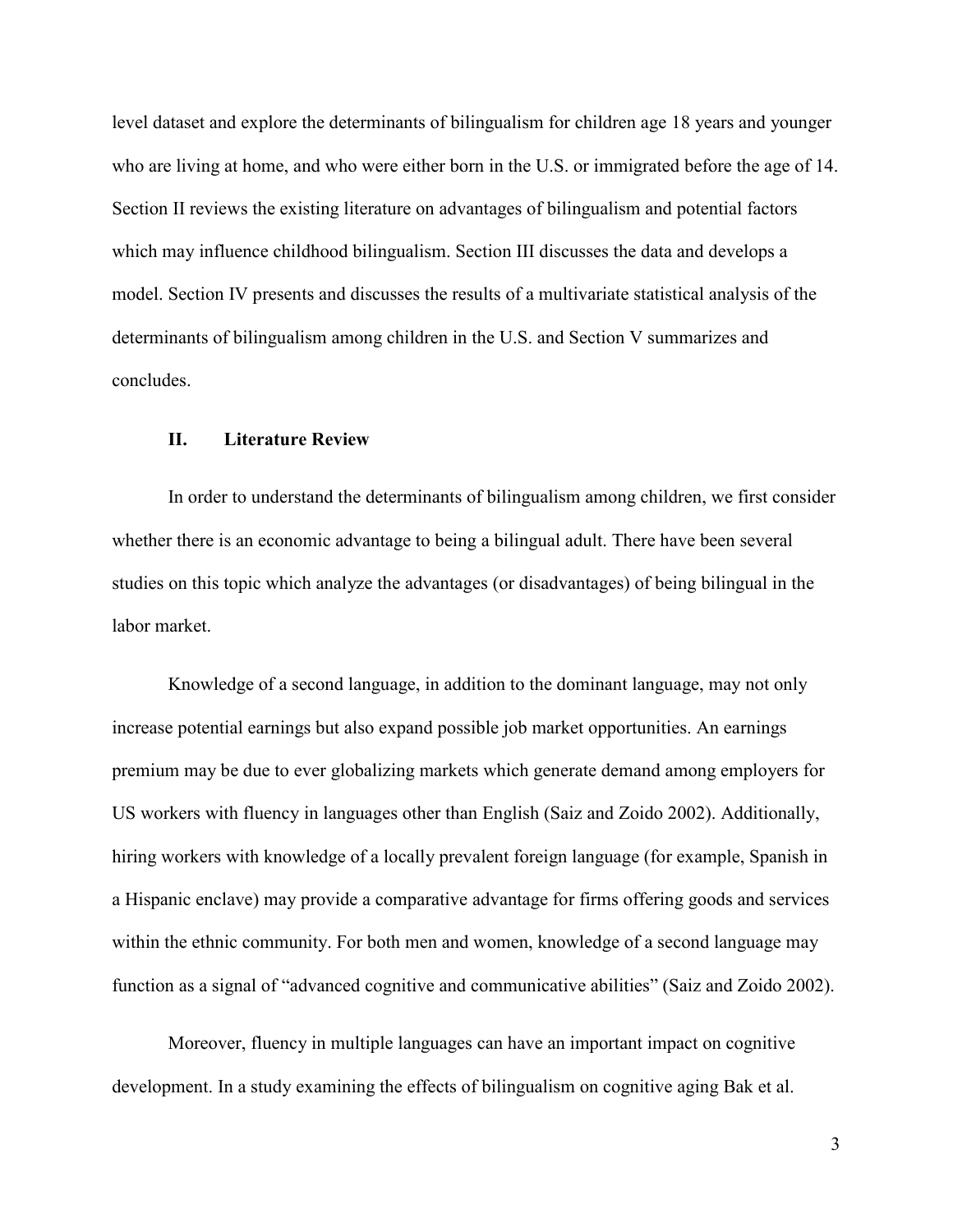level dataset and explore the determinants of bilingualism for children age 18 years and younger who are living at home, and who were either born in the U.S. or immigrated before the age of 14. Section II reviews the existing literature on advantages of bilingualism and potential factors which may influence childhood bilingualism. Section III discusses the data and develops a model. Section IV presents and discusses the results of a multivariate statistical analysis of the determinants of bilingualism among children in the U.S. and Section V summarizes and concludes.

## II. Literature Review

In order to understand the determinants of bilingualism among children, we first consider whether there is an economic advantage to being a bilingual adult. There have been several studies on this topic which analyze the advantages (or disadvantages) of being bilingual in the labor market.

Knowledge of a second language, in addition to the dominant language, may not only increase potential earnings but also expand possible job market opportunities. An earnings premium may be due to ever globalizing markets which generate demand among employers for US workers with fluency in languages other than English (Saiz and Zoido 2002). Additionally, hiring workers with knowledge of a locally prevalent foreign language (for example, Spanish in a Hispanic enclave) may provide a comparative advantage for firms offering goods and services within the ethnic community. For both men and women, knowledge of a second language may function as a signal of "advanced cognitive and communicative abilities" (Saiz and Zoido 2002).

Moreover, fluency in multiple languages can have an important impact on cognitive development. In a study examining the effects of bilingualism on cognitive aging Bak et al.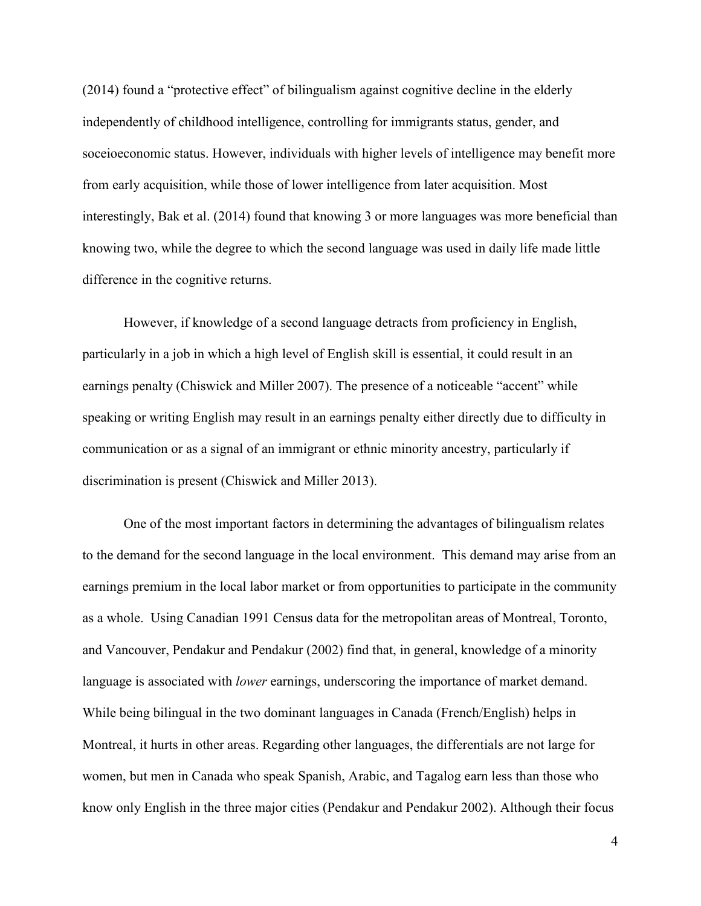(2014) found a "protective effect" of bilingualism against cognitive decline in the elderly independently of childhood intelligence, controlling for immigrants status, gender, and soceioeconomic status. However, individuals with higher levels of intelligence may benefit more from early acquisition, while those of lower intelligence from later acquisition. Most interestingly, Bak et al. (2014) found that knowing 3 or more languages was more beneficial than knowing two, while the degree to which the second language was used in daily life made little difference in the cognitive returns.

However, if knowledge of a second language detracts from proficiency in English, particularly in a job in which a high level of English skill is essential, it could result in an earnings penalty (Chiswick and Miller 2007). The presence of a noticeable "accent" while speaking or writing English may result in an earnings penalty either directly due to difficulty in communication or as a signal of an immigrant or ethnic minority ancestry, particularly if discrimination is present (Chiswick and Miller 2013).

One of the most important factors in determining the advantages of bilingualism relates to the demand for the second language in the local environment. This demand may arise from an earnings premium in the local labor market or from opportunities to participate in the community as a whole. Using Canadian 1991 Census data for the metropolitan areas of Montreal, Toronto, and Vancouver, Pendakur and Pendakur (2002) find that, in general, knowledge of a minority language is associated with *lower* earnings, underscoring the importance of market demand. While being bilingual in the two dominant languages in Canada (French/English) helps in Montreal, it hurts in other areas. Regarding other languages, the differentials are not large for women, but men in Canada who speak Spanish, Arabic, and Tagalog earn less than those who know only English in the three major cities (Pendakur and Pendakur 2002). Although their focus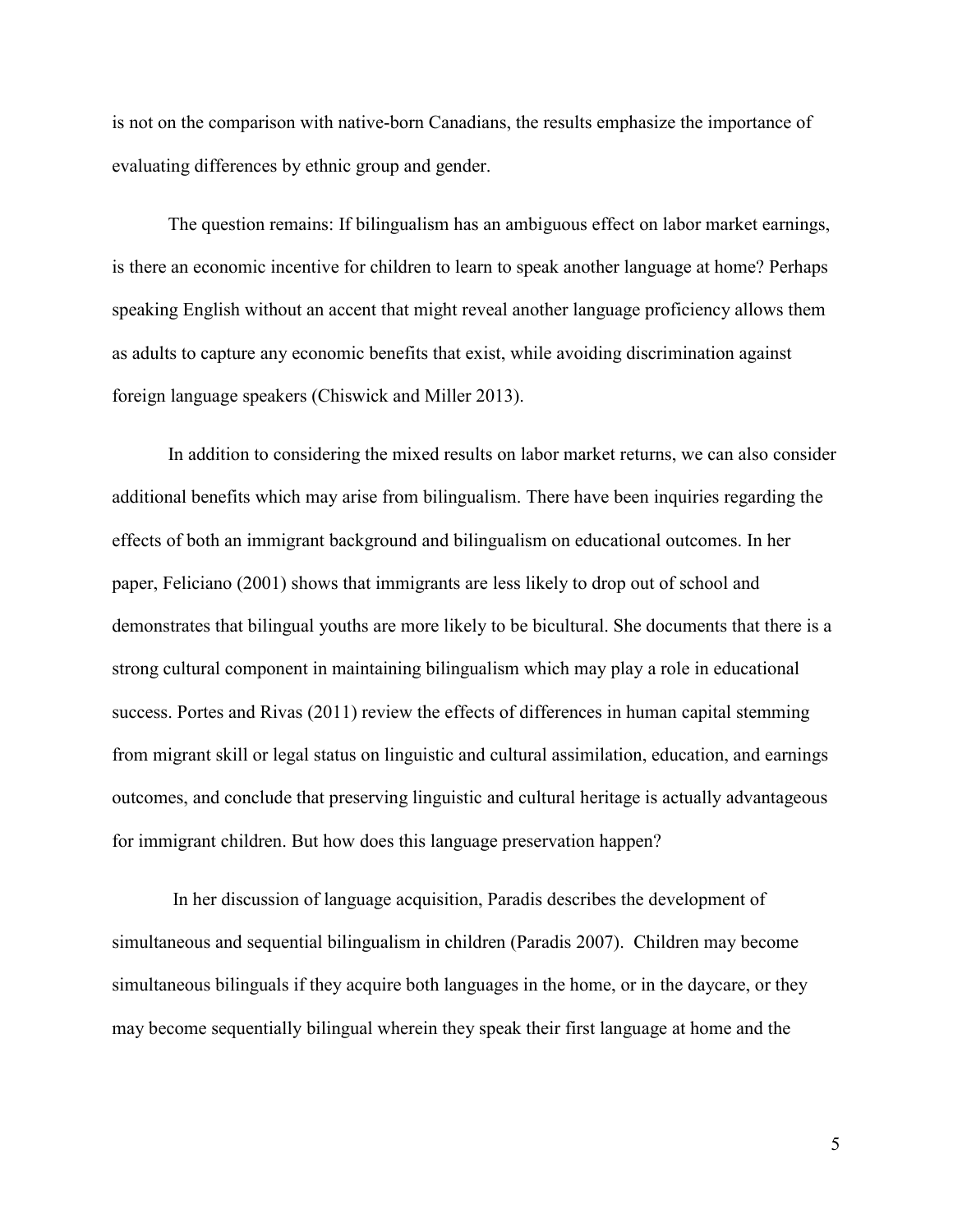is not on the comparison with native-born Canadians, the results emphasize the importance of evaluating differences by ethnic group and gender.

The question remains: If bilingualism has an ambiguous effect on labor market earnings, is there an economic incentive for children to learn to speak another language at home? Perhaps speaking English without an accent that might reveal another language proficiency allows them as adults to capture any economic benefits that exist, while avoiding discrimination against foreign language speakers (Chiswick and Miller 2013).

In addition to considering the mixed results on labor market returns, we can also consider additional benefits which may arise from bilingualism. There have been inquiries regarding the effects of both an immigrant background and bilingualism on educational outcomes. In her paper, Feliciano (2001) shows that immigrants are less likely to drop out of school and demonstrates that bilingual youths are more likely to be bicultural. She documents that there is a strong cultural component in maintaining bilingualism which may play a role in educational success. Portes and Rivas (2011) review the effects of differences in human capital stemming from migrant skill or legal status on linguistic and cultural assimilation, education, and earnings outcomes, and conclude that preserving linguistic and cultural heritage is actually advantageous for immigrant children. But how does this language preservation happen?

In her discussion of language acquisition, Paradis describes the development of simultaneous and sequential bilingualism in children (Paradis 2007). Children may become simultaneous bilinguals if they acquire both languages in the home, or in the daycare, or they may become sequentially bilingual wherein they speak their first language at home and the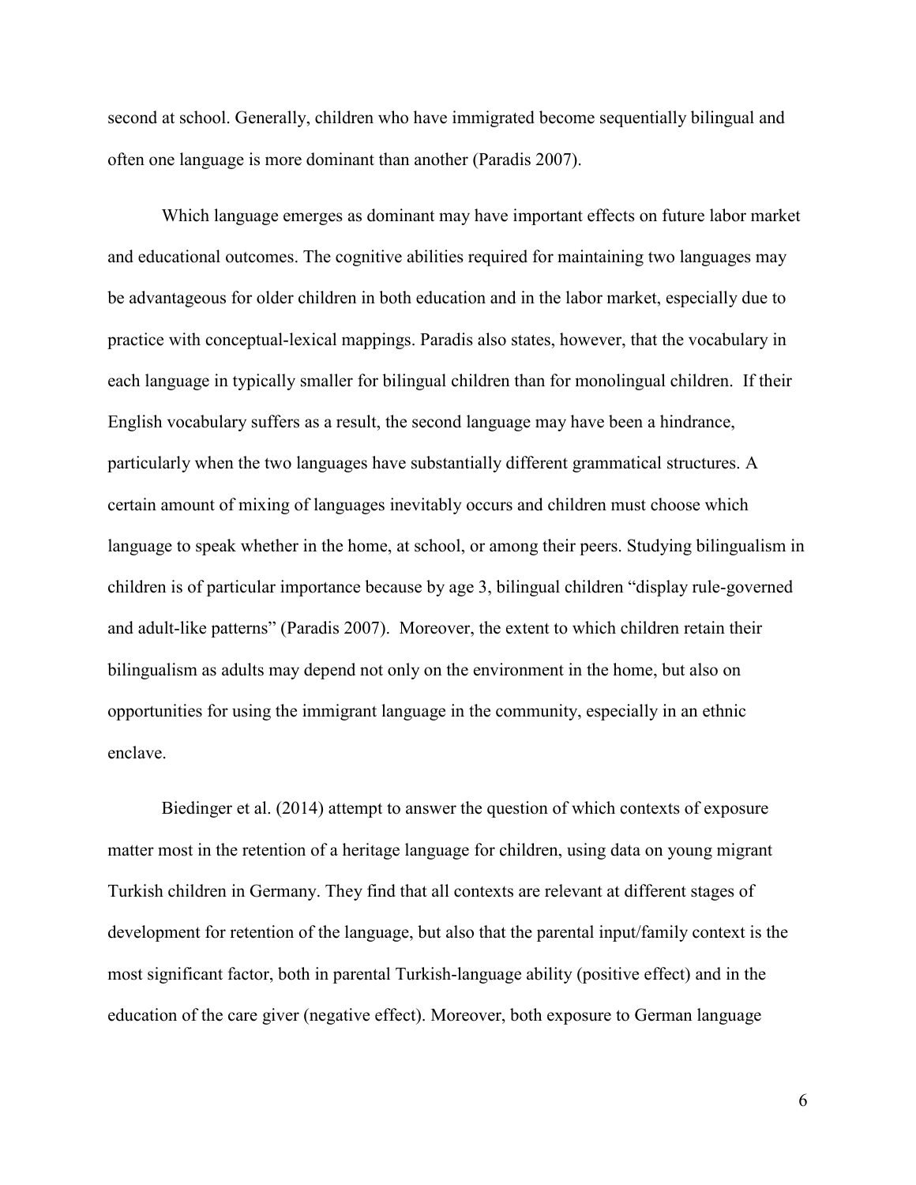second at school. Generally, children who have immigrated become sequentially bilingual and often one language is more dominant than another (Paradis 2007).

Which language emerges as dominant may have important effects on future labor market and educational outcomes. The cognitive abilities required for maintaining two languages may be advantageous for older children in both education and in the labor market, especially due to practice with conceptual-lexical mappings. Paradis also states, however, that the vocabulary in each language in typically smaller for bilingual children than for monolingual children. If their English vocabulary suffers as a result, the second language may have been a hindrance, particularly when the two languages have substantially different grammatical structures. A certain amount of mixing of languages inevitably occurs and children must choose which language to speak whether in the home, at school, or among their peers. Studying bilingualism in children is of particular importance because by age 3, bilingual children "display rule-governed and adult-like patterns" (Paradis 2007). Moreover, the extent to which children retain their bilingualism as adults may depend not only on the environment in the home, but also on opportunities for using the immigrant language in the community, especially in an ethnic enclave.

Biedinger et al. (2014) attempt to answer the question of which contexts of exposure matter most in the retention of a heritage language for children, using data on young migrant Turkish children in Germany. They find that all contexts are relevant at different stages of development for retention of the language, but also that the parental input/family context is the most significant factor, both in parental Turkish-language ability (positive effect) and in the education of the care giver (negative effect). Moreover, both exposure to German language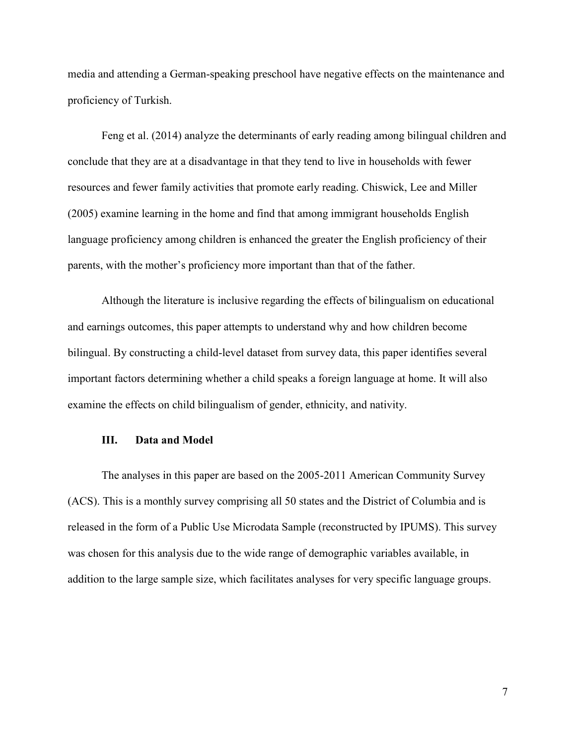media and attending a German-speaking preschool have negative effects on the maintenance and proficiency of Turkish.

Feng et al. (2014) analyze the determinants of early reading among bilingual children and conclude that they are at a disadvantage in that they tend to live in households with fewer resources and fewer family activities that promote early reading. Chiswick, Lee and Miller (2005) examine learning in the home and find that among immigrant households English language proficiency among children is enhanced the greater the English proficiency of their parents, with the mother's proficiency more important than that of the father.

Although the literature is inclusive regarding the effects of bilingualism on educational and earnings outcomes, this paper attempts to understand why and how children become bilingual. By constructing a child-level dataset from survey data, this paper identifies several important factors determining whether a child speaks a foreign language at home. It will also examine the effects on child bilingualism of gender, ethnicity, and nativity.

## III. Data and Model

The analyses in this paper are based on the 2005-2011 American Community Survey (ACS). This is a monthly survey comprising all 50 states and the District of Columbia and is released in the form of a Public Use Microdata Sample (reconstructed by IPUMS). This survey was chosen for this analysis due to the wide range of demographic variables available, in addition to the large sample size, which facilitates analyses for very specific language groups.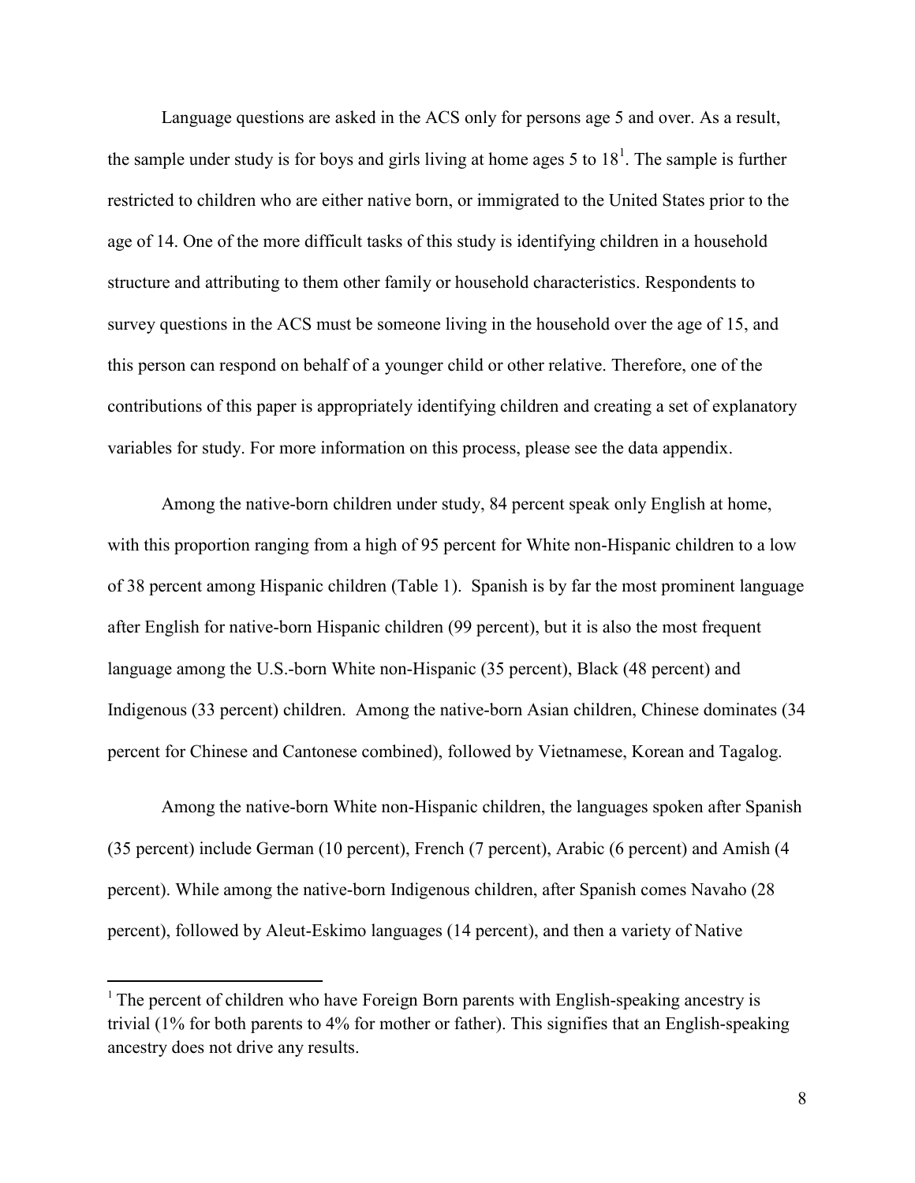Language questions are asked in the ACS only for persons age 5 and over. As a result, the sample under study is for boys and girls living at home ages 5 to 18[1]. The sample is further restricted to children who are either native born, or immigrated to the United States prior to the age of 14. One of the more difficult tasks of this study is identifying children in a household structure and attributing to them other family or household characteristics. Respondents to survey questions in the ACS must be someone living in the household over the age of 15, and this person can respond on behalf of a younger child or other relative. Therefore, one of the contributions of this paper is appropriately identifying children and creating a set of explanatory variables for study. For more information on this process, please see the data appendix.

Among the native-born children under study, 84 percent speak only English at home, with this proportion ranging from a high of 95 percent for White non-Hispanic children to a low of 38 percent among Hispanic children (Table 1). Spanish is by far the most prominent language after English for native-born Hispanic children (99 percent), but it is also the most frequent language among the U.S.-born White non-Hispanic (35 percent), Black (48 percent) and Indigenous (33 percent) children. Among the native-born Asian children, Chinese dominates (34 percent for Chinese and Cantonese combined), followed by Vietnamese, Korean and Tagalog.

Among the native-born White non-Hispanic children, the languages spoken after Spanish (35 percent) include German (10 percent), French (7 percent), Arabic (6 percent) and Amish (4 percent). While among the native-born Indigenous children, after Spanish comes Navaho (28 percent), followed by Aleut-Eskimo languages (14 percent), and then a variety of Native

[1] The percent of children who have Foreign Born parents with English-speaking ancestry is trivial (1% for both parents to 4% for mother or father). This signifies that an English-speaking ancestry does not drive any results.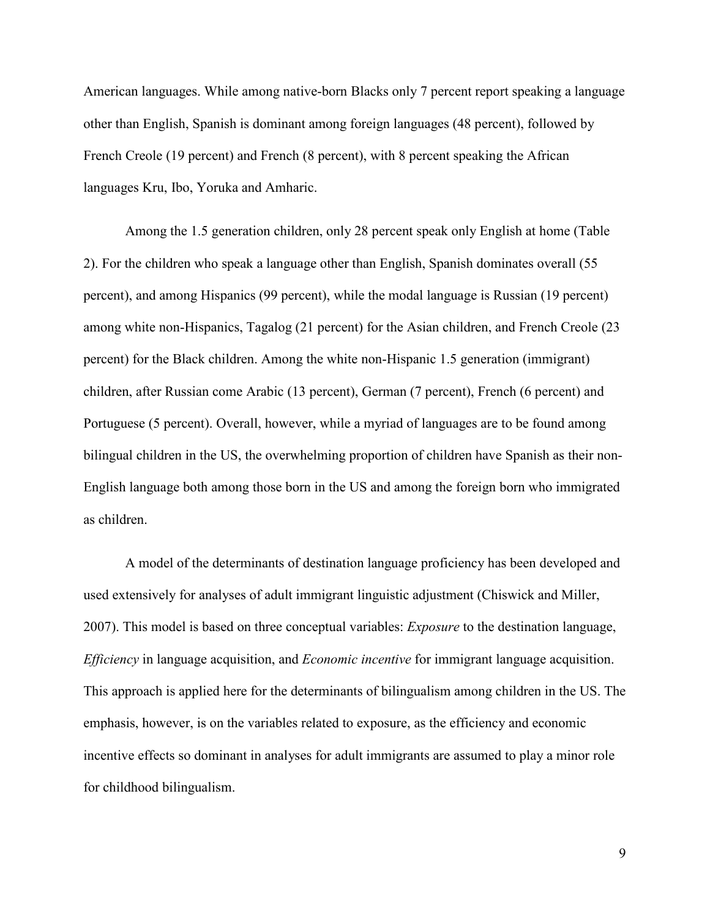American languages. While among native-born Blacks only 7 percent report speaking a language other than English, Spanish is dominant among foreign languages (48 percent), followed by French Creole (19 percent) and French (8 percent), with 8 percent speaking the African languages Kru, Ibo, Yoruka and Amharic.

Among the 1.5 generation children, only 28 percent speak only English at home (Table 2). For the children who speak a language other than English, Spanish dominates overall (55 percent), and among Hispanics (99 percent), while the modal language is Russian (19 percent) among white non-Hispanics, Tagalog (21 percent) for the Asian children, and French Creole (23 percent) for the Black children. Among the white non-Hispanic 1.5 generation (immigrant) children, after Russian come Arabic (13 percent), German (7 percent), French (6 percent) and Portuguese (5 percent). Overall, however, while a myriad of languages are to be found among bilingual children in the US, the overwhelming proportion of children have Spanish as their non-English language both among those born in the US and among the foreign born who immigrated as children.

A model of the determinants of destination language proficiency has been developed and used extensively for analyses of adult immigrant linguistic adjustment (Chiswick and Miller, 2007). This model is based on three conceptual variables: *Exposure* to the destination language, *Efficiency* in language acquisition, and *Economic incentive* for immigrant language acquisition. This approach is applied here for the determinants of bilingualism among children in the US. The emphasis, however, is on the variables related to exposure, as the efficiency and economic incentive effects so dominant in analyses for adult immigrants are assumed to play a minor role for childhood bilingualism.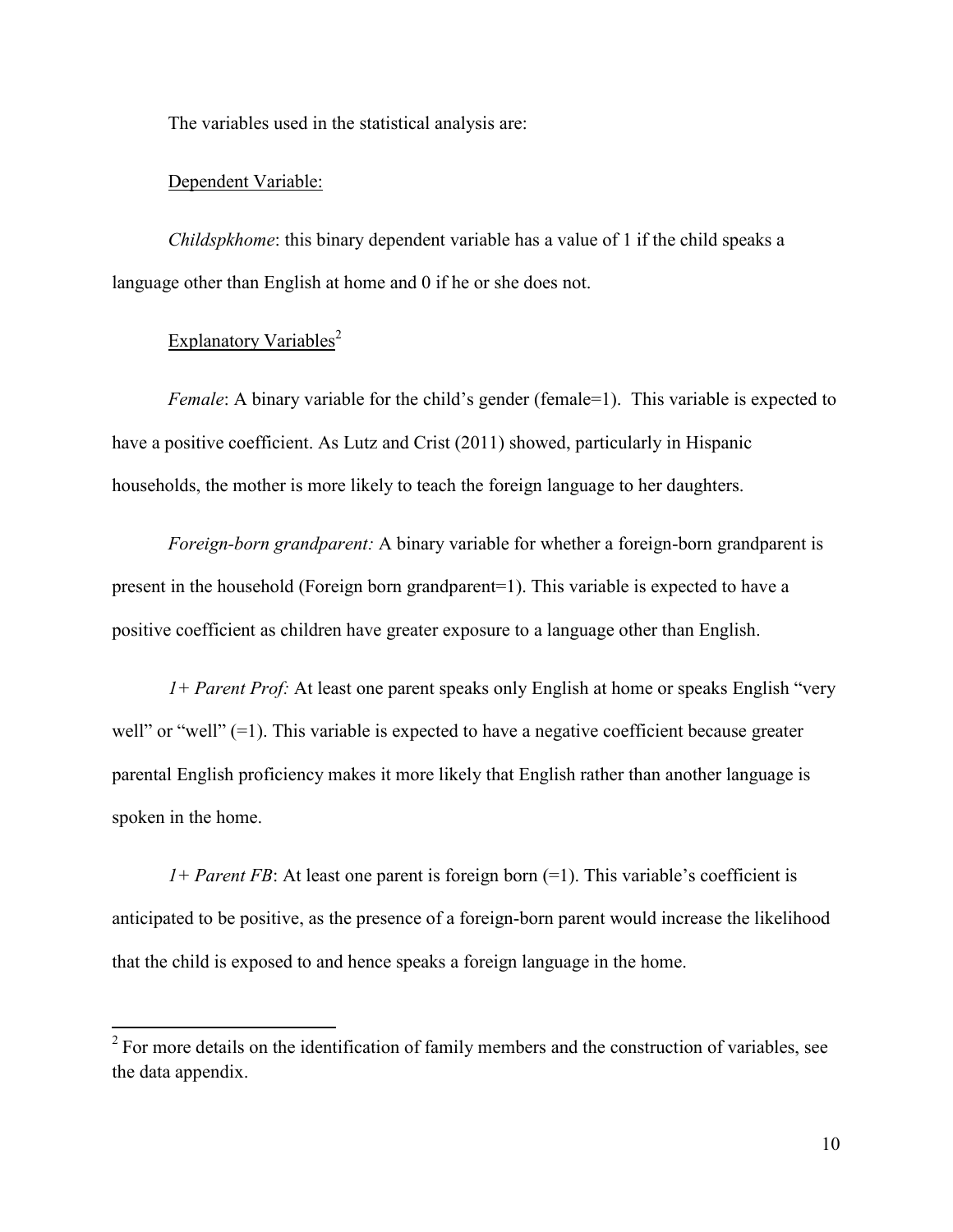The variables used in the statistical analysis are:

Dependent Variable:

*Childspkhome*: this binary dependent variable has a value of 1 if the child speaks a language other than English at home and 0 if he or she does not.

Explanatory Variables[2]

*Female*: A binary variable for the child's gender (female=1). This variable is expected to have a positive coefficient. As Lutz and Crist (2011) showed, particularly in Hispanic households, the mother is more likely to teach the foreign language to her daughters.

*Foreign-born grandparent:* A binary variable for whether a foreign-born grandparent is present in the household (Foreign born grandparent=1). This variable is expected to have a positive coefficient as children have greater exposure to a language other than English.

*1+ Parent Prof:* At least one parent speaks only English at home or speaks English "very well" or "well" (=1). This variable is expected to have a negative coefficient because greater parental English proficiency makes it more likely that English rather than another language is spoken in the home.

*1+ Parent FB*: At least one parent is foreign born (=1). This variable's coefficient is anticipated to be positive, as the presence of a foreign-born parent would increase the likelihood that the child is exposed to and hence speaks a foreign language in the home.

---

[2] For more details on the identification of family members and the construction of variables, see the data appendix.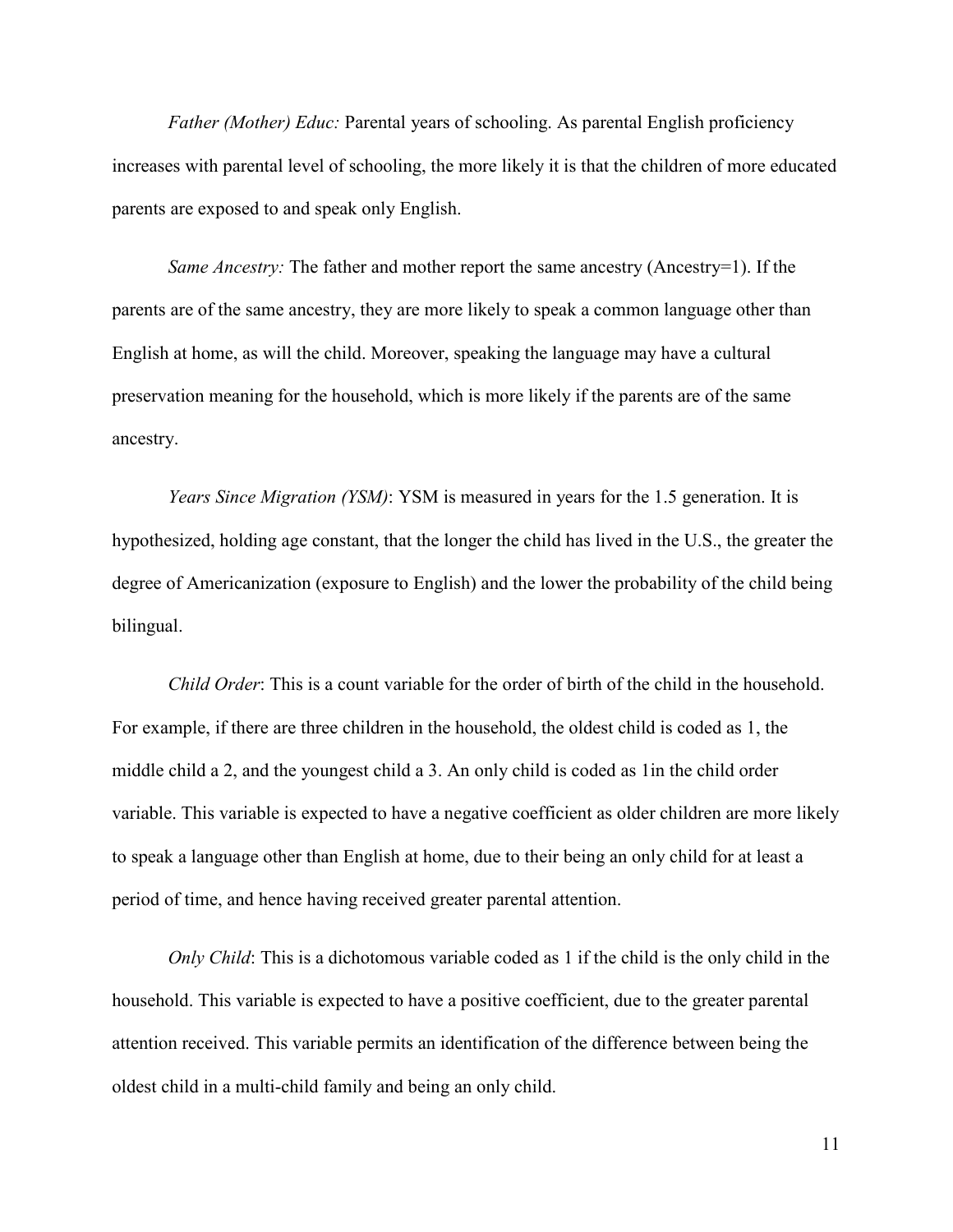*Father (Mother) Educ:* Parental years of schooling. As parental English proficiency increases with parental level of schooling, the more likely it is that the children of more educated parents are exposed to and speak only English.

*Same Ancestry:* The father and mother report the same ancestry (Ancestry=1). If the parents are of the same ancestry, they are more likely to speak a common language other than English at home, as will the child. Moreover, speaking the language may have a cultural preservation meaning for the household, which is more likely if the parents are of the same ancestry.

*Years Since Migration (YSM)*: YSM is measured in years for the 1.5 generation. It is hypothesized, holding age constant, that the longer the child has lived in the U.S., the greater the degree of Americanization (exposure to English) and the lower the probability of the child being bilingual.

*Child Order*: This is a count variable for the order of birth of the child in the household. For example, if there are three children in the household, the oldest child is coded as 1, the middle child a 2, and the youngest child a 3. An only child is coded as 1in the child order variable. This variable is expected to have a negative coefficient as older children are more likely to speak a language other than English at home, due to their being an only child for at least a period of time, and hence having received greater parental attention.

*Only Child*: This is a dichotomous variable coded as 1 if the child is the only child in the household. This variable is expected to have a positive coefficient, due to the greater parental attention received. This variable permits an identification of the difference between being the oldest child in a multi-child family and being an only child.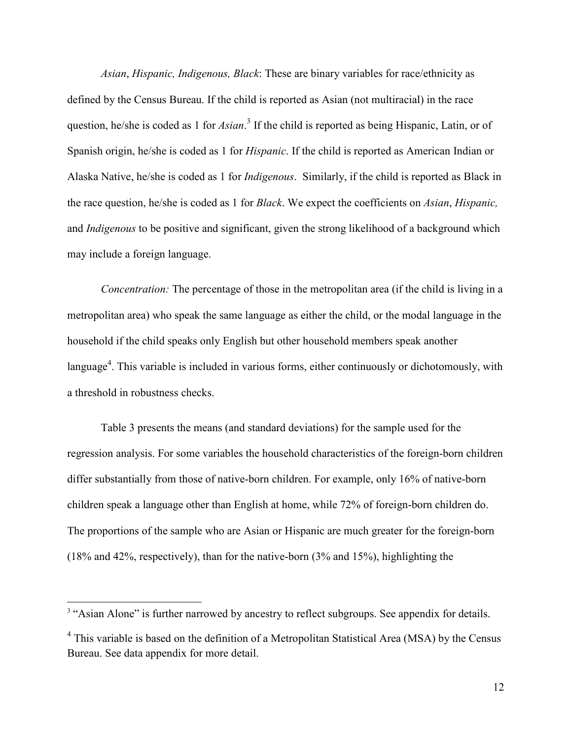*Asian*, *Hispanic, Indigenous, Black*: These are binary variables for race/ethnicity as defined by the Census Bureau. If the child is reported as Asian (not multiracial) in the race question, he/she is coded as 1 for *Asian*.[3] If the child is reported as being Hispanic, Latin, or of Spanish origin, he/she is coded as 1 for *Hispanic*. If the child is reported as American Indian or Alaska Native, he/she is coded as 1 for *Indigenous*. Similarly, if the child is reported as Black in the race question, he/she is coded as 1 for *Black*. We expect the coefficients on *Asian*, *Hispanic,* and *Indigenous* to be positive and significant, given the strong likelihood of a background which may include a foreign language.

*Concentration:* The percentage of those in the metropolitan area (if the child is living in a metropolitan area) who speak the same language as either the child, or the modal language in the household if the child speaks only English but other household members speak another language[4]. This variable is included in various forms, either continuously or dichotomously, with a threshold in robustness checks.

Table 3 presents the means (and standard deviations) for the sample used for the regression analysis. For some variables the household characteristics of the foreign-born children differ substantially from those of native-born children. For example, only 16% of native-born children speak a language other than English at home, while 72% of foreign-born children do. The proportions of the sample who are Asian or Hispanic are much greater for the foreign-born (18% and 42%, respectively), than for the native-born (3% and 15%), highlighting the

---

[3] "Asian Alone" is further narrowed by ancestry to reflect subgroups. See appendix for details.

[4] This variable is based on the definition of a Metropolitan Statistical Area (MSA) by the Census Bureau. See data appendix for more detail.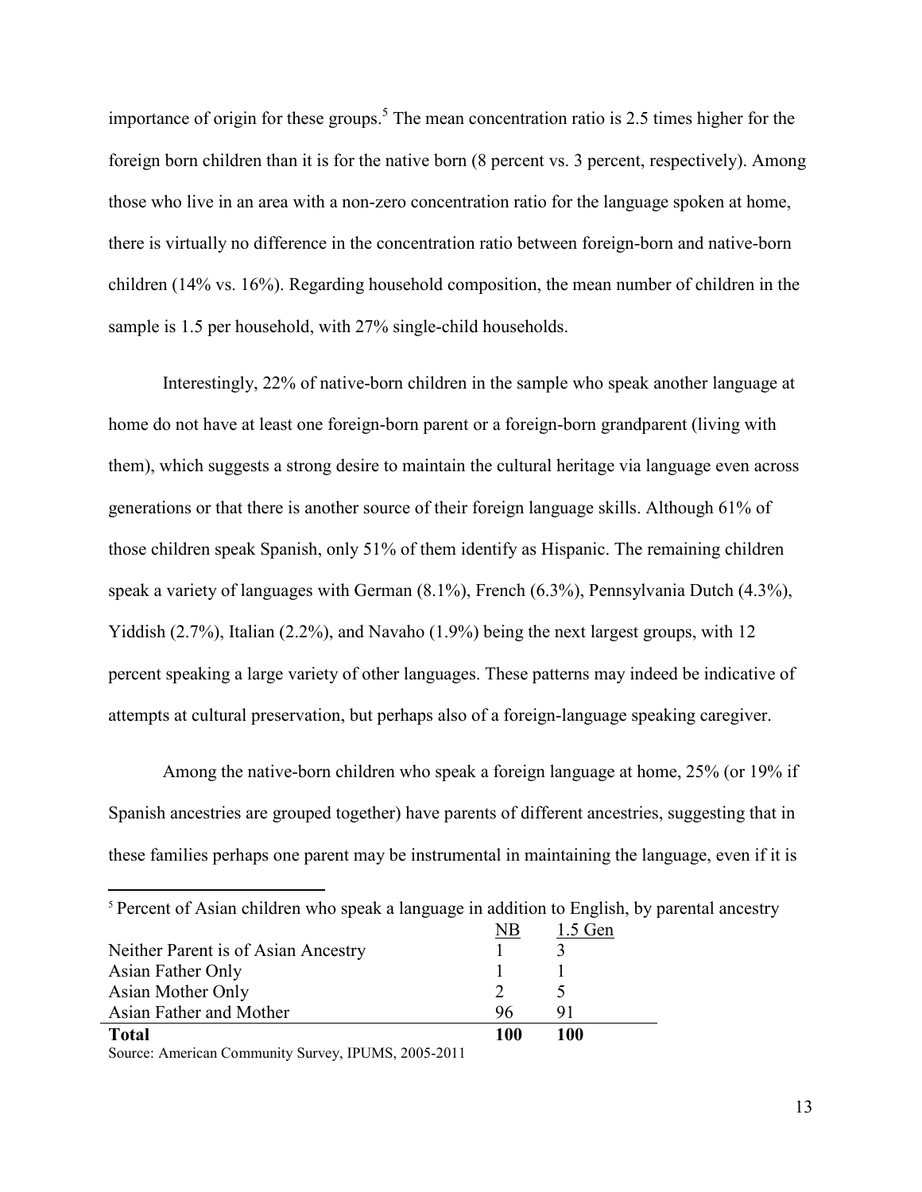importance of origin for these groups.[5] The mean concentration ratio is 2.5 times higher for the foreign born children than it is for the native born (8 percent vs. 3 percent, respectively). Among those who live in an area with a non-zero concentration ratio for the language spoken at home, there is virtually no difference in the concentration ratio between foreign-born and native-born children (14% vs. 16%). Regarding household composition, the mean number of children in the sample is 1.5 per household, with 27% single-child households.

Interestingly, 22% of native-born children in the sample who speak another language at home do not have at least one foreign-born parent or a foreign-born grandparent (living with them), which suggests a strong desire to maintain the cultural heritage via language even across generations or that there is another source of their foreign language skills. Although 61% of those children speak Spanish, only 51% of them identify as Hispanic. The remaining children speak a variety of languages with German (8.1%), French (6.3%), Pennsylvania Dutch (4.3%), Yiddish (2.7%), Italian (2.2%), and Navaho (1.9%) being the next largest groups, with 12 percent speaking a large variety of other languages. These patterns may indeed be indicative of attempts at cultural preservation, but perhaps also of a foreign-language speaking caregiver.

Among the native-born children who speak a foreign language at home, 25% (or 19% if Spanish ancestries are grouped together) have parents of different ancestries, suggesting that in these families perhaps one parent may be instrumental in maintaining the language, even if it is

---

[5] Percent of Asian children who speak a language in addition to English, by parental ancestry

| | NB | 1.5 Gen |
|---|---|---|
| Neither Parent is of Asian Ancestry | 1 | 3 |
| Asian Father Only | 1 | 1 |
| Asian Mother Only | 2 | 5 |
| Asian Father and Mother | 96 | 91 |
| **Total** | **100** | **100** |

Source: American Community Survey, IPUMS, 2005-2011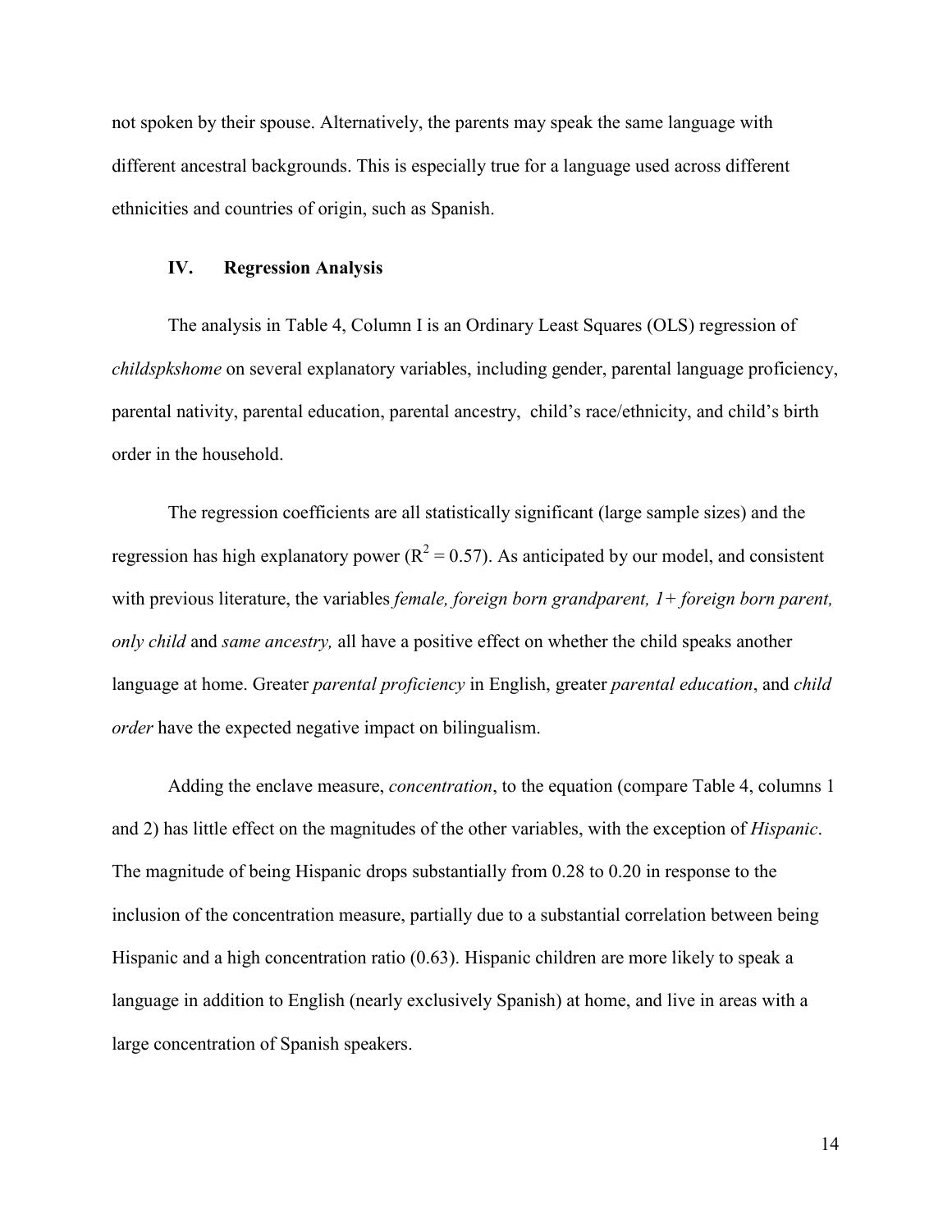not spoken by their spouse. Alternatively, the parents may speak the same language with different ancestral backgrounds. This is especially true for a language used across different ethnicities and countries of origin, such as Spanish.

## IV. Regression Analysis

The analysis in Table 4, Column I is an Ordinary Least Squares (OLS) regression of *childspkshome* on several explanatory variables, including gender, parental language proficiency, parental nativity, parental education, parental ancestry, child's race/ethnicity, and child's birth order in the household.

The regression coefficients are all statistically significant (large sample sizes) and the regression has high explanatory power ($R^2 = 0.57$). As anticipated by our model, and consistent with previous literature, the variables *female, foreign born grandparent, 1+ foreign born parent, only child* and *same ancestry,* all have a positive effect on whether the child speaks another language at home. Greater *parental proficiency* in English, greater *parental education*, and *child order* have the expected negative impact on bilingualism.

Adding the enclave measure, *concentration*, to the equation (compare Table 4, columns 1 and 2) has little effect on the magnitudes of the other variables, with the exception of *Hispanic*. The magnitude of being Hispanic drops substantially from 0.28 to 0.20 in response to the inclusion of the concentration measure, partially due to a substantial correlation between being Hispanic and a high concentration ratio (0.63). Hispanic children are more likely to speak a language in addition to English (nearly exclusively Spanish) at home, and live in areas with a large concentration of Spanish speakers.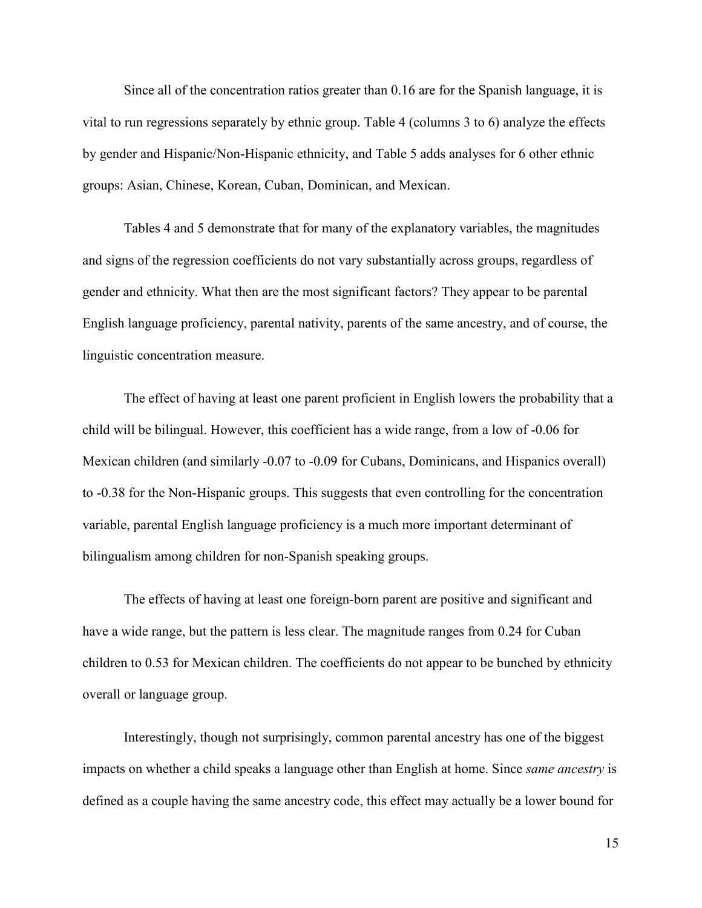Since all of the concentration ratios greater than 0.16 are for the Spanish language, it is vital to run regressions separately by ethnic group. Table 4 (columns 3 to 6) analyze the effects by gender and Hispanic/Non-Hispanic ethnicity, and Table 5 adds analyses for 6 other ethnic groups: Asian, Chinese, Korean, Cuban, Dominican, and Mexican.

Tables 4 and 5 demonstrate that for many of the explanatory variables, the magnitudes and signs of the regression coefficients do not vary substantially across groups, regardless of gender and ethnicity. What then are the most significant factors? They appear to be parental English language proficiency, parental nativity, parents of the same ancestry, and of course, the linguistic concentration measure.

The effect of having at least one parent proficient in English lowers the probability that a child will be bilingual. However, this coefficient has a wide range, from a low of -0.06 for Mexican children (and similarly -0.07 to -0.09 for Cubans, Dominicans, and Hispanics overall) to -0.38 for the Non-Hispanic groups. This suggests that even controlling for the concentration variable, parental English language proficiency is a much more important determinant of bilingualism among children for non-Spanish speaking groups.

The effects of having at least one foreign-born parent are positive and significant and have a wide range, but the pattern is less clear. The magnitude ranges from 0.24 for Cuban children to 0.53 for Mexican children. The coefficients do not appear to be bunched by ethnicity overall or language group.

Interestingly, though not surprisingly, common parental ancestry has one of the biggest impacts on whether a child speaks a language other than English at home. Since *same ancestry* is defined as a couple having the same ancestry code, this effect may actually be a lower bound for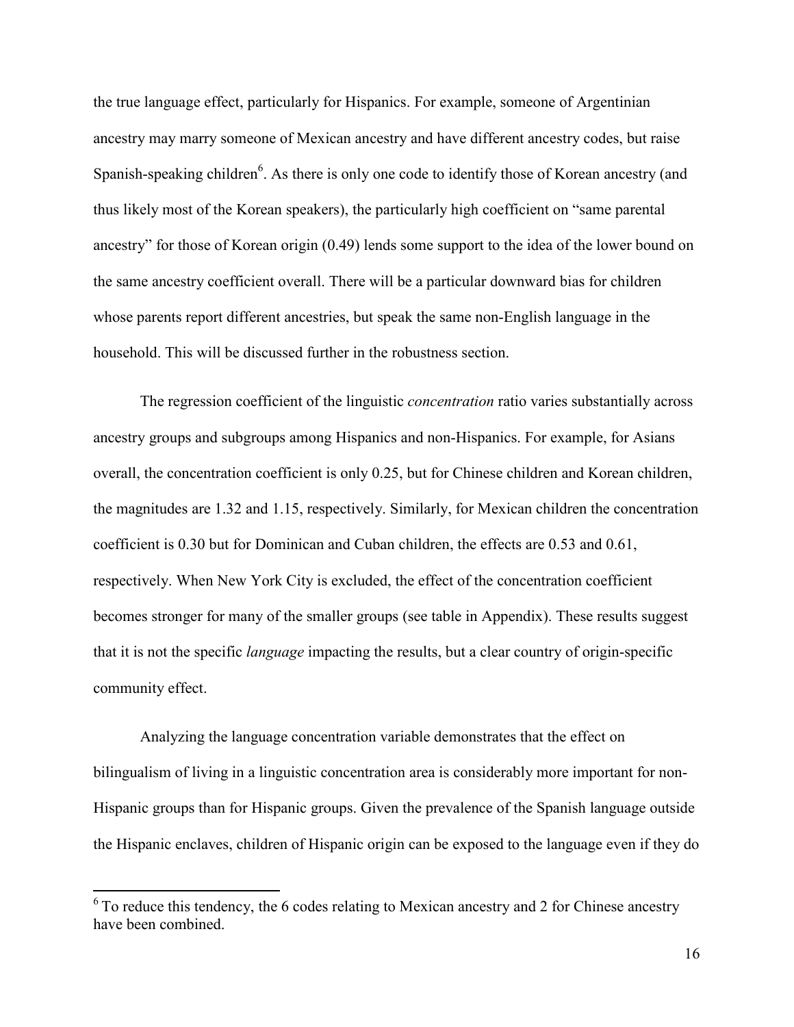the true language effect, particularly for Hispanics. For example, someone of Argentinian ancestry may marry someone of Mexican ancestry and have different ancestry codes, but raise Spanish-speaking children[6]. As there is only one code to identify those of Korean ancestry (and thus likely most of the Korean speakers), the particularly high coefficient on "same parental ancestry" for those of Korean origin (0.49) lends some support to the idea of the lower bound on the same ancestry coefficient overall. There will be a particular downward bias for children whose parents report different ancestries, but speak the same non-English language in the household. This will be discussed further in the robustness section.

The regression coefficient of the linguistic *concentration* ratio varies substantially across ancestry groups and subgroups among Hispanics and non-Hispanics. For example, for Asians overall, the concentration coefficient is only 0.25, but for Chinese children and Korean children, the magnitudes are 1.32 and 1.15, respectively. Similarly, for Mexican children the concentration coefficient is 0.30 but for Dominican and Cuban children, the effects are 0.53 and 0.61, respectively. When New York City is excluded, the effect of the concentration coefficient becomes stronger for many of the smaller groups (see table in Appendix). These results suggest that it is not the specific *language* impacting the results, but a clear country of origin-specific community effect.

Analyzing the language concentration variable demonstrates that the effect on bilingualism of living in a linguistic concentration area is considerably more important for non-Hispanic groups than for Hispanic groups. Given the prevalence of the Spanish language outside the Hispanic enclaves, children of Hispanic origin can be exposed to the language even if they do

[6] To reduce this tendency, the 6 codes relating to Mexican ancestry and 2 for Chinese ancestry have been combined.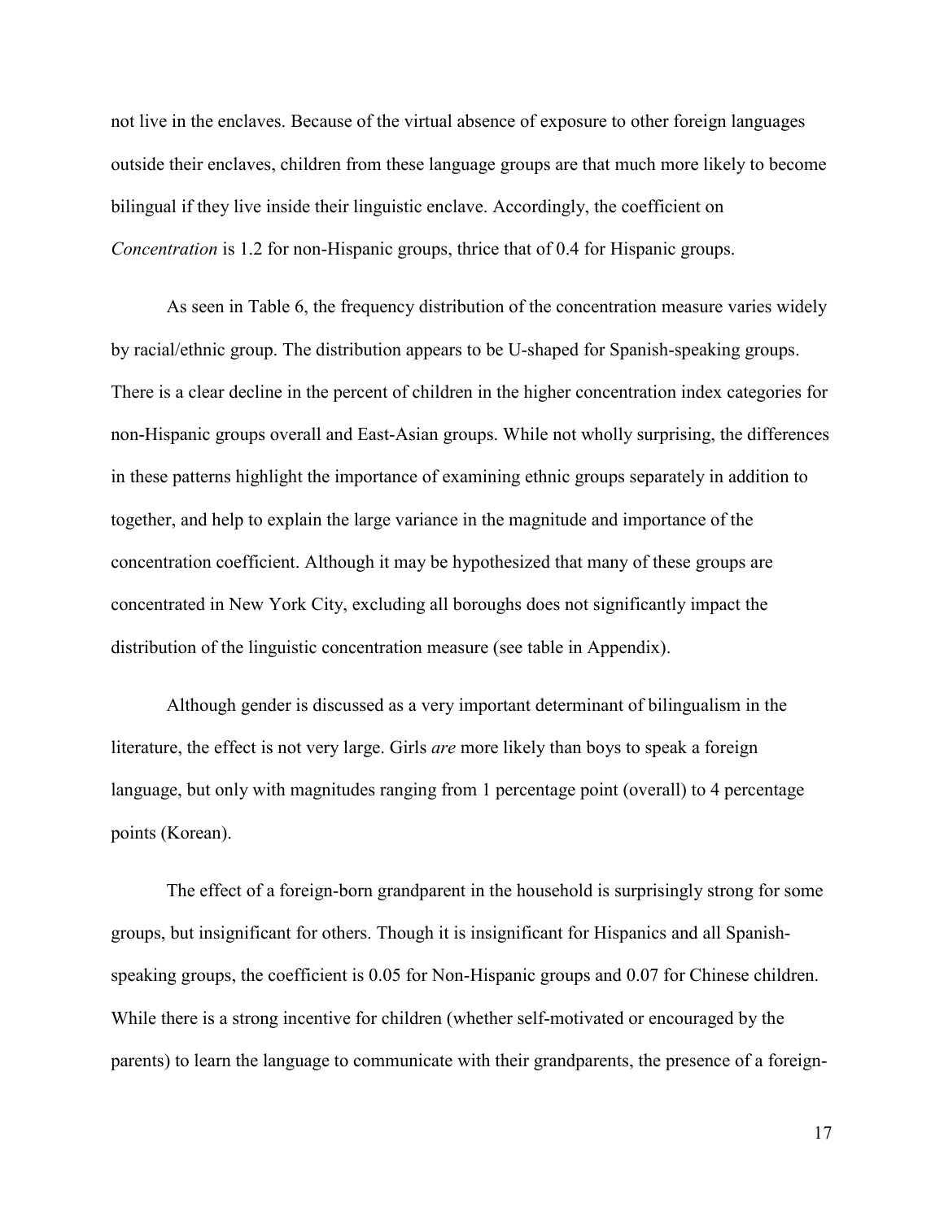not live in the enclaves. Because of the virtual absence of exposure to other foreign languages outside their enclaves, children from these language groups are that much more likely to become bilingual if they live inside their linguistic enclave. Accordingly, the coefficient on *Concentration* is 1.2 for non-Hispanic groups, thrice that of 0.4 for Hispanic groups.

As seen in Table 6, the frequency distribution of the concentration measure varies widely by racial/ethnic group. The distribution appears to be U-shaped for Spanish-speaking groups. There is a clear decline in the percent of children in the higher concentration index categories for non-Hispanic groups overall and East-Asian groups. While not wholly surprising, the differences in these patterns highlight the importance of examining ethnic groups separately in addition to together, and help to explain the large variance in the magnitude and importance of the concentration coefficient. Although it may be hypothesized that many of these groups are concentrated in New York City, excluding all boroughs does not significantly impact the distribution of the linguistic concentration measure (see table in Appendix).

Although gender is discussed as a very important determinant of bilingualism in the literature, the effect is not very large. Girls *are* more likely than boys to speak a foreign language, but only with magnitudes ranging from 1 percentage point (overall) to 4 percentage points (Korean).

The effect of a foreign-born grandparent in the household is surprisingly strong for some groups, but insignificant for others. Though it is insignificant for Hispanics and all Spanish-speaking groups, the coefficient is 0.05 for Non-Hispanic groups and 0.07 for Chinese children. While there is a strong incentive for children (whether self-motivated or encouraged by the parents) to learn the language to communicate with their grandparents, the presence of a foreign-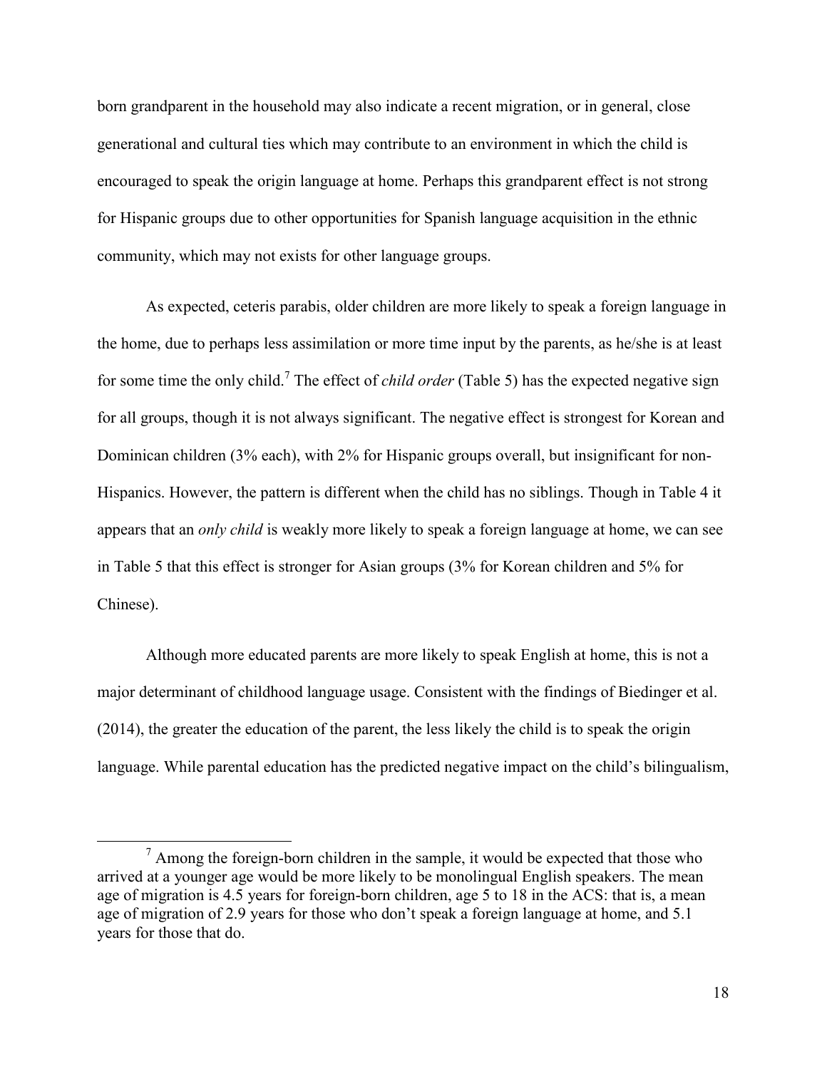born grandparent in the household may also indicate a recent migration, or in general, close generational and cultural ties which may contribute to an environment in which the child is encouraged to speak the origin language at home. Perhaps this grandparent effect is not strong for Hispanic groups due to other opportunities for Spanish language acquisition in the ethnic community, which may not exists for other language groups.

As expected, ceteris parabis, older children are more likely to speak a foreign language in the home, due to perhaps less assimilation or more time input by the parents, as he/she is at least for some time the only child.[7] The effect of *child order* (Table 5) has the expected negative sign for all groups, though it is not always significant. The negative effect is strongest for Korean and Dominican children (3% each), with 2% for Hispanic groups overall, but insignificant for non-Hispanics. However, the pattern is different when the child has no siblings. Though in Table 4 it appears that an *only child* is weakly more likely to speak a foreign language at home, we can see in Table 5 that this effect is stronger for Asian groups (3% for Korean children and 5% for Chinese).

Although more educated parents are more likely to speak English at home, this is not a major determinant of childhood language usage. Consistent with the findings of Biedinger et al. (2014), the greater the education of the parent, the less likely the child is to speak the origin language. While parental education has the predicted negative impact on the child's bilingualism,

[7] Among the foreign-born children in the sample, it would be expected that those who arrived at a younger age would be more likely to be monolingual English speakers. The mean age of migration is 4.5 years for foreign-born children, age 5 to 18 in the ACS: that is, a mean age of migration of 2.9 years for those who don't speak a foreign language at home, and 5.1 years for those that do.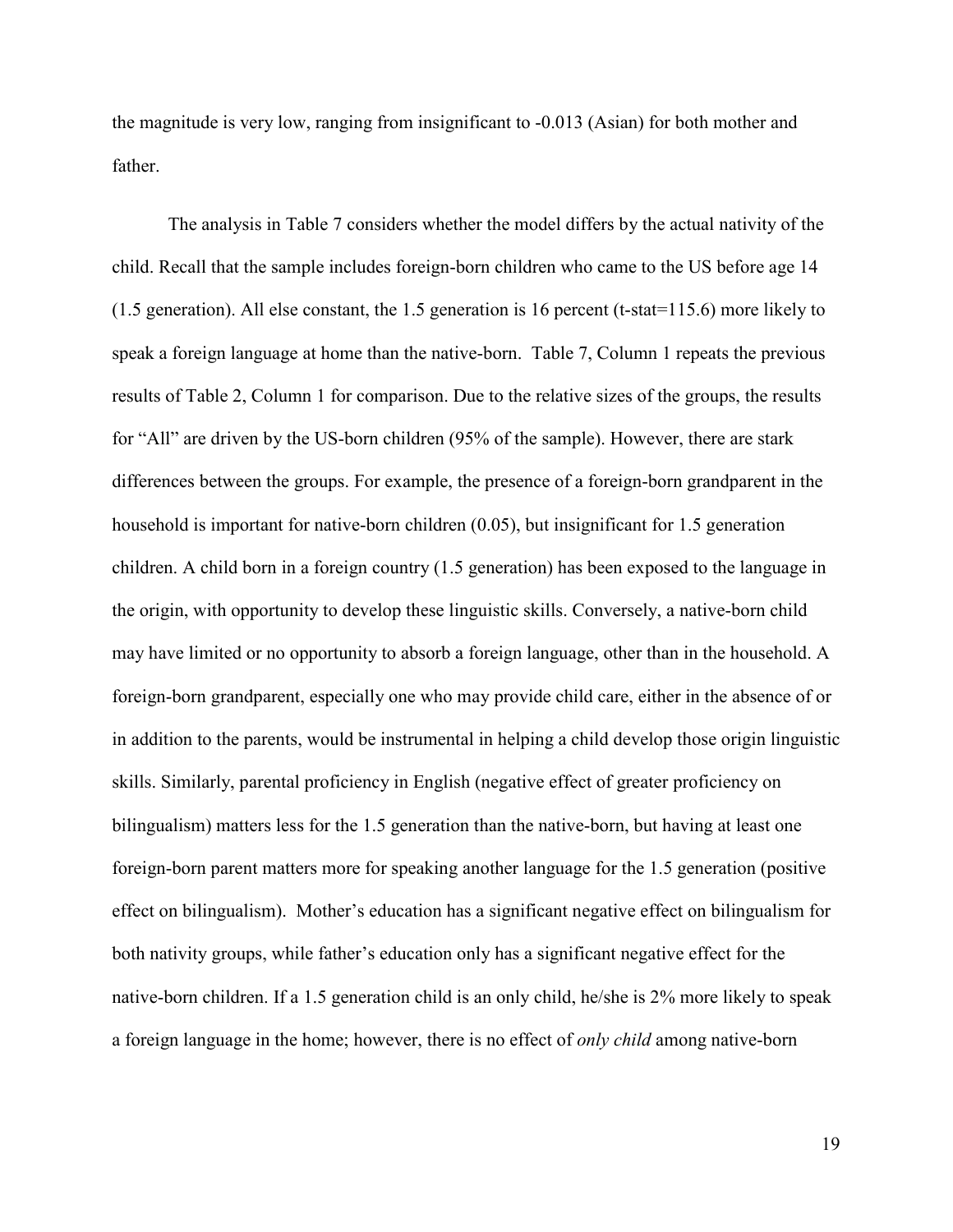the magnitude is very low, ranging from insignificant to -0.013 (Asian) for both mother and father.

The analysis in Table 7 considers whether the model differs by the actual nativity of the child. Recall that the sample includes foreign-born children who came to the US before age 14 (1.5 generation). All else constant, the 1.5 generation is 16 percent (t-stat=115.6) more likely to speak a foreign language at home than the native-born. Table 7, Column 1 repeats the previous results of Table 2, Column 1 for comparison. Due to the relative sizes of the groups, the results for "All" are driven by the US-born children (95% of the sample). However, there are stark differences between the groups. For example, the presence of a foreign-born grandparent in the household is important for native-born children (0.05), but insignificant for 1.5 generation children. A child born in a foreign country (1.5 generation) has been exposed to the language in the origin, with opportunity to develop these linguistic skills. Conversely, a native-born child may have limited or no opportunity to absorb a foreign language, other than in the household. A foreign-born grandparent, especially one who may provide child care, either in the absence of or in addition to the parents, would be instrumental in helping a child develop those origin linguistic skills. Similarly, parental proficiency in English (negative effect of greater proficiency on bilingualism) matters less for the 1.5 generation than the native-born, but having at least one foreign-born parent matters more for speaking another language for the 1.5 generation (positive effect on bilingualism). Mother's education has a significant negative effect on bilingualism for both nativity groups, while father's education only has a significant negative effect for the native-born children. If a 1.5 generation child is an only child, he/she is 2% more likely to speak a foreign language in the home; however, there is no effect of *only child* among native-born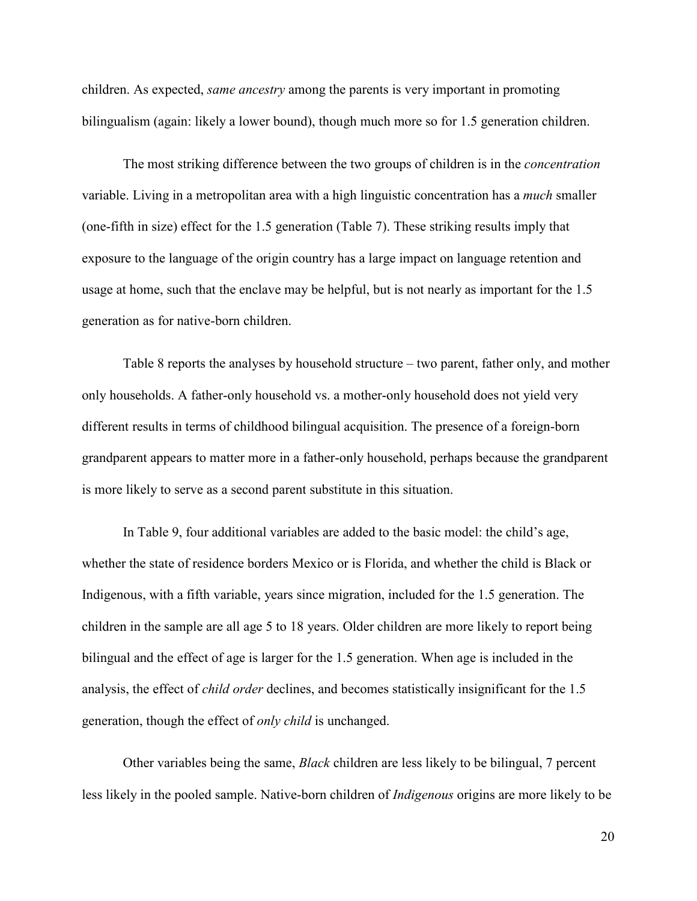children. As expected, *same ancestry* among the parents is very important in promoting bilingualism (again: likely a lower bound), though much more so for 1.5 generation children.

The most striking difference between the two groups of children is in the *concentration* variable. Living in a metropolitan area with a high linguistic concentration has a *much* smaller (one-fifth in size) effect for the 1.5 generation (Table 7). These striking results imply that exposure to the language of the origin country has a large impact on language retention and usage at home, such that the enclave may be helpful, but is not nearly as important for the 1.5 generation as for native-born children.

Table 8 reports the analyses by household structure – two parent, father only, and mother only households. A father-only household vs. a mother-only household does not yield very different results in terms of childhood bilingual acquisition. The presence of a foreign-born grandparent appears to matter more in a father-only household, perhaps because the grandparent is more likely to serve as a second parent substitute in this situation.

In Table 9, four additional variables are added to the basic model: the child's age, whether the state of residence borders Mexico or is Florida, and whether the child is Black or Indigenous, with a fifth variable, years since migration, included for the 1.5 generation. The children in the sample are all age 5 to 18 years. Older children are more likely to report being bilingual and the effect of age is larger for the 1.5 generation. When age is included in the analysis, the effect of *child order* declines, and becomes statistically insignificant for the 1.5 generation, though the effect of *only child* is unchanged.

Other variables being the same, *Black* children are less likely to be bilingual, 7 percent less likely in the pooled sample. Native-born children of *Indigenous* origins are more likely to be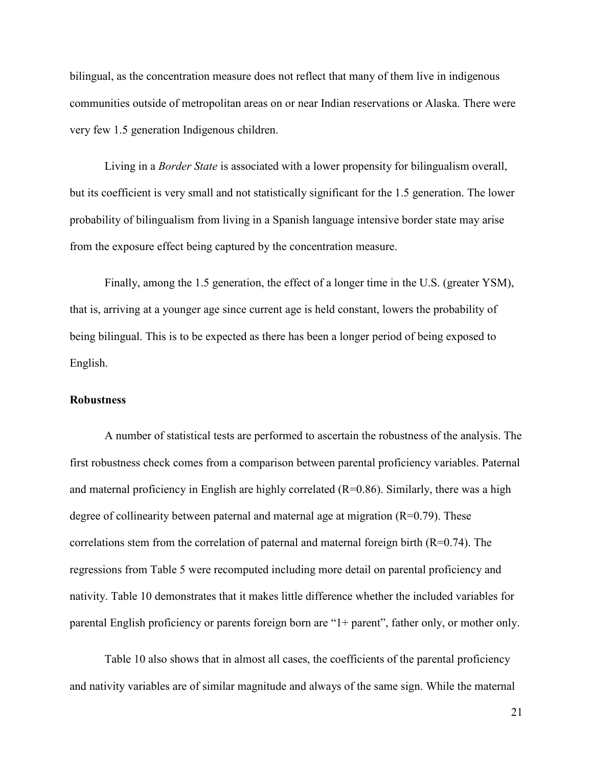bilingual, as the concentration measure does not reflect that many of them live in indigenous communities outside of metropolitan areas on or near Indian reservations or Alaska. There were very few 1.5 generation Indigenous children.

Living in a *Border State* is associated with a lower propensity for bilingualism overall, but its coefficient is very small and not statistically significant for the 1.5 generation. The lower probability of bilingualism from living in a Spanish language intensive border state may arise from the exposure effect being captured by the concentration measure.

Finally, among the 1.5 generation, the effect of a longer time in the U.S. (greater YSM), that is, arriving at a younger age since current age is held constant, lowers the probability of being bilingual. This is to be expected as there has been a longer period of being exposed to English.

**Robustness**

A number of statistical tests are performed to ascertain the robustness of the analysis. The first robustness check comes from a comparison between parental proficiency variables. Paternal and maternal proficiency in English are highly correlated (R=0.86). Similarly, there was a high degree of collinearity between paternal and maternal age at migration (R=0.79). These correlations stem from the correlation of paternal and maternal foreign birth (R=0.74). The regressions from Table 5 were recomputed including more detail on parental proficiency and nativity. Table 10 demonstrates that it makes little difference whether the included variables for parental English proficiency or parents foreign born are "1+ parent", father only, or mother only.

Table 10 also shows that in almost all cases, the coefficients of the parental proficiency and nativity variables are of similar magnitude and always of the same sign. While the maternal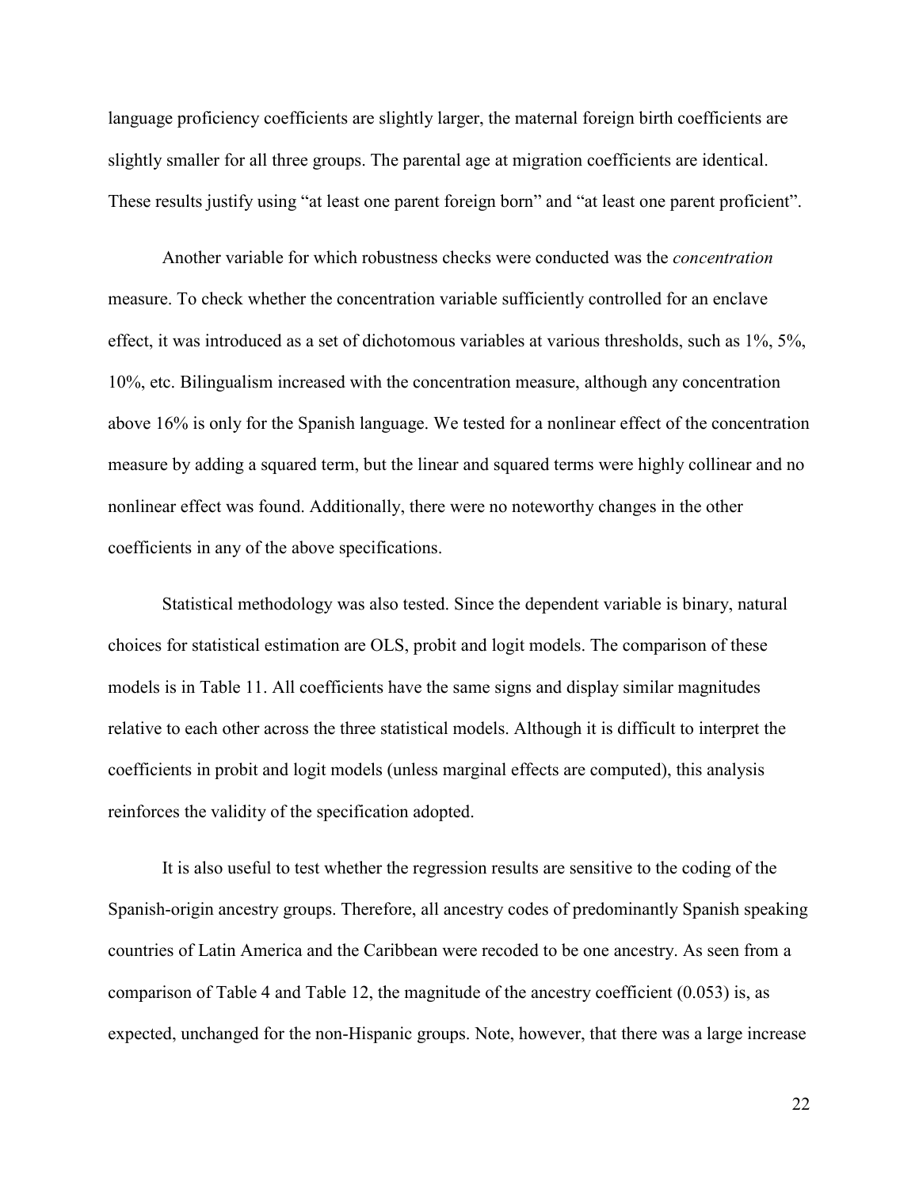language proficiency coefficients are slightly larger, the maternal foreign birth coefficients are slightly smaller for all three groups. The parental age at migration coefficients are identical. These results justify using "at least one parent foreign born" and "at least one parent proficient".

Another variable for which robustness checks were conducted was the *concentration* measure. To check whether the concentration variable sufficiently controlled for an enclave effect, it was introduced as a set of dichotomous variables at various thresholds, such as 1%, 5%, 10%, etc. Bilingualism increased with the concentration measure, although any concentration above 16% is only for the Spanish language. We tested for a nonlinear effect of the concentration measure by adding a squared term, but the linear and squared terms were highly collinear and no nonlinear effect was found. Additionally, there were no noteworthy changes in the other coefficients in any of the above specifications.

Statistical methodology was also tested. Since the dependent variable is binary, natural choices for statistical estimation are OLS, probit and logit models. The comparison of these models is in Table 11. All coefficients have the same signs and display similar magnitudes relative to each other across the three statistical models. Although it is difficult to interpret the coefficients in probit and logit models (unless marginal effects are computed), this analysis reinforces the validity of the specification adopted.

It is also useful to test whether the regression results are sensitive to the coding of the Spanish-origin ancestry groups. Therefore, all ancestry codes of predominantly Spanish speaking countries of Latin America and the Caribbean were recoded to be one ancestry. As seen from a comparison of Table 4 and Table 12, the magnitude of the ancestry coefficient (0.053) is, as expected, unchanged for the non-Hispanic groups. Note, however, that there was a large increase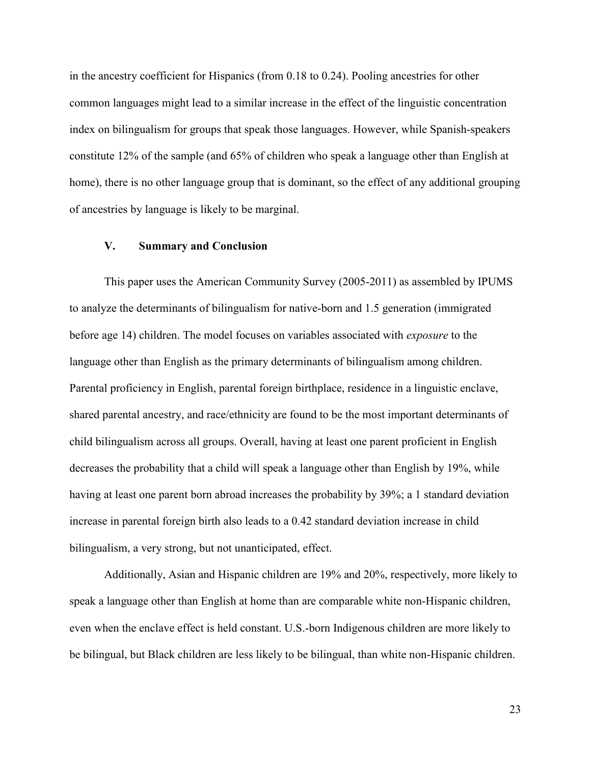in the ancestry coefficient for Hispanics (from 0.18 to 0.24). Pooling ancestries for other common languages might lead to a similar increase in the effect of the linguistic concentration index on bilingualism for groups that speak those languages. However, while Spanish-speakers constitute 12% of the sample (and 65% of children who speak a language other than English at home), there is no other language group that is dominant, so the effect of any additional grouping of ancestries by language is likely to be marginal.

## V. Summary and Conclusion

This paper uses the American Community Survey (2005-2011) as assembled by IPUMS to analyze the determinants of bilingualism for native-born and 1.5 generation (immigrated before age 14) children. The model focuses on variables associated with *exposure* to the language other than English as the primary determinants of bilingualism among children. Parental proficiency in English, parental foreign birthplace, residence in a linguistic enclave, shared parental ancestry, and race/ethnicity are found to be the most important determinants of child bilingualism across all groups. Overall, having at least one parent proficient in English decreases the probability that a child will speak a language other than English by 19%, while having at least one parent born abroad increases the probability by 39%; a 1 standard deviation increase in parental foreign birth also leads to a 0.42 standard deviation increase in child bilingualism, a very strong, but not unanticipated, effect.

Additionally, Asian and Hispanic children are 19% and 20%, respectively, more likely to speak a language other than English at home than are comparable white non-Hispanic children, even when the enclave effect is held constant. U.S.-born Indigenous children are more likely to be bilingual, but Black children are less likely to be bilingual, than white non-Hispanic children.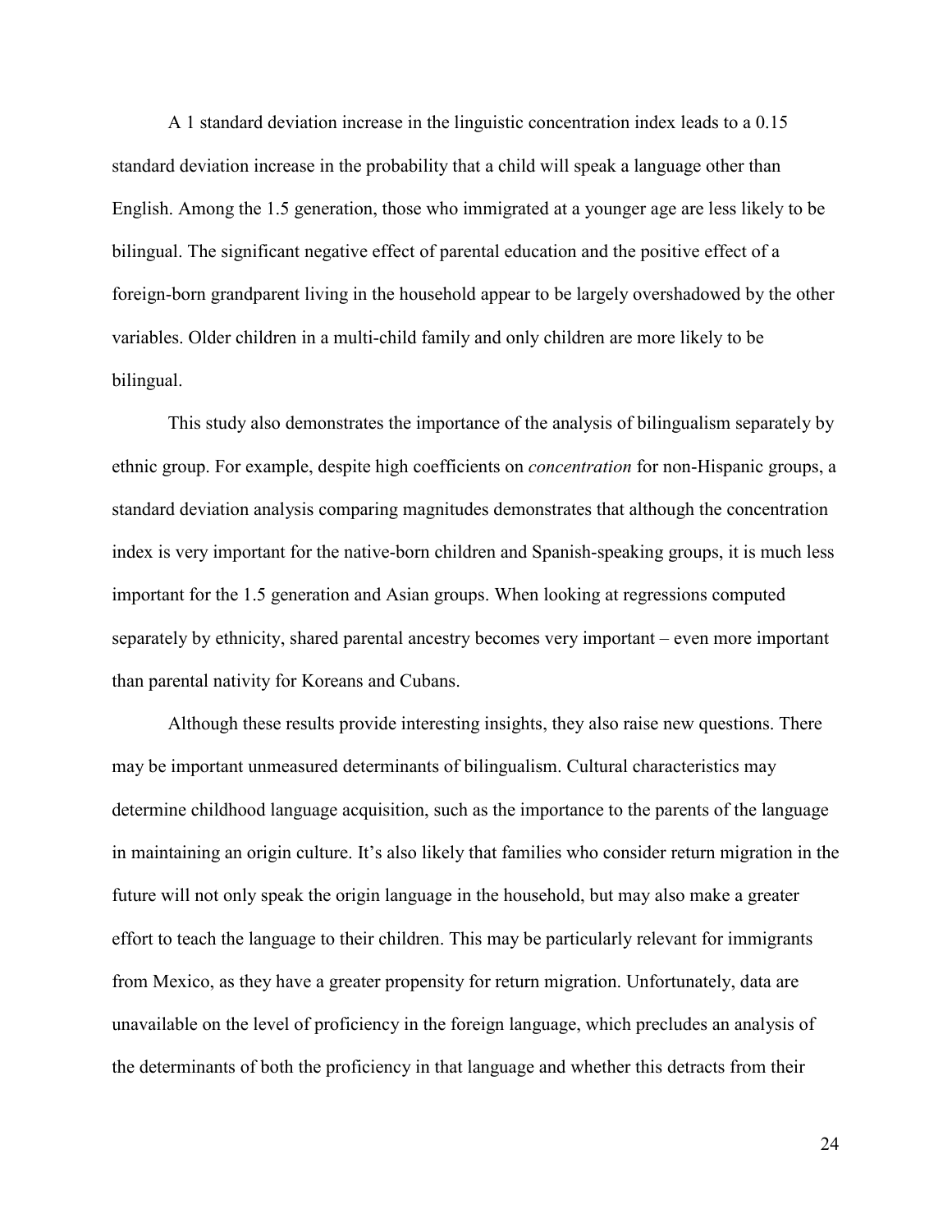A 1 standard deviation increase in the linguistic concentration index leads to a 0.15 standard deviation increase in the probability that a child will speak a language other than English. Among the 1.5 generation, those who immigrated at a younger age are less likely to be bilingual. The significant negative effect of parental education and the positive effect of a foreign-born grandparent living in the household appear to be largely overshadowed by the other variables. Older children in a multi-child family and only children are more likely to be bilingual.

This study also demonstrates the importance of the analysis of bilingualism separately by ethnic group. For example, despite high coefficients on *concentration* for non-Hispanic groups, a standard deviation analysis comparing magnitudes demonstrates that although the concentration index is very important for the native-born children and Spanish-speaking groups, it is much less important for the 1.5 generation and Asian groups. When looking at regressions computed separately by ethnicity, shared parental ancestry becomes very important – even more important than parental nativity for Koreans and Cubans.

Although these results provide interesting insights, they also raise new questions. There may be important unmeasured determinants of bilingualism. Cultural characteristics may determine childhood language acquisition, such as the importance to the parents of the language in maintaining an origin culture. It's also likely that families who consider return migration in the future will not only speak the origin language in the household, but may also make a greater effort to teach the language to their children. This may be particularly relevant for immigrants from Mexico, as they have a greater propensity for return migration. Unfortunately, data are unavailable on the level of proficiency in the foreign language, which precludes an analysis of the determinants of both the proficiency in that language and whether this detracts from their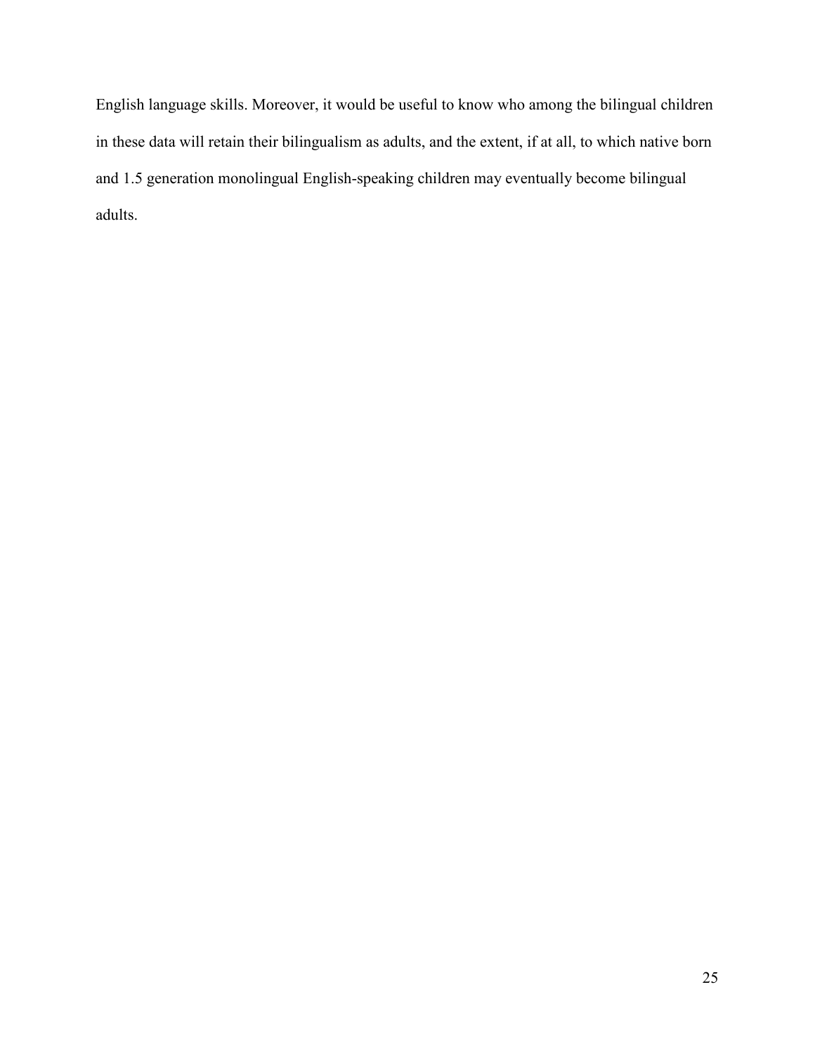English language skills. Moreover, it would be useful to know who among the bilingual children in these data will retain their bilingualism as adults, and the extent, if at all, to which native born and 1.5 generation monolingual English-speaking children may eventually become bilingual adults.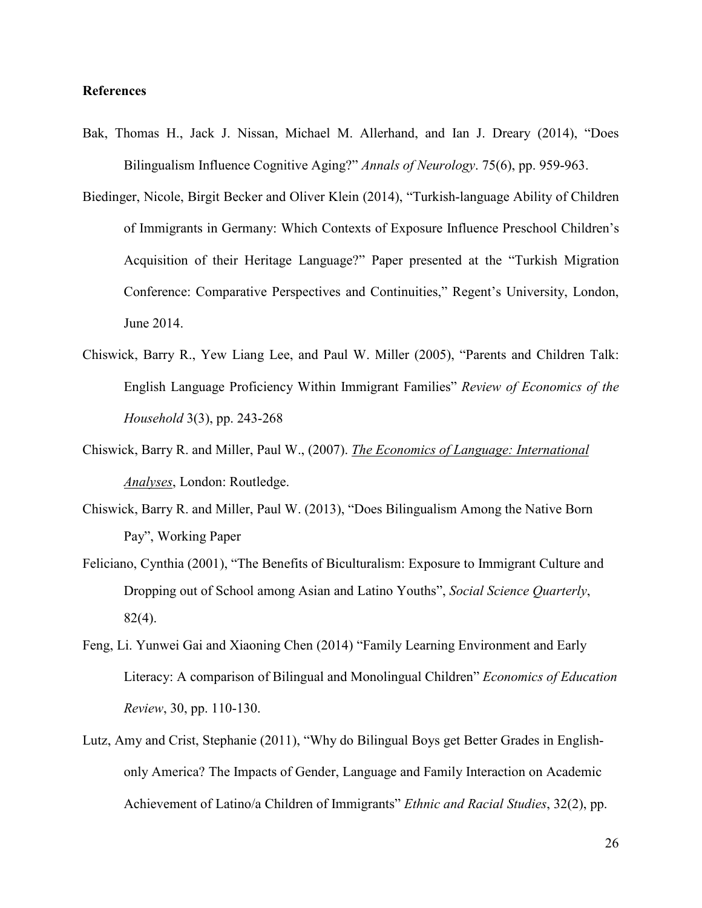**References**

Bak, Thomas H., Jack J. Nissan, Michael M. Allerhand, and Ian J. Dreary (2014), "Does Bilingualism Influence Cognitive Aging?" *Annals of Neurology*. 75(6), pp. 959-963.

Biedinger, Nicole, Birgit Becker and Oliver Klein (2014), "Turkish-language Ability of Children of Immigrants in Germany: Which Contexts of Exposure Influence Preschool Children's Acquisition of their Heritage Language?" Paper presented at the "Turkish Migration Conference: Comparative Perspectives and Continuities," Regent's University, London, June 2014.

Chiswick, Barry R., Yew Liang Lee, and Paul W. Miller (2005), "Parents and Children Talk: English Language Proficiency Within Immigrant Families" *Review of Economics of the Household* 3(3), pp. 243-268

Chiswick, Barry R. and Miller, Paul W., (2007). *The Economics of Language: International Analyses*, London: Routledge.

Chiswick, Barry R. and Miller, Paul W. (2013), "Does Bilingualism Among the Native Born Pay", Working Paper

Feliciano, Cynthia (2001), "The Benefits of Biculturalism: Exposure to Immigrant Culture and Dropping out of School among Asian and Latino Youths", *Social Science Quarterly*, 82(4).

Feng, Li. Yunwei Gai and Xiaoning Chen (2014) "Family Learning Environment and Early Literacy: A comparison of Bilingual and Monolingual Children" *Economics of Education Review*, 30, pp. 110-130.

Lutz, Amy and Crist, Stephanie (2011), "Why do Bilingual Boys get Better Grades in English-only America? The Impacts of Gender, Language and Family Interaction on Academic Achievement of Latino/a Children of Immigrants" *Ethnic and Racial Studies*, 32(2), pp.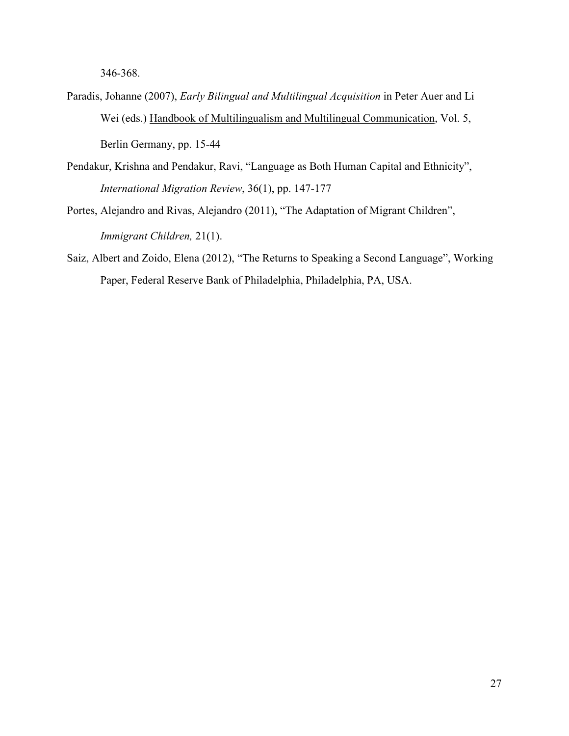346-368.

Paradis, Johanne (2007), *Early Bilingual and Multilingual Acquisition* in Peter Auer and Li Wei (eds.) Handbook of Multilingualism and Multilingual Communication, Vol. 5, Berlin Germany, pp. 15-44

Pendakur, Krishna and Pendakur, Ravi, "Language as Both Human Capital and Ethnicity", *International Migration Review*, 36(1), pp. 147-177

Portes, Alejandro and Rivas, Alejandro (2011), "The Adaptation of Migrant Children", *Immigrant Children,* 21(1).

Saiz, Albert and Zoido, Elena (2012), "The Returns to Speaking a Second Language", Working Paper, Federal Reserve Bank of Philadelphia, Philadelphia, PA, USA.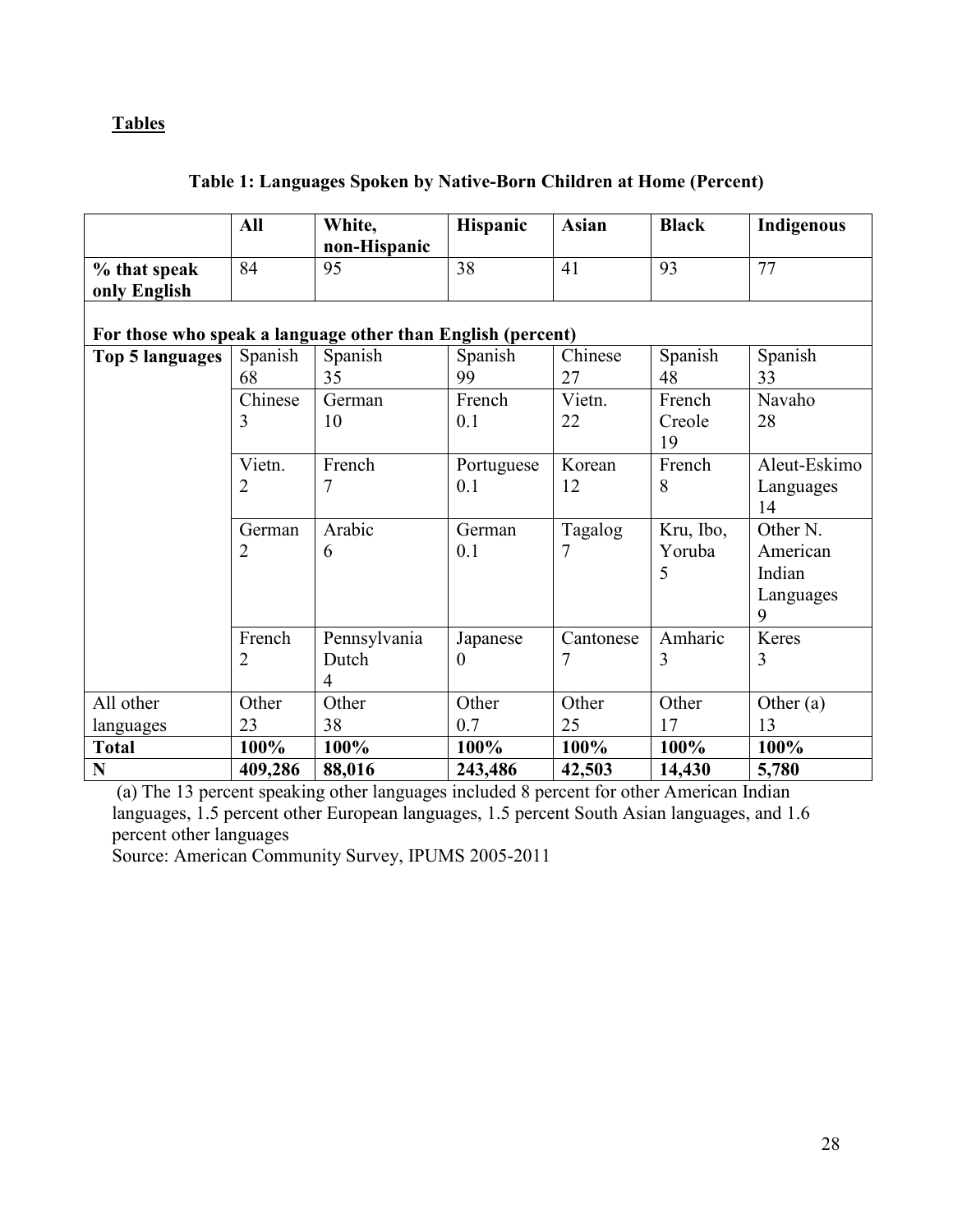**Tables**

**Table 1: Languages Spoken by Native-Born Children at Home (Percent)**

| | **All** | **White, non-Hispanic** | **Hispanic** | **Asian** | **Black** | **Indigenous** |
|---|---|---|---|---|---|---|
| **% that speak only English** | 84 | 95 | 38 | 41 | 93 | 77 |
| **For those who speak a language other than English (percent)** | | | | | | |
| **Top 5 languages** | Spanish 68 | Spanish 35 | Spanish 99 | Chinese 27 | Spanish 48 | Spanish 33 |
| | Chinese 3 | German 10 | French 0.1 | Vietn. 22 | French Creole 19 | Navaho 28 |
| | Vietn. 2 | French 7 | Portuguese 0.1 | Korean 12 | French 8 | Aleut-Eskimo Languages 14 |
| | German 2 | Arabic 6 | German 0.1 | Tagalog 7 | Kru, Ibo, Yoruba 5 | Other N. American Indian Languages 9 |
| | French 2 | Pennsylvania Dutch 4 | Japanese 0 | Cantonese 7 | Amharic 3 | Keres 3 |
| All other languages | Other 23 | Other 38 | Other 0.7 | Other 25 | Other 17 | Other (a) 13 |
| **Total** | **100%** | **100%** | **100%** | **100%** | **100%** | **100%** |
| **N** | **409,286** | **88,016** | **243,486** | **42,503** | **14,430** | **5,780** |

(a) The 13 percent speaking other languages included 8 percent for other American Indian languages, 1.5 percent other European languages, 1.5 percent South Asian languages, and 1.6 percent other languages

Source: American Community Survey, IPUMS 2005-2011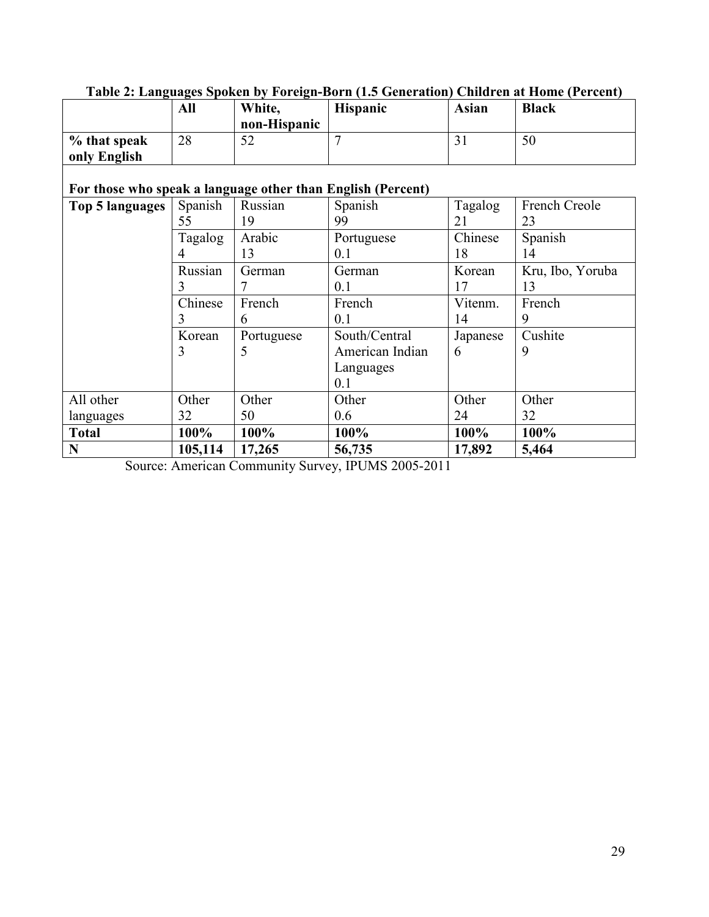**Table 2: Languages Spoken by Foreign-Born (1.5 Generation) Children at Home (Percent)**

| | All | White, non-Hispanic | Hispanic | Asian | Black |
|---|---|---|---|---|---|
| % that speak only English | 28 | 52 | 7 | 31 | 50 |

**For those who speak a language other than English (Percent)**

| | | | | | |
|---|---|---|---|---|---|
| **Top 5 languages** | Spanish 55 | Russian 19 | Spanish 99 | Tagalog 21 | French Creole 23 |
| | Tagalog 4 | Arabic 13 | Portuguese 0.1 | Chinese 18 | Spanish 14 |
| | Russian 3 | German 7 | German 0.1 | Korean 17 | Kru, Ibo, Yoruba 13 |
| | Chinese 3 | French 6 | French 0.1 | Vitenm. 14 | French 9 |
| | Korean 3 | Portuguese 5 | South/Central American Indian Languages 0.1 | Japanese 6 | Cushite 9 |
| All other languages | Other 32 | Other 50 | Other 0.6 | Other 24 | Other 32 |
| **Total** | **100%** | **100%** | **100%** | **100%** | **100%** |
| **N** | **105,114** | **17,265** | **56,735** | **17,892** | **5,464** |

Source: American Community Survey, IPUMS 2005-2011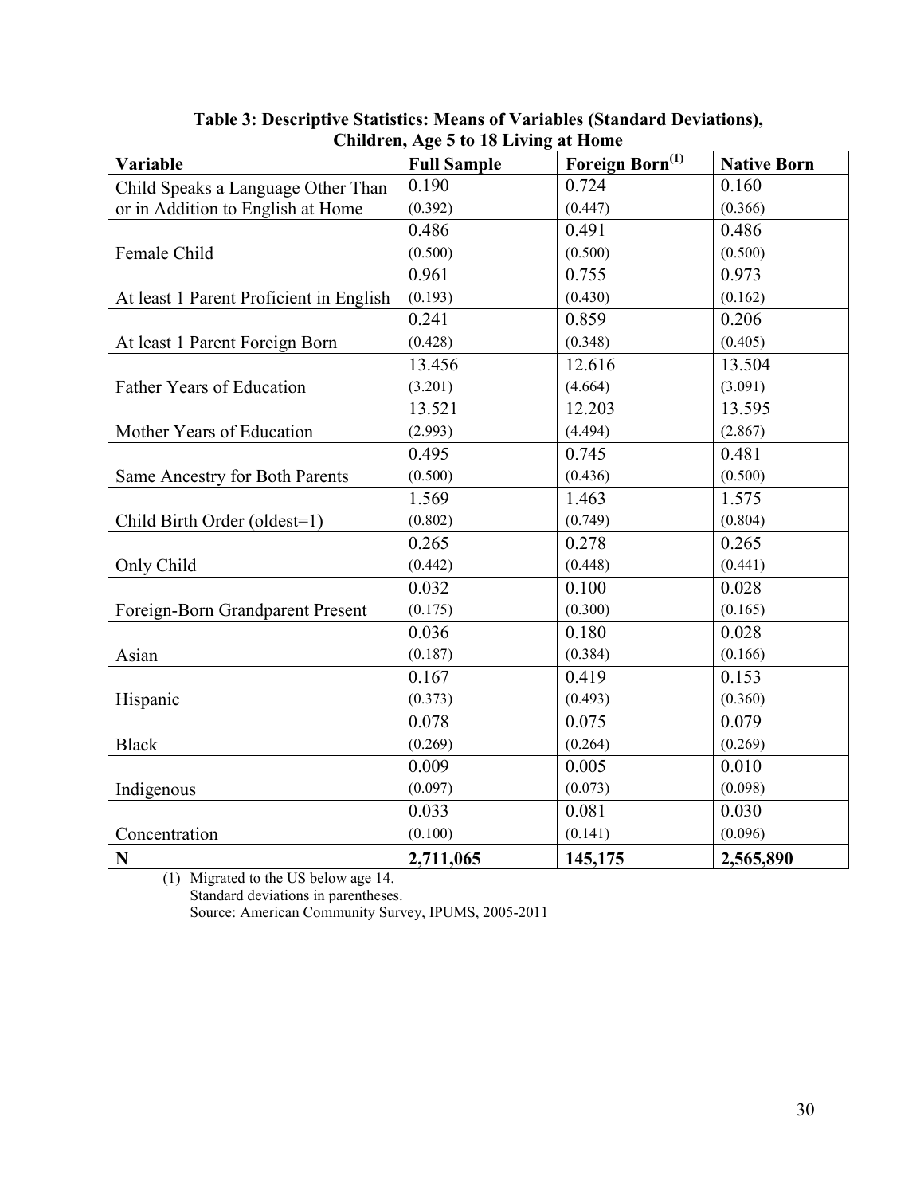**Table 3: Descriptive Statistics: Means of Variables (Standard Deviations), Children, Age 5 to 18 Living at Home**

| Variable | Full Sample | Foreign Born[(1)] | Native Born |
|---|---|---|---|
| Child Speaks a Language Other Than or in Addition to English at Home | 0.190<br>(0.392) | 0.724<br>(0.447) | 0.160<br>(0.366) |
| Female Child | 0.486<br>(0.500) | 0.491<br>(0.500) | 0.486<br>(0.500) |
| At least 1 Parent Proficient in English | 0.961<br>(0.193) | 0.755<br>(0.430) | 0.973<br>(0.162) |
| At least 1 Parent Foreign Born | 0.241<br>(0.428) | 0.859<br>(0.348) | 0.206<br>(0.405) |
| Father Years of Education | 13.456<br>(3.201) | 12.616<br>(4.664) | 13.504<br>(3.091) |
| Mother Years of Education | 13.521<br>(2.993) | 12.203<br>(4.494) | 13.595<br>(2.867) |
| Same Ancestry for Both Parents | 0.495<br>(0.500) | 0.745<br>(0.436) | 0.481<br>(0.500) |
| Child Birth Order (oldest=1) | 1.569<br>(0.802) | 1.463<br>(0.749) | 1.575<br>(0.804) |
| Only Child | 0.265<br>(0.442) | 0.278<br>(0.448) | 0.265<br>(0.441) |
| Foreign-Born Grandparent Present | 0.032<br>(0.175) | 0.100<br>(0.300) | 0.028<br>(0.165) |
| Asian | 0.036<br>(0.187) | 0.180<br>(0.384) | 0.028<br>(0.166) |
| Hispanic | 0.167<br>(0.373) | 0.419<br>(0.493) | 0.153<br>(0.360) |
| Black | 0.078<br>(0.269) | 0.075<br>(0.264) | 0.079<br>(0.269) |
| Indigenous | 0.009<br>(0.097) | 0.005<br>(0.073) | 0.010<br>(0.098) |
| Concentration | 0.033<br>(0.100) | 0.081<br>(0.141) | 0.030<br>(0.096) |
| **N** | **2,711,065** | **145,175** | **2,565,890** |

(1) Migrated to the US below age 14.
Standard deviations in parentheses.
Source: American Community Survey, IPUMS, 2005-2011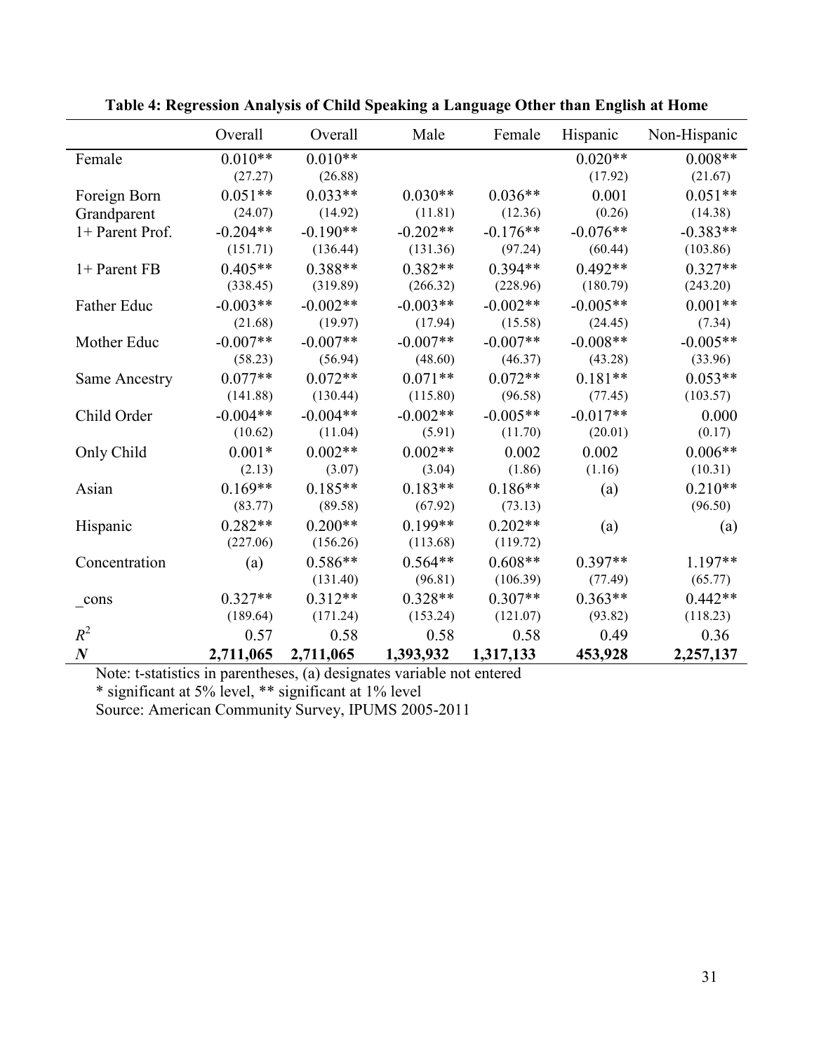**Table 4: Regression Analysis of Child Speaking a Language Other than English at Home**

| | Overall | Overall | Male | Female | Hispanic | Non-Hispanic |
|---|---|---|---|---|---|---|
| Female | 0.010** | 0.010** | | | 0.020** | 0.008** |
| | (27.27) | (26.88) | | | (17.92) | (21.67) |
| Foreign Born Grandparent | 0.051** | 0.033** | 0.030** | 0.036** | 0.001 | 0.051** |
| | (24.07) | (14.92) | (11.81) | (12.36) | (0.26) | (14.38) |
| 1+ Parent Prof. | -0.204** | -0.190** | -0.202** | -0.176** | -0.076** | -0.383** |
| | (151.71) | (136.44) | (131.36) | (97.24) | (60.44) | (103.86) |
| 1+ Parent FB | 0.405** | 0.388** | 0.382** | 0.394** | 0.492** | 0.327** |
| | (338.45) | (319.89) | (266.32) | (228.96) | (180.79) | (243.20) |
| Father Educ | -0.003** | -0.002** | -0.003** | -0.002** | -0.005** | 0.001** |
| | (21.68) | (19.97) | (17.94) | (15.58) | (24.45) | (7.34) |
| Mother Educ | -0.007** | -0.007** | -0.007** | -0.007** | -0.008** | -0.005** |
| | (58.23) | (56.94) | (48.60) | (46.37) | (43.28) | (33.96) |
| Same Ancestry | 0.077** | 0.072** | 0.071** | 0.072** | 0.181** | 0.053** |
| | (141.88) | (130.44) | (115.80) | (96.58) | (77.45) | (103.57) |
| Child Order | -0.004** | -0.004** | -0.002** | -0.005** | -0.017** | 0.000 |
| | (10.62) | (11.04) | (5.91) | (11.70) | (20.01) | (0.17) |
| Only Child | 0.001* | 0.002** | 0.002** | 0.002 | 0.002 | 0.006** |
| | (2.13) | (3.07) | (3.04) | (1.86) | (1.16) | (10.31) |
| Asian | 0.169** | 0.185** | 0.183** | 0.186** | (a) | 0.210** |
| | (83.77) | (89.58) | (67.92) | (73.13) | | (96.50) |
| Hispanic | 0.282** | 0.200** | 0.199** | 0.202** | (a) | (a) |
| | (227.06) | (156.26) | (113.68) | (119.72) | | |
| Concentration | (a) | 0.586** | 0.564** | 0.608** | 0.397** | 1.197** |
| | | (131.40) | (96.81) | (106.39) | (77.49) | (65.77) |
| _cons | 0.327** | 0.312** | 0.328** | 0.307** | 0.363** | 0.442** |
| | (189.64) | (171.24) | (153.24) | (121.07) | (93.82) | (118.23) |
| $R^2$ | 0.57 | 0.58 | 0.58 | 0.58 | 0.49 | 0.36 |
| ***N*** | **2,711,065** | **2,711,065** | **1,393,932** | **1,317,133** | **453,928** | **2,257,137** |

Note: t-statistics in parentheses, (a) designates variable not entered

* significant at 5% level, ** significant at 1% level

Source: American Community Survey, IPUMS 2005-2011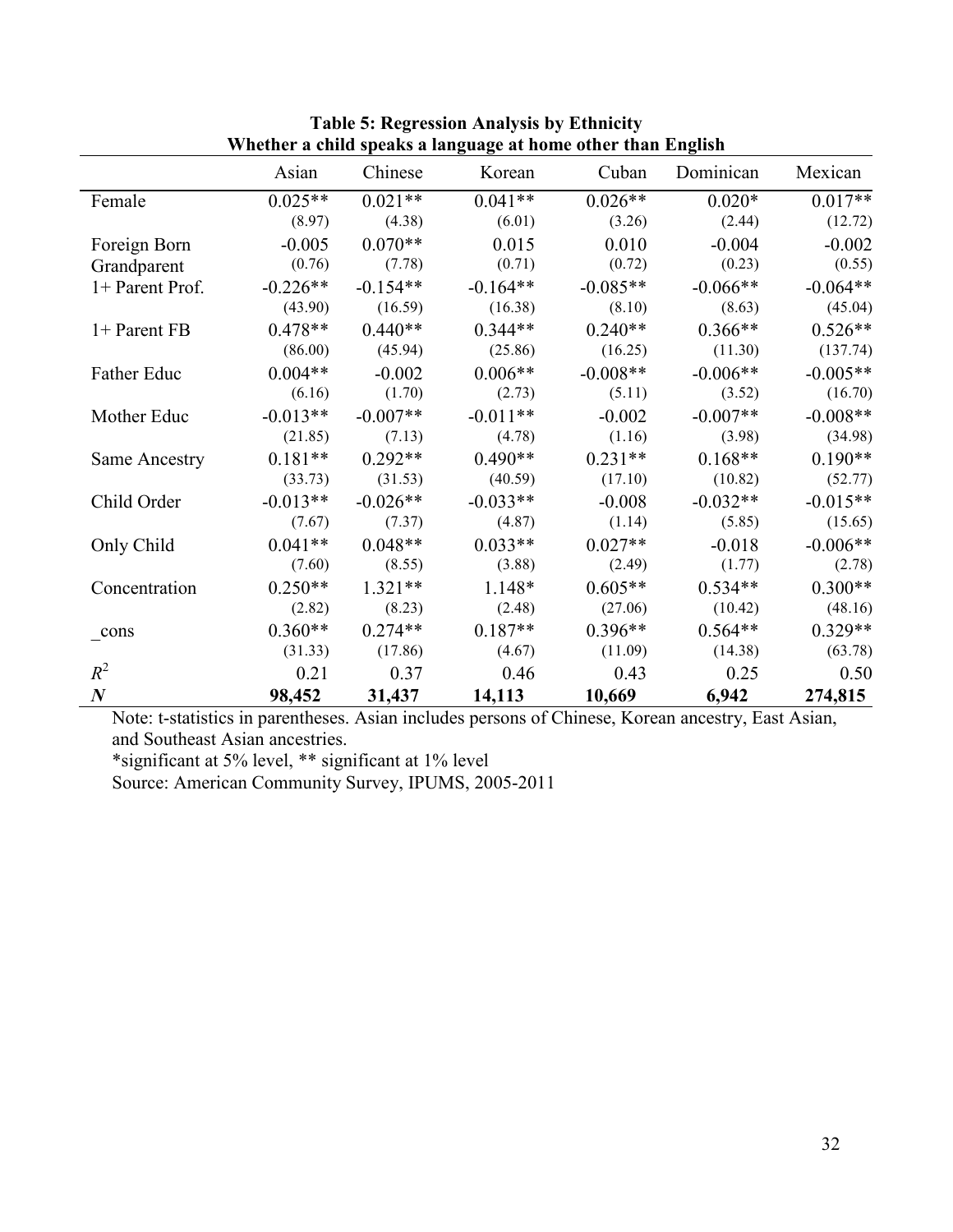**Table 5: Regression Analysis by Ethnicity**
**Whether a child speaks a language at home other than English**

| | Asian | Chinese | Korean | Cuban | Dominican | Mexican |
|---|---|---|---|---|---|---|
| Female | 0.025** | 0.021** | 0.041** | 0.026** | 0.020* | 0.017** |
| | (8.97) | (4.38) | (6.01) | (3.26) | (2.44) | (12.72) |
| Foreign Born Grandparent | -0.005 | 0.070** | 0.015 | 0.010 | -0.004 | -0.002 |
| | (0.76) | (7.78) | (0.71) | (0.72) | (0.23) | (0.55) |
| 1+ Parent Prof. | -0.226** | -0.154** | -0.164** | -0.085** | -0.066** | -0.064** |
| | (43.90) | (16.59) | (16.38) | (8.10) | (8.63) | (45.04) |
| 1+ Parent FB | 0.478** | 0.440** | 0.344** | 0.240** | 0.366** | 0.526** |
| | (86.00) | (45.94) | (25.86) | (16.25) | (11.30) | (137.74) |
| Father Educ | 0.004** | -0.002 | 0.006** | -0.008** | -0.006** | -0.005** |
| | (6.16) | (1.70) | (2.73) | (5.11) | (3.52) | (16.70) |
| Mother Educ | -0.013** | -0.007** | -0.011** | -0.002 | -0.007** | -0.008** |
| | (21.85) | (7.13) | (4.78) | (1.16) | (3.98) | (34.98) |
| Same Ancestry | 0.181** | 0.292** | 0.490** | 0.231** | 0.168** | 0.190** |
| | (33.73) | (31.53) | (40.59) | (17.10) | (10.82) | (52.77) |
| Child Order | -0.013** | -0.026** | -0.033** | -0.008 | -0.032** | -0.015** |
| | (7.67) | (7.37) | (4.87) | (1.14) | (5.85) | (15.65) |
| Only Child | 0.041** | 0.048** | 0.033** | 0.027** | -0.018 | -0.006** |
| | (7.60) | (8.55) | (3.88) | (2.49) | (1.77) | (2.78) |
| Concentration | 0.250** | 1.321** | 1.148* | 0.605** | 0.534** | 0.300** |
| | (2.82) | (8.23) | (2.48) | (27.06) | (10.42) | (48.16) |
| _cons | 0.360** | 0.274** | 0.187** | 0.396** | 0.564** | 0.329** |
| | (31.33) | (17.86) | (4.67) | (11.09) | (14.38) | (63.78) |
| $R^2$ | 0.21 | 0.37 | 0.46 | 0.43 | 0.25 | 0.50 |
| ***N*** | **98,452** | **31,437** | **14,113** | **10,669** | **6,942** | **274,815** |

Note: t-statistics in parentheses. Asian includes persons of Chinese, Korean ancestry, East Asian, and Southeast Asian ancestries.

*significant at 5% level, ** significant at 1% level

Source: American Community Survey, IPUMS, 2005-2011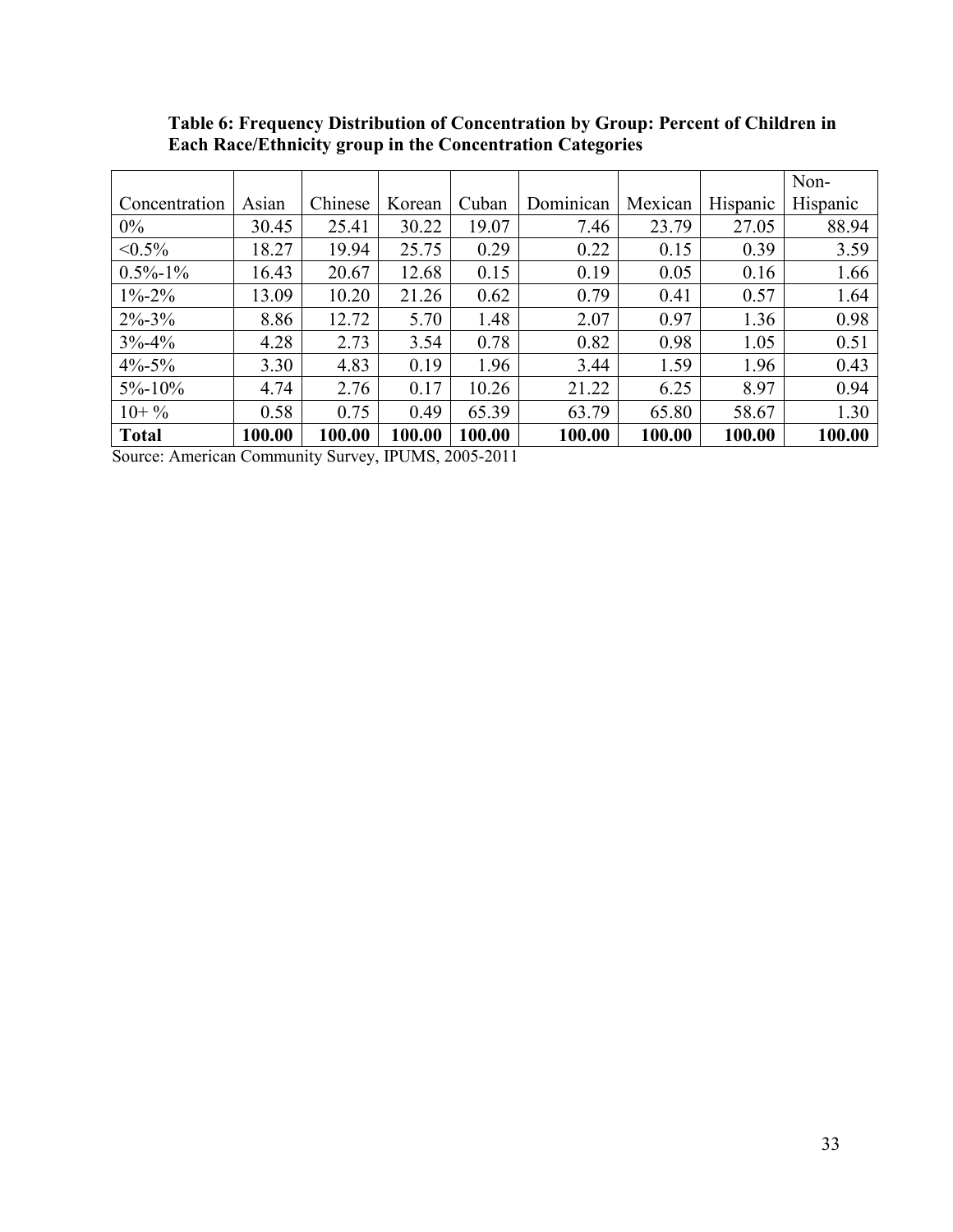**Table 6: Frequency Distribution of Concentration by Group: Percent of Children in Each Race/Ethnicity group in the Concentration Categories**

| Concentration | Asian | Chinese | Korean | Cuban | Dominican | Mexican | Hispanic | Non-Hispanic |
|---|---|---|---|---|---|---|---|---|
| 0% | 30.45 | 25.41 | 30.22 | 19.07 | 7.46 | 23.79 | 27.05 | 88.94 |
| <0.5% | 18.27 | 19.94 | 25.75 | 0.29 | 0.22 | 0.15 | 0.39 | 3.59 |
| 0.5%-1% | 16.43 | 20.67 | 12.68 | 0.15 | 0.19 | 0.05 | 0.16 | 1.66 |
| 1%-2% | 13.09 | 10.20 | 21.26 | 0.62 | 0.79 | 0.41 | 0.57 | 1.64 |
| 2%-3% | 8.86 | 12.72 | 5.70 | 1.48 | 2.07 | 0.97 | 1.36 | 0.98 |
| 3%-4% | 4.28 | 2.73 | 3.54 | 0.78 | 0.82 | 0.98 | 1.05 | 0.51 |
| 4%-5% | 3.30 | 4.83 | 0.19 | 1.96 | 3.44 | 1.59 | 1.96 | 0.43 |
| 5%-10% | 4.74 | 2.76 | 0.17 | 10.26 | 21.22 | 6.25 | 8.97 | 0.94 |
| 10+ % | 0.58 | 0.75 | 0.49 | 65.39 | 63.79 | 65.80 | 58.67 | 1.30 |
| **Total** | **100.00** | **100.00** | **100.00** | **100.00** | **100.00** | **100.00** | **100.00** | **100.00** |

Source: American Community Survey, IPUMS, 2005-2011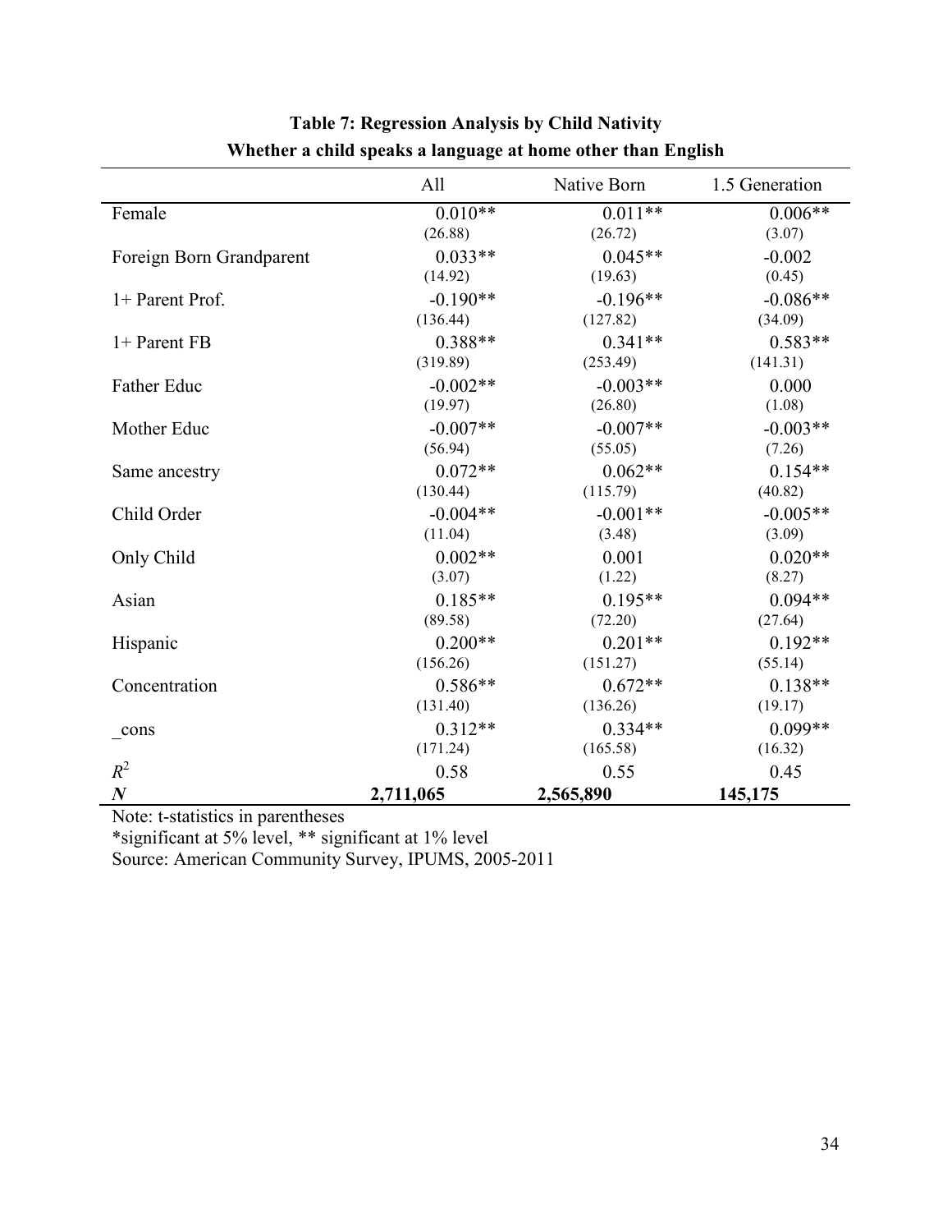**Table 7: Regression Analysis by Child Nativity**
**Whether a child speaks a language at home other than English**

| | All | Native Born | 1.5 Generation |
|---|---|---|---|
| Female | 0.010** | 0.011** | 0.006** |
| | (26.88) | (26.72) | (3.07) |
| Foreign Born Grandparent | 0.033** | 0.045** | -0.002 |
| | (14.92) | (19.63) | (0.45) |
| 1+ Parent Prof. | -0.190** | -0.196** | -0.086** |
| | (136.44) | (127.82) | (34.09) |
| 1+ Parent FB | 0.388** | 0.341** | 0.583** |
| | (319.89) | (253.49) | (141.31) |
| Father Educ | -0.002** | -0.003** | 0.000 |
| | (19.97) | (26.80) | (1.08) |
| Mother Educ | -0.007** | -0.007** | -0.003** |
| | (56.94) | (55.05) | (7.26) |
| Same ancestry | 0.072** | 0.062** | 0.154** |
| | (130.44) | (115.79) | (40.82) |
| Child Order | -0.004** | -0.001** | -0.005** |
| | (11.04) | (3.48) | (3.09) |
| Only Child | 0.002** | 0.001 | 0.020** |
| | (3.07) | (1.22) | (8.27) |
| Asian | 0.185** | 0.195** | 0.094** |
| | (89.58) | (72.20) | (27.64) |
| Hispanic | 0.200** | 0.201** | 0.192** |
| | (156.26) | (151.27) | (55.14) |
| Concentration | 0.586** | 0.672** | 0.138** |
| | (131.40) | (136.26) | (19.17) |
| _cons | 0.312** | 0.334** | 0.099** |
| | (171.24) | (165.58) | (16.32) |
| $R^2$ | 0.58 | 0.55 | 0.45 |
| ***N*** | **2,711,065** | **2,565,890** | **145,175** |

Note: t-statistics in parentheses

*significant at 5% level, ** significant at 1% level

Source: American Community Survey, IPUMS, 2005-2011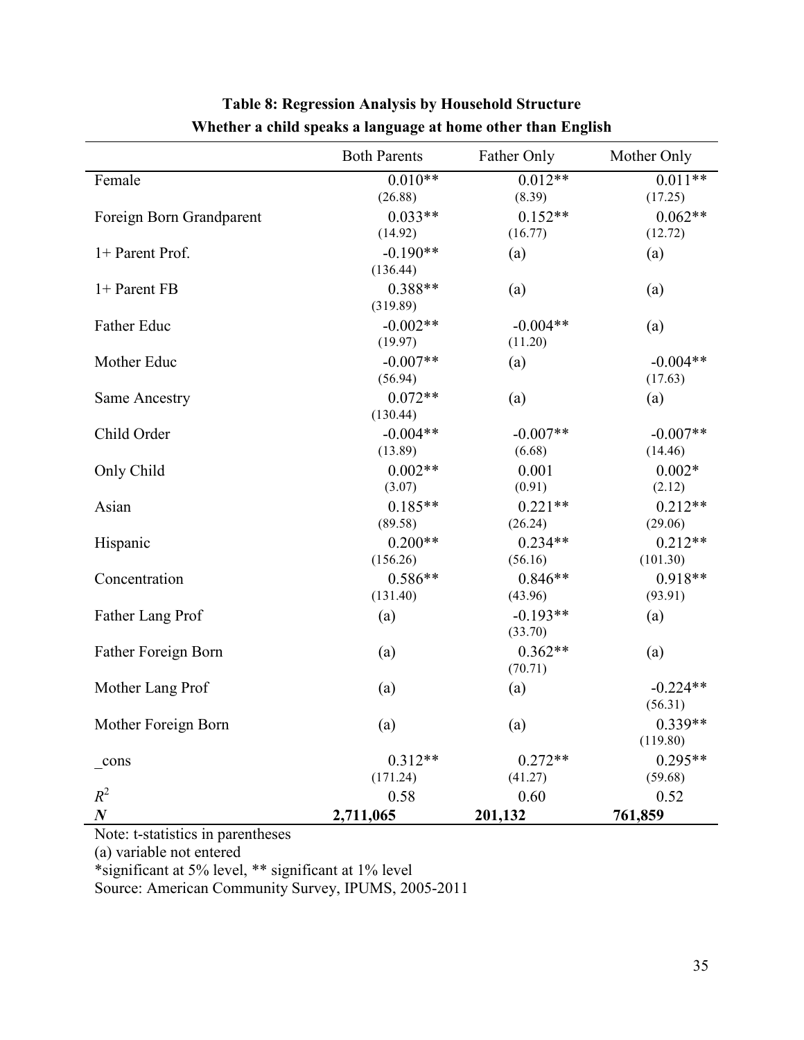**Table 8: Regression Analysis by Household Structure**

**Whether a child speaks a language at home other than English**

| | Both Parents | Father Only | Mother Only |
|---|---|---|---|
| Female | 0.010** | 0.012** | 0.011** |
| | (26.88) | (8.39) | (17.25) |
| Foreign Born Grandparent | 0.033** | 0.152** | 0.062** |
| | (14.92) | (16.77) | (12.72) |
| 1+ Parent Prof. | -0.190** | (a) | (a) |
| | (136.44) | | |
| 1+ Parent FB | 0.388** | (a) | (a) |
| | (319.89) | | |
| Father Educ | -0.002** | -0.004** | (a) |
| | (19.97) | (11.20) | |
| Mother Educ | -0.007** | (a) | -0.004** |
| | (56.94) | | (17.63) |
| Same Ancestry | 0.072** | (a) | (a) |
| | (130.44) | | |
| Child Order | -0.004** | -0.007** | -0.007** |
| | (13.89) | (6.68) | (14.46) |
| Only Child | 0.002** | 0.001 | 0.002* |
| | (3.07) | (0.91) | (2.12) |
| Asian | 0.185** | 0.221** | 0.212** |
| | (89.58) | (26.24) | (29.06) |
| Hispanic | 0.200** | 0.234** | 0.212** |
| | (156.26) | (56.16) | (101.30) |
| Concentration | 0.586** | 0.846** | 0.918** |
| | (131.40) | (43.96) | (93.91) |
| Father Lang Prof | (a) | -0.193** | (a) |
| | | (33.70) | |
| Father Foreign Born | (a) | 0.362** | (a) |
| | | (70.71) | |
| Mother Lang Prof | (a) | (a) | -0.224** |
| | | | (56.31) |
| Mother Foreign Born | (a) | (a) | 0.339** |
| | | | (119.80) |
| _cons | 0.312** | 0.272** | 0.295** |
| | (171.24) | (41.27) | (59.68) |
| $R^2$ | 0.58 | 0.60 | 0.52 |
| ***N*** | **2,711,065** | **201,132** | **761,859** |

Note: t-statistics in parentheses

(a) variable not entered

*significant at 5% level, ** significant at 1% level

Source: American Community Survey, IPUMS, 2005-2011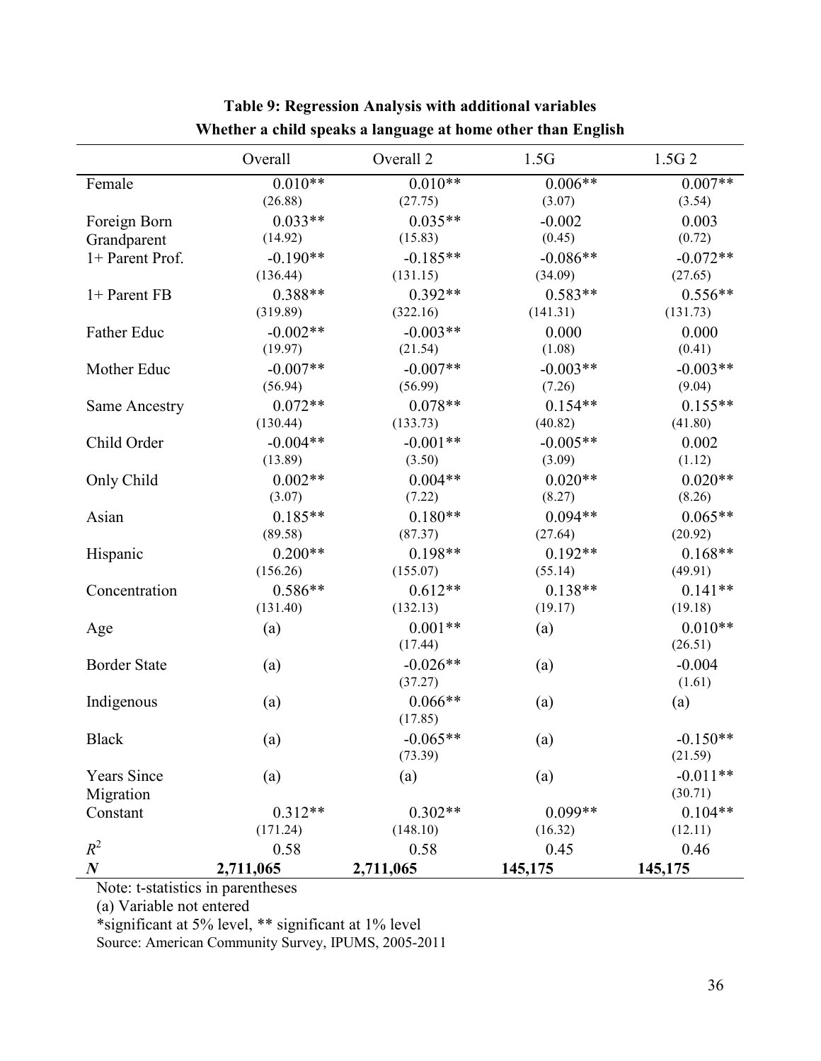**Table 9: Regression Analysis with additional variables**
**Whether a child speaks a language at home other than English**

| | Overall | Overall 2 | 1.5G | 1.5G 2 |
|---|---|---|---|---|
| Female | 0.010** | 0.010** | 0.006** | 0.007** |
| | (26.88) | (27.75) | (3.07) | (3.54) |
| Foreign Born Grandparent | 0.033** | 0.035** | -0.002 | 0.003 |
| | (14.92) | (15.83) | (0.45) | (0.72) |
| 1+ Parent Prof. | -0.190** | -0.185** | -0.086** | -0.072** |
| | (136.44) | (131.15) | (34.09) | (27.65) |
| 1+ Parent FB | 0.388** | 0.392** | 0.583** | 0.556** |
| | (319.89) | (322.16) | (141.31) | (131.73) |
| Father Educ | -0.002** | -0.003** | 0.000 | 0.000 |
| | (19.97) | (21.54) | (1.08) | (0.41) |
| Mother Educ | -0.007** | -0.007** | -0.003** | -0.003** |
| | (56.94) | (56.99) | (7.26) | (9.04) |
| Same Ancestry | 0.072** | 0.078** | 0.154** | 0.155** |
| | (130.44) | (133.73) | (40.82) | (41.80) |
| Child Order | -0.004** | -0.001** | -0.005** | 0.002 |
| | (13.89) | (3.50) | (3.09) | (1.12) |
| Only Child | 0.002** | 0.004** | 0.020** | 0.020** |
| | (3.07) | (7.22) | (8.27) | (8.26) |
| Asian | 0.185** | 0.180** | 0.094** | 0.065** |
| | (89.58) | (87.37) | (27.64) | (20.92) |
| Hispanic | 0.200** | 0.198** | 0.192** | 0.168** |
| | (156.26) | (155.07) | (55.14) | (49.91) |
| Concentration | 0.586** | 0.612** | 0.138** | 0.141** |
| | (131.40) | (132.13) | (19.17) | (19.18) |
| Age | (a) | 0.001** | (a) | 0.010** |
| | | (17.44) | | (26.51) |
| Border State | (a) | -0.026** | (a) | -0.004 |
| | | (37.27) | | (1.61) |
| Indigenous | (a) | 0.066** | (a) | (a) |
| | | (17.85) | | |
| Black | (a) | -0.065** | (a) | -0.150** |
| | | (73.39) | | (21.59) |
| Years Since Migration | (a) | (a) | (a) | -0.011** |
| | | | | (30.71) |
| Constant | 0.312** | 0.302** | 0.099** | 0.104** |
| | (171.24) | (148.10) | (16.32) | (12.11) |
| $R^2$ | 0.58 | 0.58 | 0.45 | 0.46 |
| ***N*** | **2,711,065** | **2,711,065** | **145,175** | **145,175** |

Note: t-statistics in parentheses

(a) Variable not entered

*significant at 5% level, ** significant at 1% level

Source: American Community Survey, IPUMS, 2005-2011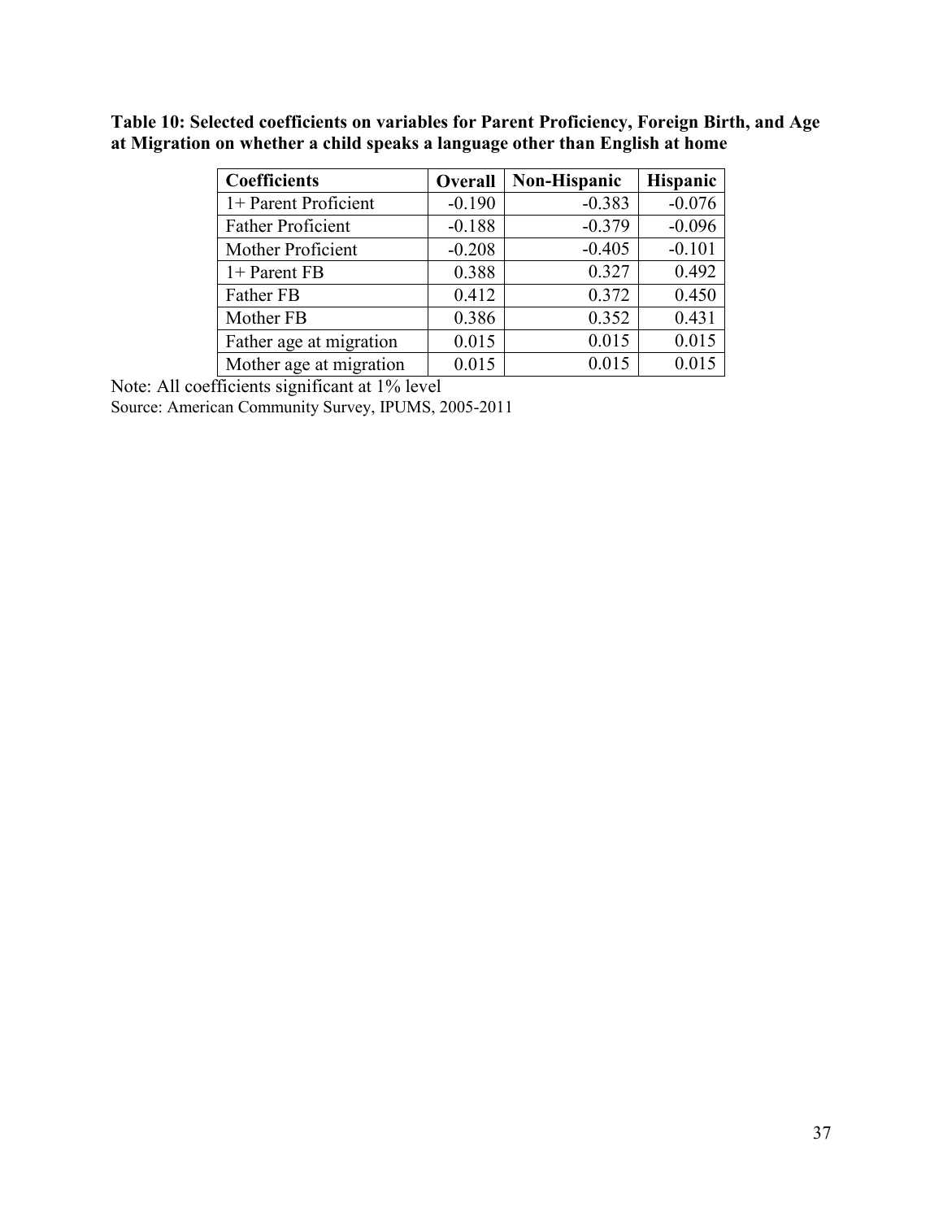**Table 10: Selected coefficients on variables for Parent Proficiency, Foreign Birth, and Age at Migration on whether a child speaks a language other than English at home**

| Coefficients | Overall | Non-Hispanic | Hispanic |
|---|---|---|---|
| 1+ Parent Proficient | -0.190 | -0.383 | -0.076 |
| Father Proficient | -0.188 | -0.379 | -0.096 |
| Mother Proficient | -0.208 | -0.405 | -0.101 |
| 1+ Parent FB | 0.388 | 0.327 | 0.492 |
| Father FB | 0.412 | 0.372 | 0.450 |
| Mother FB | 0.386 | 0.352 | 0.431 |
| Father age at migration | 0.015 | 0.015 | 0.015 |
| Mother age at migration | 0.015 | 0.015 | 0.015 |

Note: All coefficients significant at 1% level

Source: American Community Survey, IPUMS, 2005-2011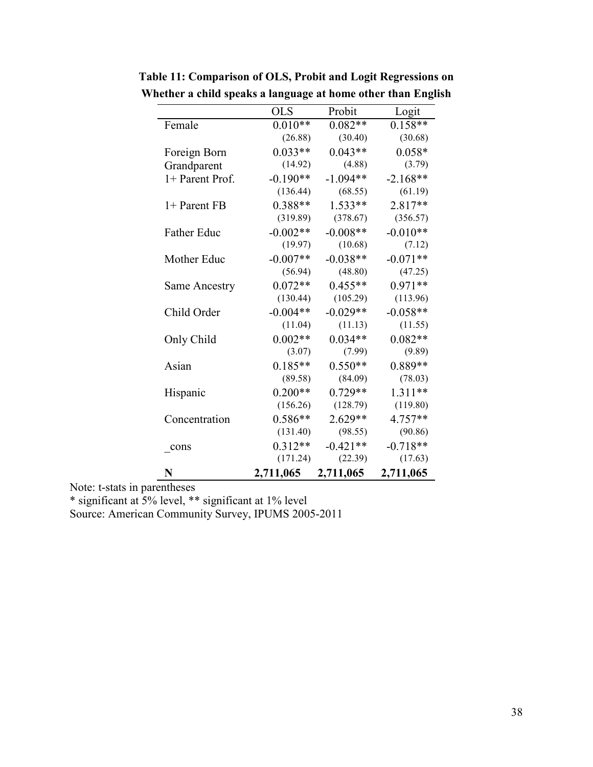**Table 11: Comparison of OLS, Probit and Logit Regressions on Whether a child speaks a language at home other than English**

| | OLS | Probit | Logit |
|---|---|---|---|
| Female | 0.010** | 0.082** | 0.158** |
| | (26.88) | (30.40) | (30.68) |
| Foreign Born Grandparent | 0.033** | 0.043** | 0.058* |
| | (14.92) | (4.88) | (3.79) |
| 1+ Parent Prof. | -0.190** | -1.094** | -2.168** |
| | (136.44) | (68.55) | (61.19) |
| 1+ Parent FB | 0.388** | 1.533** | 2.817** |
| | (319.89) | (378.67) | (356.57) |
| Father Educ | -0.002** | -0.008** | -0.010** |
| | (19.97) | (10.68) | (7.12) |
| Mother Educ | -0.007** | -0.038** | -0.071** |
| | (56.94) | (48.80) | (47.25) |
| Same Ancestry | 0.072** | 0.455** | 0.971** |
| | (130.44) | (105.29) | (113.96) |
| Child Order | -0.004** | -0.029** | -0.058** |
| | (11.04) | (11.13) | (11.55) |
| Only Child | 0.002** | 0.034** | 0.082** |
| | (3.07) | (7.99) | (9.89) |
| Asian | 0.185** | 0.550** | 0.889** |
| | (89.58) | (84.09) | (78.03) |
| Hispanic | 0.200** | 0.729** | 1.311** |
| | (156.26) | (128.79) | (119.80) |
| Concentration | 0.586** | 2.629** | 4.757** |
| | (131.40) | (98.55) | (90.86) |
| _cons | 0.312** | -0.421** | -0.718** |
| | (171.24) | (22.39) | (17.63) |
| **N** | **2,711,065** | **2,711,065** | **2,711,065** |

Note: t-stats in parentheses

* significant at 5% level, ** significant at 1% level

Source: American Community Survey, IPUMS 2005-2011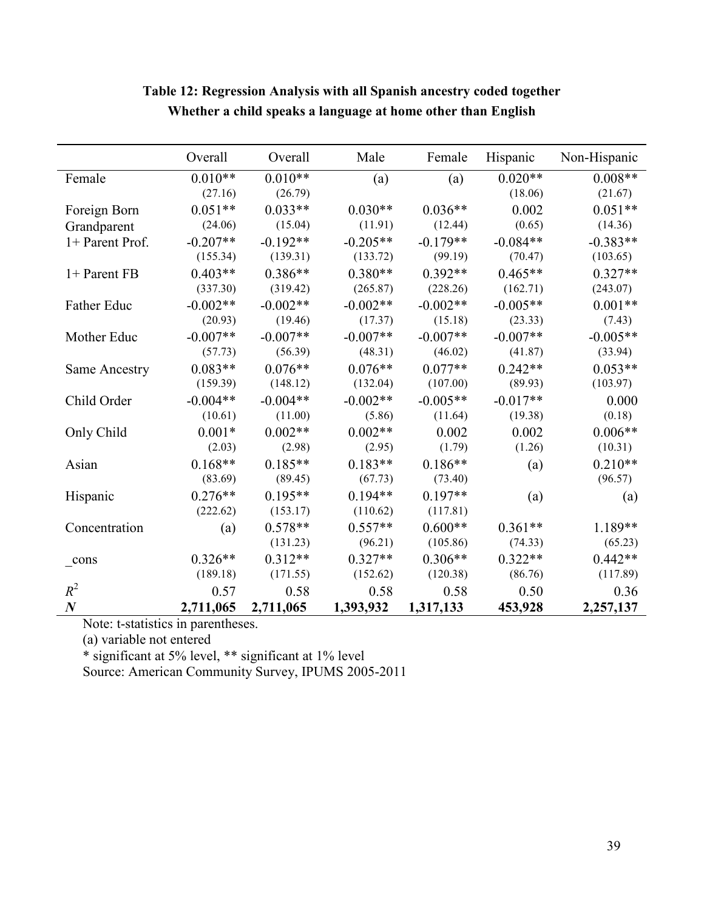**Table 12: Regression Analysis with all Spanish ancestry coded together**
**Whether a child speaks a language at home other than English**

| | Overall | Overall | Male | Female | Hispanic | Non-Hispanic |
|---|---|---|---|---|---|---|
| Female | 0.010** | 0.010** | (a) | (a) | 0.020** | 0.008** |
| | (27.16) | (26.79) | | | (18.06) | (21.67) |
| Foreign Born Grandparent | 0.051** | 0.033** | 0.030** | 0.036** | 0.002 | 0.051** |
| | (24.06) | (15.04) | (11.91) | (12.44) | (0.65) | (14.36) |
| 1+ Parent Prof. | -0.207** | -0.192** | -0.205** | -0.179** | -0.084** | -0.383** |
| | (155.34) | (139.31) | (133.72) | (99.19) | (70.47) | (103.65) |
| 1+ Parent FB | 0.403** | 0.386** | 0.380** | 0.392** | 0.465** | 0.327** |
| | (337.30) | (319.42) | (265.87) | (228.26) | (162.71) | (243.07) |
| Father Educ | -0.002** | -0.002** | -0.002** | -0.002** | -0.005** | 0.001** |
| | (20.93) | (19.46) | (17.37) | (15.18) | (23.33) | (7.43) |
| Mother Educ | -0.007** | -0.007** | -0.007** | -0.007** | -0.007** | -0.005** |
| | (57.73) | (56.39) | (48.31) | (46.02) | (41.87) | (33.94) |
| Same Ancestry | 0.083** | 0.076** | 0.076** | 0.077** | 0.242** | 0.053** |
| | (159.39) | (148.12) | (132.04) | (107.00) | (89.93) | (103.97) |
| Child Order | -0.004** | -0.004** | -0.002** | -0.005** | -0.017** | 0.000 |
| | (10.61) | (11.00) | (5.86) | (11.64) | (19.38) | (0.18) |
| Only Child | 0.001* | 0.002** | 0.002** | 0.002 | 0.002 | 0.006** |
| | (2.03) | (2.98) | (2.95) | (1.79) | (1.26) | (10.31) |
| Asian | 0.168** | 0.185** | 0.183** | 0.186** | (a) | 0.210** |
| | (83.69) | (89.45) | (67.73) | (73.40) | | (96.57) |
| Hispanic | 0.276** | 0.195** | 0.194** | 0.197** | (a) | (a) |
| | (222.62) | (153.17) | (110.62) | (117.81) | | |
| Concentration | (a) | 0.578** | 0.557** | 0.600** | 0.361** | 1.189** |
| | | (131.23) | (96.21) | (105.86) | (74.33) | (65.23) |
| _cons | 0.326** | 0.312** | 0.327** | 0.306** | 0.322** | 0.442** |
| | (189.18) | (171.55) | (152.62) | (120.38) | (86.76) | (117.89) |
| $R^2$ | 0.57 | 0.58 | 0.58 | 0.58 | 0.50 | 0.36 |
| ***N*** | **2,711,065** | **2,711,065** | **1,393,932** | **1,317,133** | **453,928** | **2,257,137** |

Note: t-statistics in parentheses.

(a) variable not entered

* significant at 5% level, ** significant at 1% level

Source: American Community Survey, IPUMS 2005-2011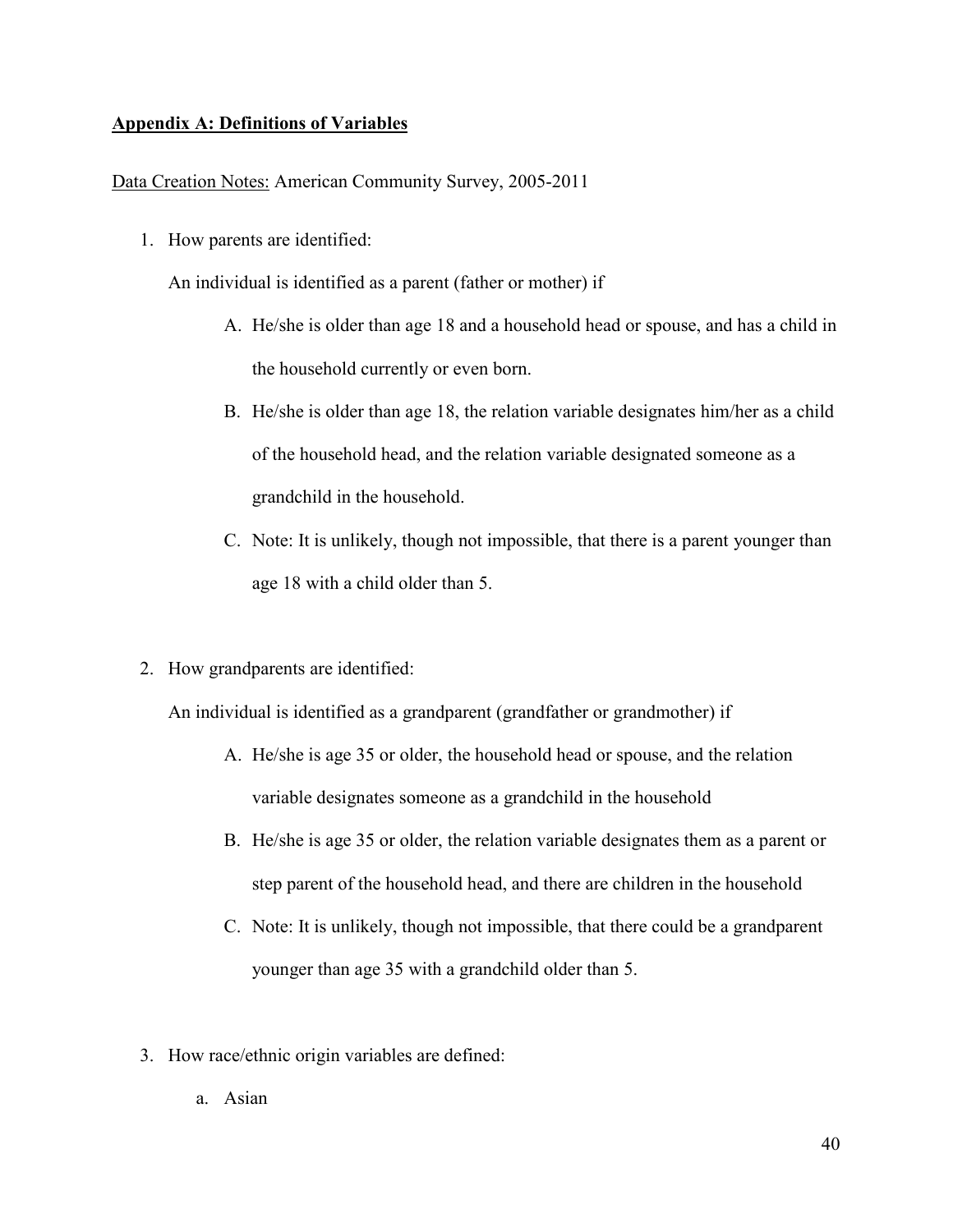## Appendix A: Definitions of Variables

Data Creation Notes: American Community Survey, 2005-2011

1. How parents are identified:

   An individual is identified as a parent (father or mother) if

   A. He/she is older than age 18 and a household head or spouse, and has a child in the household currently or even born.
   B. He/she is older than age 18, the relation variable designates him/her as a child of the household head, and the relation variable designated someone as a grandchild in the household.
   C. Note: It is unlikely, though not impossible, that there is a parent younger than age 18 with a child older than 5.

2. How grandparents are identified:

   An individual is identified as a grandparent (grandfather or grandmother) if

   A. He/she is age 35 or older, the household head or spouse, and the relation variable designates someone as a grandchild in the household
   B. He/she is age 35 or older, the relation variable designates them as a parent or step parent of the household head, and there are children in the household
   C. Note: It is unlikely, though not impossible, that there could be a grandparent younger than age 35 with a grandchild older than 5.

3. How race/ethnic origin variables are defined:

   a. Asian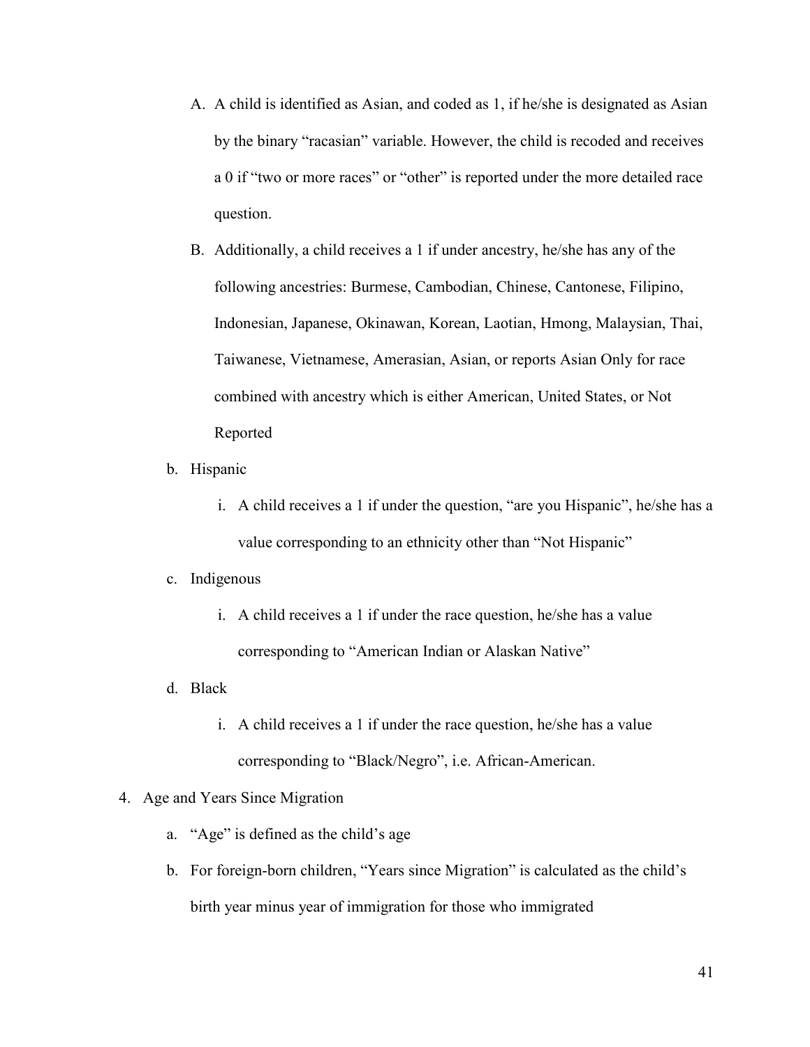A. A child is identified as Asian, and coded as 1, if he/she is designated as Asian by the binary "racasian" variable. However, the child is recoded and receives a 0 if "two or more races" or "other" is reported under the more detailed race question.

B. Additionally, a child receives a 1 if under ancestry, he/she has any of the following ancestries: Burmese, Cambodian, Chinese, Cantonese, Filipino, Indonesian, Japanese, Okinawan, Korean, Laotian, Hmong, Malaysian, Thai, Taiwanese, Vietnamese, Amerasian, Asian, or reports Asian Only for race combined with ancestry which is either American, United States, or Not Reported

b. Hispanic

   i. A child receives a 1 if under the question, "are you Hispanic", he/she has a value corresponding to an ethnicity other than "Not Hispanic"

c. Indigenous

   i. A child receives a 1 if under the race question, he/she has a value corresponding to "American Indian or Alaskan Native"

d. Black

   i. A child receives a 1 if under the race question, he/she has a value corresponding to "Black/Negro", i.e. African-American.

4. Age and Years Since Migration

   a. "Age" is defined as the child's age

   b. For foreign-born children, "Years since Migration" is calculated as the child's birth year minus year of immigration for those who immigrated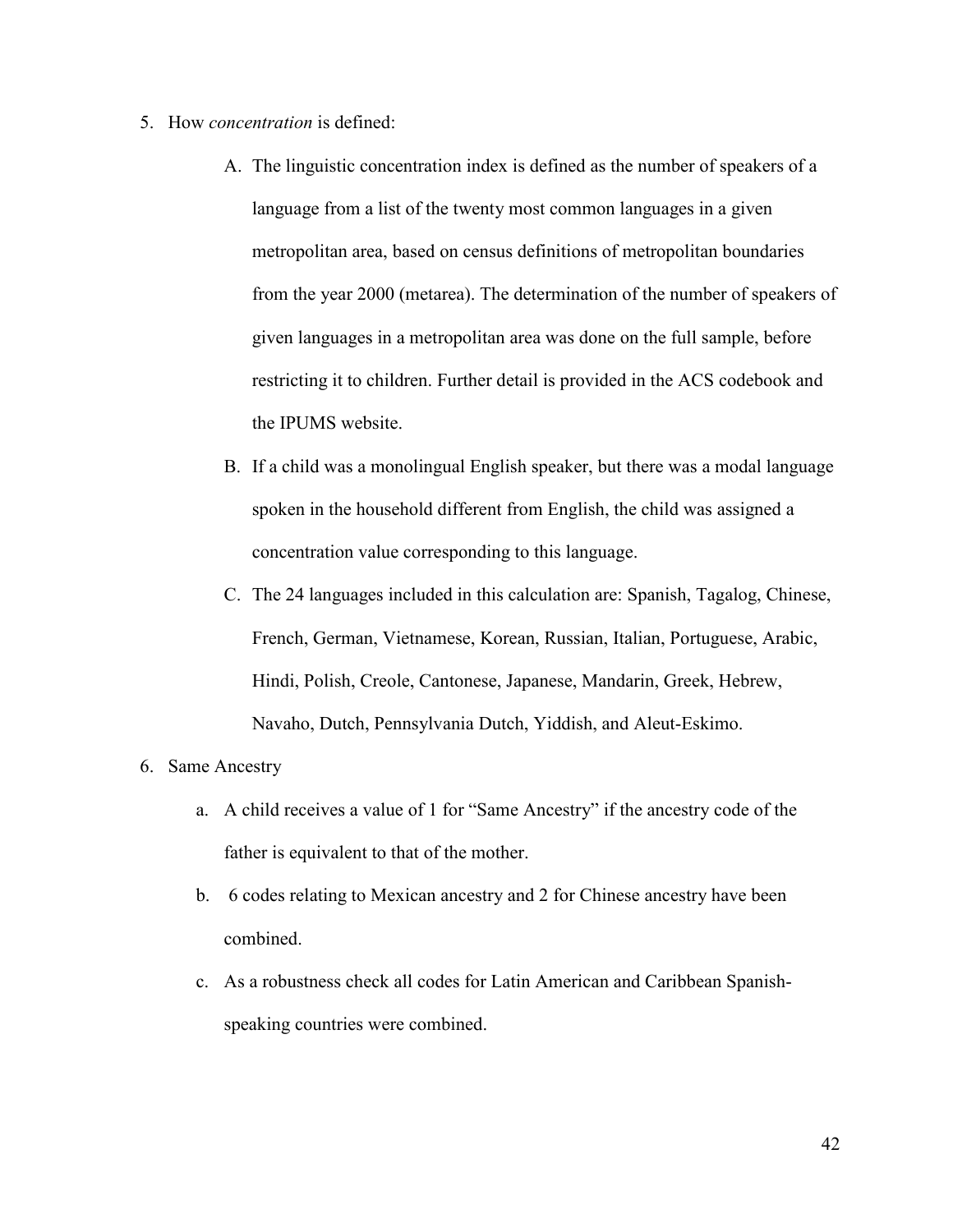5. How *concentration* is defined:

   A. The linguistic concentration index is defined as the number of speakers of a language from a list of the twenty most common languages in a given metropolitan area, based on census definitions of metropolitan boundaries from the year 2000 (metarea). The determination of the number of speakers of given languages in a metropolitan area was done on the full sample, before restricting it to children. Further detail is provided in the ACS codebook and the IPUMS website.

   B. If a child was a monolingual English speaker, but there was a modal language spoken in the household different from English, the child was assigned a concentration value corresponding to this language.

   C. The 24 languages included in this calculation are: Spanish, Tagalog, Chinese, French, German, Vietnamese, Korean, Russian, Italian, Portuguese, Arabic, Hindi, Polish, Creole, Cantonese, Japanese, Mandarin, Greek, Hebrew, Navaho, Dutch, Pennsylvania Dutch, Yiddish, and Aleut-Eskimo.

6. Same Ancestry

   a. A child receives a value of 1 for "Same Ancestry" if the ancestry code of the father is equivalent to that of the mother.

   b. 6 codes relating to Mexican ancestry and 2 for Chinese ancestry have been combined.

   c. As a robustness check all codes for Latin American and Caribbean Spanish-speaking countries were combined.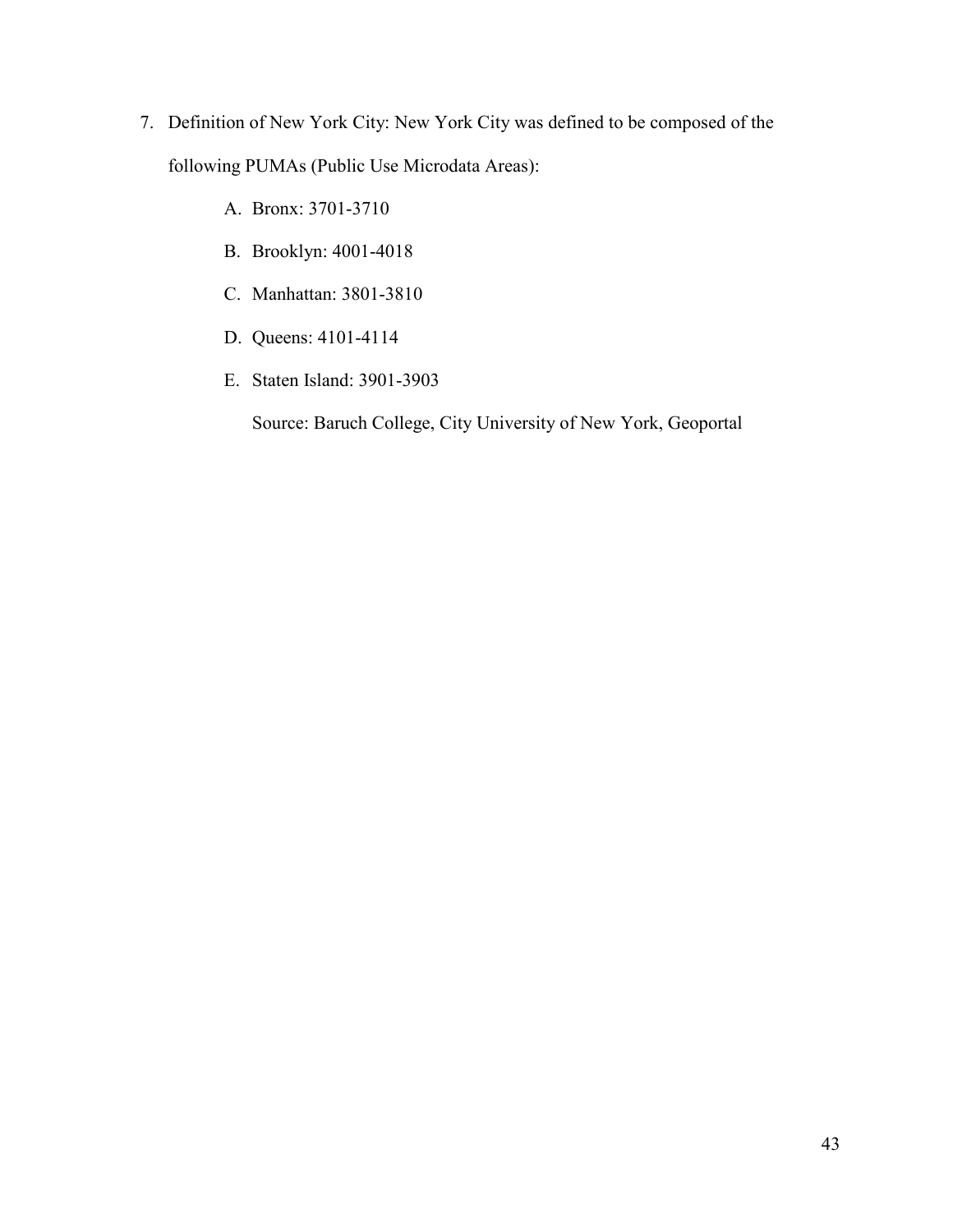7. Definition of New York City: New York City was defined to be composed of the following PUMAs (Public Use Microdata Areas):

   A. Bronx: 3701-3710

   B. Brooklyn: 4001-4018

   C. Manhattan: 3801-3810

   D. Queens: 4101-4114

   E. Staten Island: 3901-3903

   Source: Baruch College, City University of New York, Geoportal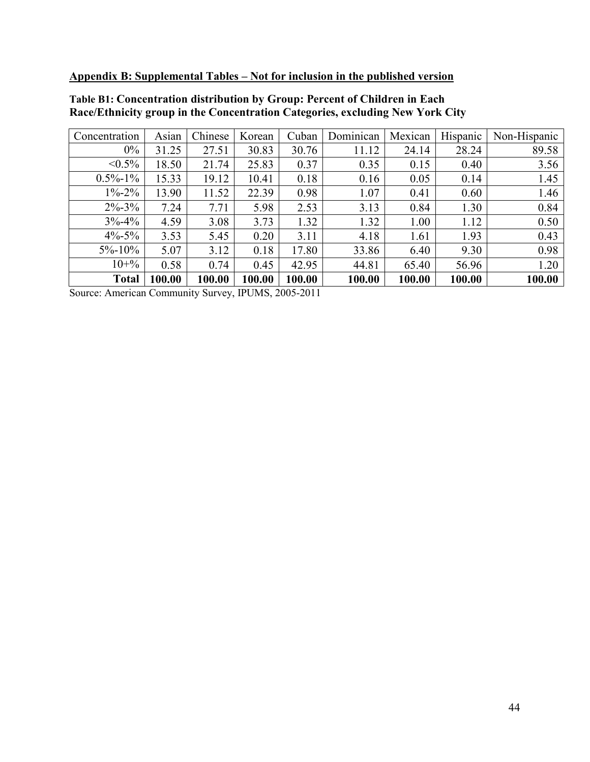**Appendix B: Supplemental Tables – Not for inclusion in the published version**

**Table B1: Concentration distribution by Group: Percent of Children in Each Race/Ethnicity group in the Concentration Categories, excluding New York City**

| Concentration | Asian | Chinese | Korean | Cuban | Dominican | Mexican | Hispanic | Non-Hispanic |
|---|---|---|---|---|---|---|---|---|
| 0% | 31.25 | 27.51 | 30.83 | 30.76 | 11.12 | 24.14 | 28.24 | 89.58 |
| <0.5% | 18.50 | 21.74 | 25.83 | 0.37 | 0.35 | 0.15 | 0.40 | 3.56 |
| 0.5%-1% | 15.33 | 19.12 | 10.41 | 0.18 | 0.16 | 0.05 | 0.14 | 1.45 |
| 1%-2% | 13.90 | 11.52 | 22.39 | 0.98 | 1.07 | 0.41 | 0.60 | 1.46 |
| 2%-3% | 7.24 | 7.71 | 5.98 | 2.53 | 3.13 | 0.84 | 1.30 | 0.84 |
| 3%-4% | 4.59 | 3.08 | 3.73 | 1.32 | 1.32 | 1.00 | 1.12 | 0.50 |
| 4%-5% | 3.53 | 5.45 | 0.20 | 3.11 | 4.18 | 1.61 | 1.93 | 0.43 |
| 5%-10% | 5.07 | 3.12 | 0.18 | 17.80 | 33.86 | 6.40 | 9.30 | 0.98 |
| 10+% | 0.58 | 0.74 | 0.45 | 42.95 | 44.81 | 65.40 | 56.96 | 1.20 |
| **Total** | **100.00** | **100.00** | **100.00** | **100.00** | **100.00** | **100.00** | **100.00** | **100.00** |

Source: American Community Survey, IPUMS, 2005-2011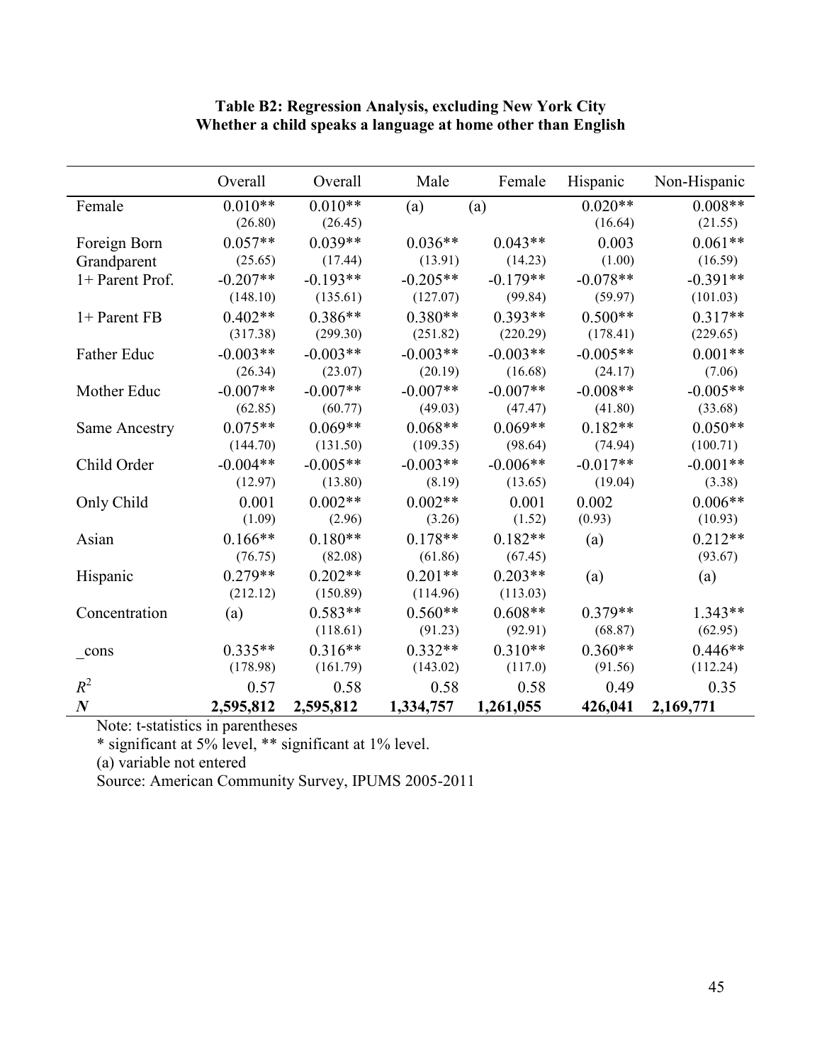**Table B2: Regression Analysis, excluding New York City**
**Whether a child speaks a language at home other than English**

| | Overall | Overall | Male | Female | Hispanic | Non-Hispanic |
|---|---|---|---|---|---|---|
| Female | 0.010** | 0.010** | (a) | (a) | 0.020** | 0.008** |
| | (26.80) | (26.45) | | | (16.64) | (21.55) |
| Foreign Born Grandparent | 0.057** | 0.039** | 0.036** | 0.043** | 0.003 | 0.061** |
| | (25.65) | (17.44) | (13.91) | (14.23) | (1.00) | (16.59) |
| 1+ Parent Prof. | -0.207** | -0.193** | -0.205** | -0.179** | -0.078** | -0.391** |
| | (148.10) | (135.61) | (127.07) | (99.84) | (59.97) | (101.03) |
| 1+ Parent FB | 0.402** | 0.386** | 0.380** | 0.393** | 0.500** | 0.317** |
| | (317.38) | (299.30) | (251.82) | (220.29) | (178.41) | (229.65) |
| Father Educ | -0.003** | -0.003** | -0.003** | -0.003** | -0.005** | 0.001** |
| | (26.34) | (23.07) | (20.19) | (16.68) | (24.17) | (7.06) |
| Mother Educ | -0.007** | -0.007** | -0.007** | -0.007** | -0.008** | -0.005** |
| | (62.85) | (60.77) | (49.03) | (47.47) | (41.80) | (33.68) |
| Same Ancestry | 0.075** | 0.069** | 0.068** | 0.069** | 0.182** | 0.050** |
| | (144.70) | (131.50) | (109.35) | (98.64) | (74.94) | (100.71) |
| Child Order | -0.004** | -0.005** | -0.003** | -0.006** | -0.017** | -0.001** |
| | (12.97) | (13.80) | (8.19) | (13.65) | (19.04) | (3.38) |
| Only Child | 0.001 | 0.002** | 0.002** | 0.001 | 0.002 | 0.006** |
| | (1.09) | (2.96) | (3.26) | (1.52) | (0.93) | (10.93) |
| Asian | 0.166** | 0.180** | 0.178** | 0.182** | (a) | 0.212** |
| | (76.75) | (82.08) | (61.86) | (67.45) | | (93.67) |
| Hispanic | 0.279** | 0.202** | 0.201** | 0.203** | (a) | (a) |
| | (212.12) | (150.89) | (114.96) | (113.03) | | |
| Concentration | (a) | 0.583** | 0.560** | 0.608** | 0.379** | 1.343** |
| | | (118.61) | (91.23) | (92.91) | (68.87) | (62.95) |
| _cons | 0.335** | 0.316** | 0.332** | 0.310** | 0.360** | 0.446** |
| | (178.98) | (161.79) | (143.02) | (117.0) | (91.56) | (112.24) |
| $R^2$ | 0.57 | 0.58 | 0.58 | 0.58 | 0.49 | 0.35 |
| ***N*** | **2,595,812** | **2,595,812** | **1,334,757** | **1,261,055** | **426,041** | **2,169,771** |

Note: t-statistics in parentheses

* significant at 5% level, ** significant at 1% level.

(a) variable not entered

Source: American Community Survey, IPUMS 2005-2011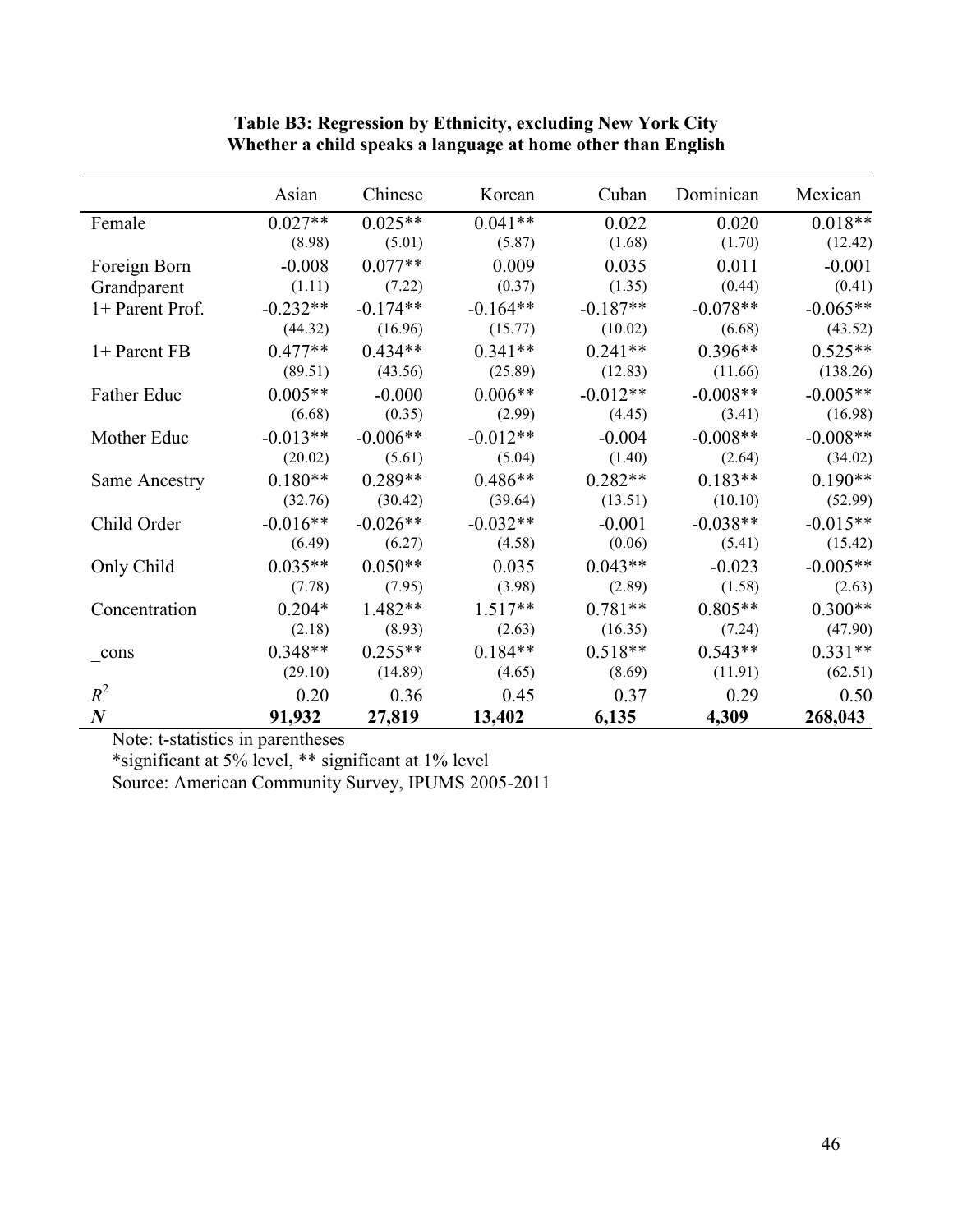**Table B3: Regression by Ethnicity, excluding New York City**
**Whether a child speaks a language at home other than English**

| | Asian | Chinese | Korean | Cuban | Dominican | Mexican |
|---|---|---|---|---|---|---|
| Female | 0.027** | 0.025** | 0.041** | 0.022 | 0.020 | 0.018** |
| | (8.98) | (5.01) | (5.87) | (1.68) | (1.70) | (12.42) |
| Foreign Born Grandparent | -0.008 | 0.077** | 0.009 | 0.035 | 0.011 | -0.001 |
| | (1.11) | (7.22) | (0.37) | (1.35) | (0.44) | (0.41) |
| 1+ Parent Prof. | -0.232** | -0.174** | -0.164** | -0.187** | -0.078** | -0.065** |
| | (44.32) | (16.96) | (15.77) | (10.02) | (6.68) | (43.52) |
| 1+ Parent FB | 0.477** | 0.434** | 0.341** | 0.241** | 0.396** | 0.525** |
| | (89.51) | (43.56) | (25.89) | (12.83) | (11.66) | (138.26) |
| Father Educ | 0.005** | -0.000 | 0.006** | -0.012** | -0.008** | -0.005** |
| | (6.68) | (0.35) | (2.99) | (4.45) | (3.41) | (16.98) |
| Mother Educ | -0.013** | -0.006** | -0.012** | -0.004 | -0.008** | -0.008** |
| | (20.02) | (5.61) | (5.04) | (1.40) | (2.64) | (34.02) |
| Same Ancestry | 0.180** | 0.289** | 0.486** | 0.282** | 0.183** | 0.190** |
| | (32.76) | (30.42) | (39.64) | (13.51) | (10.10) | (52.99) |
| Child Order | -0.016** | -0.026** | -0.032** | -0.001 | -0.038** | -0.015** |
| | (6.49) | (6.27) | (4.58) | (0.06) | (5.41) | (15.42) |
| Only Child | 0.035** | 0.050** | 0.035 | 0.043** | -0.023 | -0.005** |
| | (7.78) | (7.95) | (3.98) | (2.89) | (1.58) | (2.63) |
| Concentration | 0.204* | 1.482** | 1.517** | 0.781** | 0.805** | 0.300** |
| | (2.18) | (8.93) | (2.63) | (16.35) | (7.24) | (47.90) |
| _cons | 0.348** | 0.255** | 0.184** | 0.518** | 0.543** | 0.331** |
| | (29.10) | (14.89) | (4.65) | (8.69) | (11.91) | (62.51) |
| $R^2$ | 0.20 | 0.36 | 0.45 | 0.37 | 0.29 | 0.50 |
| ***N*** | **91,932** | **27,819** | **13,402** | **6,135** | **4,309** | **268,043** |

Note: t-statistics in parentheses

*significant at 5% level, ** significant at 1% level

Source: American Community Survey, IPUMS 2005-2011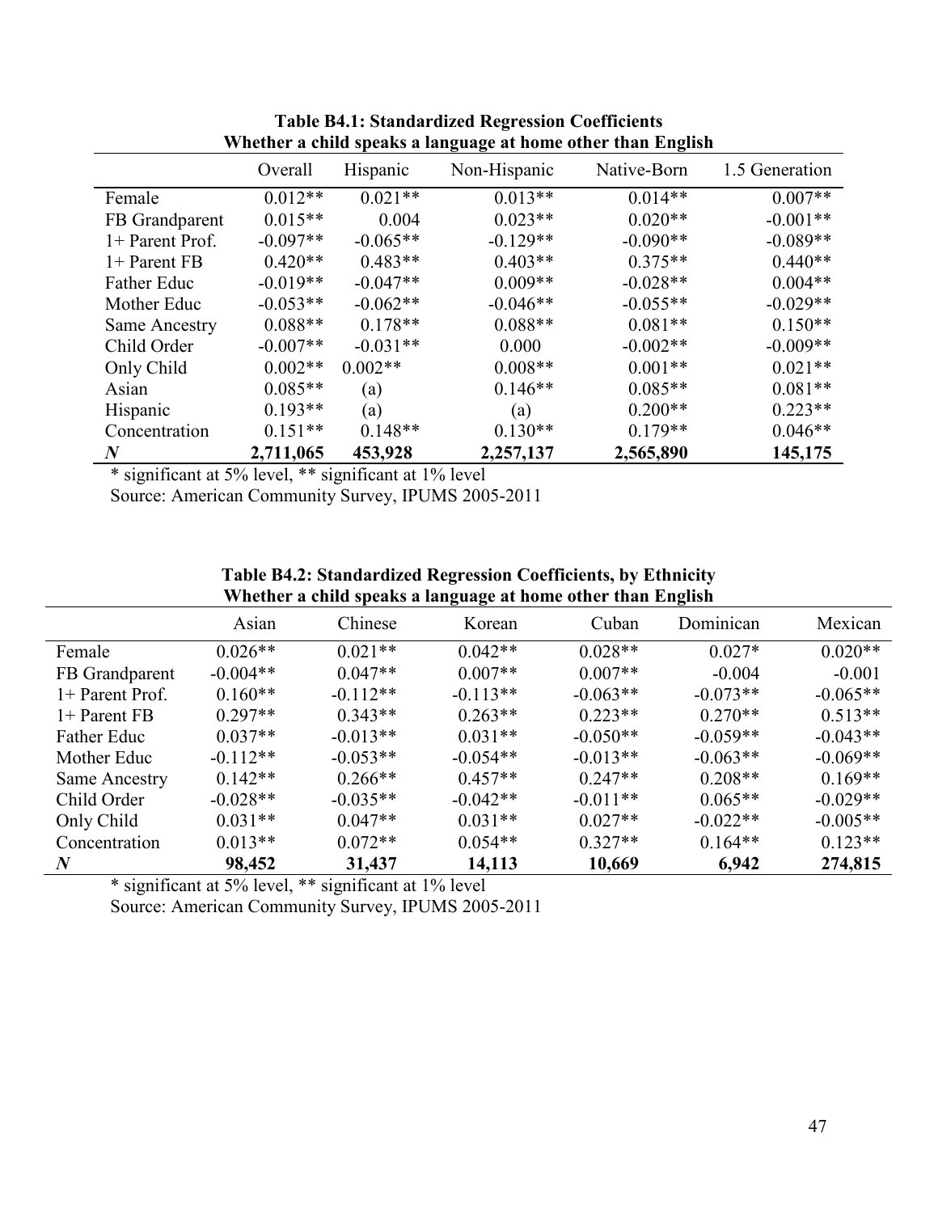**Table B4.1: Standardized Regression Coefficients**
**Whether a child speaks a language at home other than English**

| | Overall | Hispanic | Non-Hispanic | Native-Born | 1.5 Generation |
|---|---|---|---|---|---|
| Female | 0.012** | 0.021** | 0.013** | 0.014** | 0.007** |
| FB Grandparent | 0.015** | 0.004 | 0.023** | 0.020** | -0.001** |
| 1+ Parent Prof. | -0.097** | -0.065** | -0.129** | -0.090** | -0.089** |
| 1+ Parent FB | 0.420** | 0.483** | 0.403** | 0.375** | 0.440** |
| Father Educ | -0.019** | -0.047** | 0.009** | -0.028** | 0.004** |
| Mother Educ | -0.053** | -0.062** | -0.046** | -0.055** | -0.029** |
| Same Ancestry | 0.088** | 0.178** | 0.088** | 0.081** | 0.150** |
| Child Order | -0.007** | -0.031** | 0.000 | -0.002** | -0.009** |
| Only Child | 0.002** | 0.002** | 0.008** | 0.001** | 0.021** |
| Asian | 0.085** | (a) | 0.146** | 0.085** | 0.081** |
| Hispanic | 0.193** | (a) | (a) | 0.200** | 0.223** |
| Concentration | 0.151** | 0.148** | 0.130** | 0.179** | 0.046** |
| ***N*** | **2,711,065** | **453,928** | **2,257,137** | **2,565,890** | **145,175** |

\* significant at 5% level, ** significant at 1% level
Source: American Community Survey, IPUMS 2005-2011

**Table B4.2: Standardized Regression Coefficients, by Ethnicity**
**Whether a child speaks a language at home other than English**

| | Asian | Chinese | Korean | Cuban | Dominican | Mexican |
|---|---|---|---|---|---|---|
| Female | 0.026** | 0.021** | 0.042** | 0.028** | 0.027* | 0.020** |
| FB Grandparent | -0.004** | 0.047** | 0.007** | 0.007** | -0.004 | -0.001 |
| 1+ Parent Prof. | 0.160** | -0.112** | -0.113** | -0.063** | -0.073** | -0.065** |
| 1+ Parent FB | 0.297** | 0.343** | 0.263** | 0.223** | 0.270** | 0.513** |
| Father Educ | 0.037** | -0.013** | 0.031** | -0.050** | -0.059** | -0.043** |
| Mother Educ | -0.112** | -0.053** | -0.054** | -0.013** | -0.063** | -0.069** |
| Same Ancestry | 0.142** | 0.266** | 0.457** | 0.247** | 0.208** | 0.169** |
| Child Order | -0.028** | -0.035** | -0.042** | -0.011** | 0.065** | -0.029** |
| Only Child | 0.031** | 0.047** | 0.031** | 0.027** | -0.022** | -0.005** |
| Concentration | 0.013** | 0.072** | 0.054** | 0.327** | 0.164** | 0.123** |
| ***N*** | **98,452** | **31,437** | **14,113** | **10,669** | **6,942** | **274,815** |

\* significant at 5% level, ** significant at 1% level
Source: American Community Survey, IPUMS 2005-2011